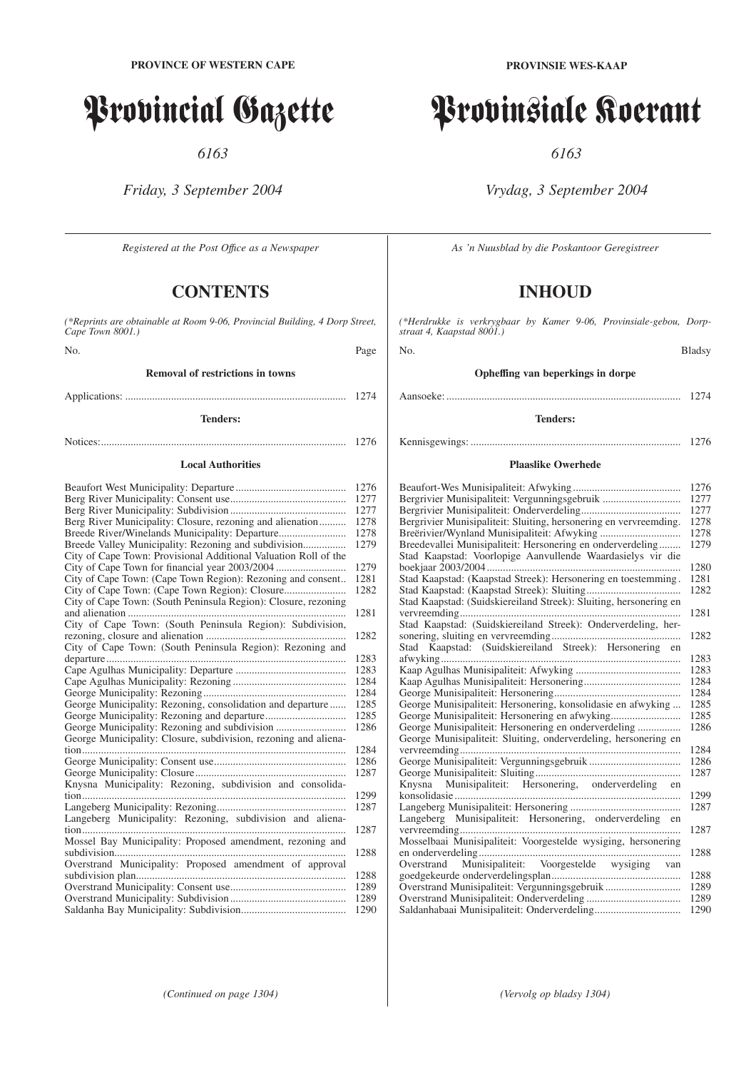**PROVINCE OF WESTERN CAPE**

# Provincial Gazette

*6163*

*Friday, 3 September 2004*

*Registered at the Post Office as a Newspaper*

## CONTENTS

*(\*Reprints are obtainable at Room 9-06, Provincial Building, 4 Dorp Street, Cape Town 8001.)*

| No. | Page |
|---|---|
| **Removal of restrictions in towns** | |
| Applications: | 1274 |
| **Tenders:** | |
| Notices: | 1276 |
| **Local Authorities** | |
| Beaufort West Municipality: Departure | 1276 |
| Berg River Municipality: Consent use | 1277 |
| Berg River Municipality: Subdivision | 1277 |
| Berg River Municipality: Closure, rezoning and alienation | 1278 |
| Breede River/Winelands Municipality: Departure | 1278 |
| Breede Valley Municipality: Rezoning and subdivision | 1279 |
| City of Cape Town: Provisional Additional Valuation Roll of the City of Cape Town for financial year 2003/2004 | 1279 |
| City of Cape Town: (Cape Town Region): Rezoning and consent | 1281 |
| City of Cape Town: (Cape Town Region): Closure | 1282 |
| City of Cape Town: (South Peninsula Region): Closure, rezoning and alienation | 1281 |
| City of Cape Town: (South Peninsula Region): Subdivision, rezoning, closure and alienation | 1282 |
| City of Cape Town: (South Peninsula Region): Rezoning and departure | 1283 |
| Cape Agulhas Municipality: Departure | 1283 |
| Cape Agulhas Municipality: Rezoning | 1284 |
| George Municipality: Rezoning | 1284 |
| George Municipality: Rezoning, consolidation and departure | 1285 |
| George Municipality: Rezoning and departure | 1285 |
| George Municipality: Rezoning and subdivision | 1286 |
| George Municipality: Closure, subdivision, rezoning and alienation | 1284 |
| George Municipality: Consent use | 1286 |
| George Municipality: Closure | 1287 |
| Knysna Municipality: Rezoning, subdivision and consolidation | 1299 |
| Langeberg Municipality: Rezoning | 1287 |
| Langeberg Municipality: Rezoning, subdivision and alienation | 1287 |
| Mossel Bay Municipality: Proposed amendment, rezoning and subdivision | 1288 |
| Overstrand Municipality: Proposed amendment of approval subdivision plan | 1288 |
| Overstrand Municipality: Consent use | 1289 |
| Overstrand Municipality: Subdivision | 1289 |
| Saldanha Bay Municipality: Subdivision | 1290 |

*(Continued on page 1304)*

**PROVINSIE WES-KAAP**

# Provinsiale Koerant

*6163*

*Vrydag, 3 September 2004*

*As 'n Nuusblad by die Poskantoor Geregistreer*

## INHOUD

*(\*Herdrukke is verkrygbaar by Kamer 9-06, Provinsiale-gebou, Dorpstraat 4, Kaapstad 8001.)*

| No. | Bladsy |
|---|---|
| **Opheffing van beperkings in dorpe** | |
| Aansoeke: | 1274 |
| **Tenders:** | |
| Kennisgewings: | 1276 |
| **Plaaslike Owerhede** | |
| Beaufort-Wes Munisipaliteit: Afwyking | 1276 |
| Bergrivier Munisipaliteit: Vergunningsgebruik | 1277 |
| Bergrivier Munisipaliteit: Onderverdeling | 1277 |
| Bergrivier Munisipaliteit: Sluiting, hersonering en vervreemding. | 1278 |
| Breërivier/Wynland Munisipaliteit: Afwyking | 1278 |
| Breedevallei Munisipaliteit: Hersonering en onderverdeling | 1279 |
| Stad Kaapstad: Voorlopige Aanvullende Waardasielys vir die boekjaar 2003/2004 | 1280 |
| Stad Kaapstad: (Kaapstad Streek): Hersonering en toestemming. | 1281 |
| Stad Kaapstad: (Kaapstad Streek): Sluiting | 1282 |
| Stad Kaapstad: (Suidskiereiland Streek): Sluiting, hersonering en vervreemding | 1281 |
| Stad Kaapstad: (Suidskiereiland Streek): Onderverdeling, hersonering, sluiting en vervreemding | 1282 |
| Stad Kaapstad: (Suidskiereiland Streek): Hersonering en afwyking | 1283 |
| Kaap Agulhas Munisipaliteit: Afwyking | 1283 |
| Kaap Agulhas Munisipaliteit: Hersonering | 1284 |
| George Munisipaliteit: Hersonering | 1284 |
| George Munisipaliteit: Hersonering, konsolidasie en afwyking | 1285 |
| George Munisipaliteit: Hersonering en afwyking | 1285 |
| George Munisipaliteit: Hersonering en onderverdeling | 1286 |
| George Munisipaliteit: Sluiting, onderverdeling, hersonering en vervreemding | 1284 |
| George Munisipaliteit: Vergunningsgebruik | 1286 |
| George Munisipaliteit: Sluiting | 1287 |
| Knysna Munisipaliteit: Hersonering, onderverdeling en konsolidasie | 1299 |
| Langeberg Munisipaliteit: Hersonering | 1287 |
| Langeberg Munisipaliteit: Hersonering, onderverdeling en vervreemding | 1287 |
| Mosselbaai Munisipaliteit: Voorgestelde wysiging, hersonering en onderverdeling | 1288 |
| Overstrand Munisipaliteit: Voorgestelde wysiging van goedgekeurde onderverdelingsplan | 1288 |
| Overstrand Munisipaliteit: Vergunningsgebruik | 1289 |
| Overstrand Munisipaliteit: Onderverdeling | 1289 |
| Saldanhabaai Munisipaliteit: Onderverdeling | 1290 |

*(Vervolg op bladsy 1304)*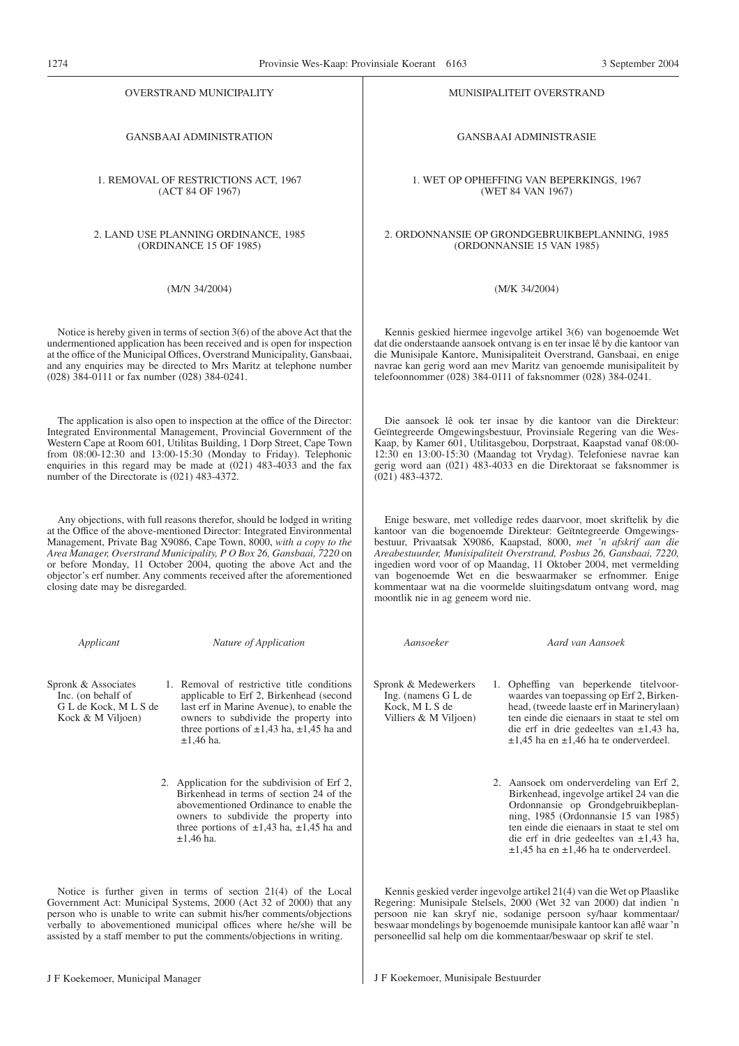# OVERSTRAND MUNICIPALITY

## GANSBAAI ADMINISTRATION

### 1. REMOVAL OF RESTRICTIONS ACT, 1967 (ACT 84 OF 1967)

### 2. LAND USE PLANNING ORDINANCE, 1985 (ORDINANCE 15 OF 1985)

(M/N 34/2004)

Notice is hereby given in terms of section 3(6) of the above Act that the undermentioned application has been received and is open for inspection at the office of the Municipal Offices, Overstrand Municipality, Gansbaai, and any enquiries may be directed to Mrs Maritz at telephone number (028) 384-0111 or fax number (028) 384-0241.

The application is also open to inspection at the office of the Director: Integrated Environmental Management, Provincial Government of the Western Cape at Room 601, Utilitas Building, 1 Dorp Street, Cape Town from 08:00-12:30 and 13:00-15:30 (Monday to Friday). Telephonic enquiries in this regard may be made at (021) 483-4033 and the fax number of the Directorate is (021) 483-4372.

Any objections, with full reasons therefor, should be lodged in writing at the Office of the above-mentioned Director: Integrated Environmental Management, Private Bag X9086, Cape Town, 8000, *with a copy to the Area Manager, Overstrand Municipality, P O Box 26, Gansbaai, 7220* on or before Monday, 11 October 2004, quoting the above Act and the objector's erf number. Any comments received after the aforementioned closing date may be disregarded.

| *Applicant* | *Nature of Application* |
|---|---|
| Spronk & Associates Inc. (on behalf of G L de Kock, M L S de Kock & M Viljoen) | 1. Removal of restrictive title conditions applicable to Erf 2, Birkenhead (second last erf in Marine Avenue), to enable the owners to subdivide the property into three portions of ±1,43 ha, ±1,45 ha and ±1,46 ha. |
| | 2. Application for the subdivision of Erf 2, Birkenhead in terms of section 24 of the abovementioned Ordinance to enable the owners to subdivide the property into three portions of ±1,43 ha, ±1,45 ha and ±1,46 ha. |

Notice is further given in terms of section 21(4) of the Local Government Act: Municipal Systems, 2000 (Act 32 of 2000) that any person who is unable to write can submit his/her comments/objections verbally to abovementioned municipal offices where he/she will be assisted by a staff member to put the comments/objections in writing.

J F Koekemoer, Municipal Manager

# MUNISIPALITEIT OVERSTRAND

## GANSBAAI ADMINISTRASIE

### 1. WET OP OPHEFFING VAN BEPERKINGS, 1967 (WET 84 VAN 1967)

### 2. ORDONNANSIE OP GRONDGEBRUIKBEPLANNING, 1985 (ORDONNANSIE 15 VAN 1985)

(M/K 34/2004)

Kennis geskied hiermee ingevolge artikel 3(6) van bogenoemde Wet dat die onderstaande aansoek ontvang is en ter insae lê by die kantoor van die Munisipale Kantore, Munisipaliteit Overstrand, Gansbaai, en enige navrae kan gerig word aan mev Maritz van genoemde munisipaliteit by telefoonnommer (028) 384-0111 of faksnommer (028) 384-0241.

Die aansoek lê ook ter insae by die kantoor van die Direkteur: Geïntegreerde Omgewingsbestuur, Provinsiale Regering van die Wes-Kaap, by Kamer 601, Utilitasgebou, Dorpstraat, Kaapstad vanaf 08:00-12:30 en 13:00-15:30 (Maandag tot Vrydag). Telefoniese navrae kan gerig word aan (021) 483-4033 en die Direktoraat se faksnommer is (021) 483-4372.

Enige besware, met volledige redes daarvoor, moet skriftelik by die kantoor van die bogenoemde Direkteur: Geïtntegreerde Omgewingsbestuur, Privaatsak X9086, Kaapstad, 8000, *met 'n afskrif aan die Areabestuurder, Munisipaliteit Overstrand, Posbus 26, Gansbaai, 7220,* ingedien word voor of op Maandag, 11 Oktober 2004, met vermelding van bogenoemde Wet en die beswaarmaker se erfnommer. Enige kommentaar wat na die voormelde sluitingsdatum ontvang word, mag moontlik nie in ag geneem word nie.

| *Aansoeker* | *Aard van Aansoek* |
|---|---|
| Spronk & Medewerkers Ing. (namens G L de Kock, M L S de Villiers & M Viljoen) | 1. Opheffing van beperkende titelvoorwaardes van toepassing op Erf 2, Birkenhead, (tweede laaste erf in Marinerylaan) ten einde die eienaars in staat te stel om die erf in drie gedeeltes van ±1,43 ha, ±1,45 ha en ±1,46 ha te onderverdeel. |
| | 2. Aansoek om onderverdeling van Erf 2, Birkenhead, ingevolge artikel 24 van die Ordonnansie op Grondgebruikbeplanning, 1985 (Ordonnansie 15 van 1985) ten einde die eienaars in staat te stel om die erf in drie gedeeltes van ±1,43 ha, ±1,45 ha en ±1,46 ha te onderverdeel. |

Kennis geskied verder ingevolge artikel 21(4) van die Wet op Plaaslike Regering: Munisipale Stelsels, 2000 (Wet 32 van 2000) dat indien 'n persoon nie kan skryf nie, sodanige persoon sy/haar kommentaar/beswaar mondelings by bogenoemde munisipale kantoor kan aflê waar 'n personeellid sal help om die kommentaar/beswaar op skrif te stel.

J F Koekemoer, Munisipale Bestuurder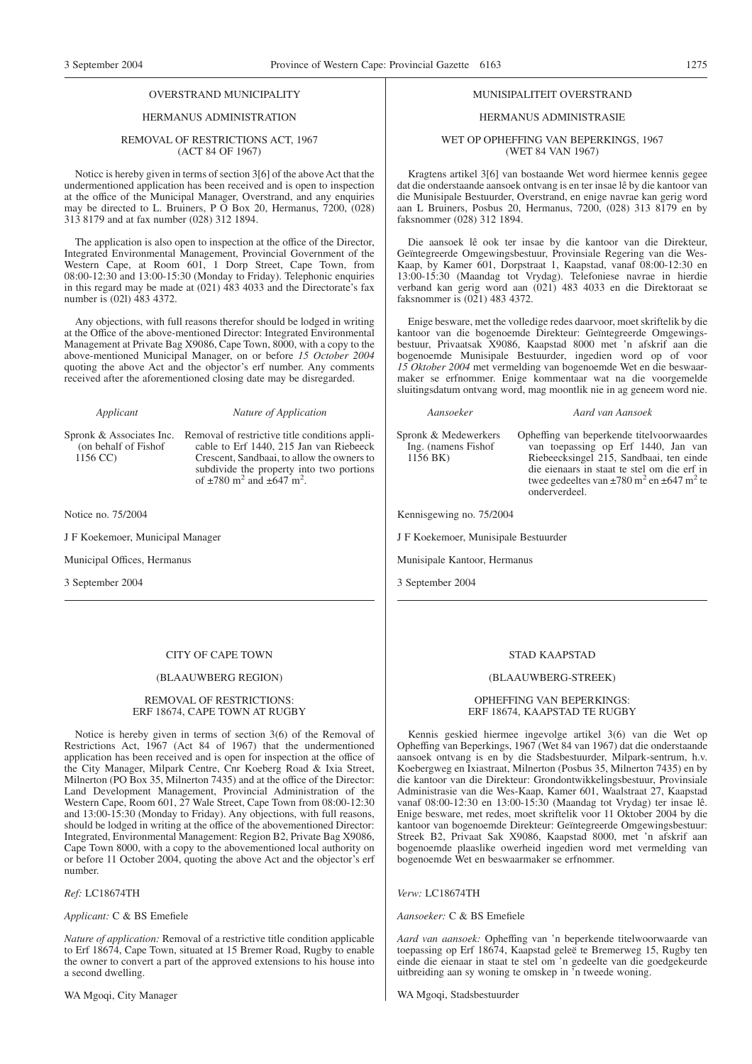OVERSTRAND MUNICIPALITY

HERMANUS ADMINISTRATION

REMOVAL OF RESTRICTIONS ACT, 1967 (ACT 84 OF 1967)

Noticc is hereby given in terms of section 3[6] of the above Act that the undermentioned application has been received and is open to inspection at the office of the Municipal Manager, Overstrand, and any enquiries may be directed to L. Bruiners, P O Box 20, Hermanus, 7200, (028) 313 8179 and at fax number (028) 312 1894.

The application is also open to inspection at the office of the Director, Integrated Environmental Management, Provincial Government of the Western Cape, at Room 601, 1 Dorp Street, Cape Town, from 08:00-12:30 and 13:00-15:30 (Monday to Friday). Telephonic enquiries in this regard may be made at (021) 483 4033 and the Directorate's fax number is (02l) 483 4372.

Any objections, with full reasons therefor should be lodged in writing at the Office of the above-mentioned Director: Integrated Environmental Management at Private Bag X9086, Cape Town, 8000, with a copy to the above-mentioned Municipal Manager, on or before *15 October 2004* quoting the above Act and the objector's erf number. Any comments received after the aforementioned closing date may be disregarded.

| *Applicant* | *Nature of Application* |
|---|---|
| Spronk & Associates Inc. (on behalf of Fishof 1156 CC) | Removal of restrictive title conditions applicable to Erf 1440, 215 Jan van Riebeeck Crescent, Sandbaai, to allow the owners to subdivide the property into two portions of ±780 m$^2$ and ±647 m$^2$. |

Notice no. 75/2004

J F Koekemoer, Municipal Manager

Municipal Offices, Hermanus

3 September 2004

MUNISIPALITEIT OVERSTRAND

HERMANUS ADMINISTRASIE

WET OP OPHEFFING VAN BEPERKINGS, 1967 (WET 84 VAN 1967)

Kragtens artikel 3[6] van bostaande Wet word hiermee kennis gegee dat die onderstaande aansoek ontvang is en ter insae lê by die kantoor van die Munisipale Bestuurder, Overstrand, en enige navrae kan gerig word aan L Bruiners, Posbus 20, Hermanus, 7200, (028) 313 8179 en by faksnommer (028) 312 1894.

Die aansoek lê ook ter insae by die kantoor van die Direkteur, Geïntegreerde Omgewingsbestuur, Provinsiale Regering van die Wes-Kaap, by Kamer 601, Dorpstraat 1, Kaapstad, vanaf 08:00-12:30 en 13:00-15:30 (Maandag tot Vrydag). Telefoniese navrae in hierdie verband kan gerig word aan (021) 483 4033 en die Direktoraat se faksnommer is (021) 483 4372.

Enige besware, met die volledige redes daarvoor, moet skriftelik by die kantoor van die bogenoemde Direkteur: Geïntegreerde Omgewingsbestuur, Privaatsak X9086, Kaapstad 8000 met 'n afskrif aan die bogenoemde Munisipale Bestuurder, ingedien word op of voor *15 Oktober 2004* met vermelding van bogenoemde Wet en die beswaarmaker se erfnommer. Enige kommentaar wat na die voorgemelde sluitingsdatum ontvang word, mag moontlik nie in ag geneem word nie.

| *Aansoeker* | *Aard van Aansoek* |
|---|---|
| Spronk & Medewerkers Ing. (namens Fishof 1156 BK) | Opheffing van beperkende titelvoorwaardes van toepassing op Erf 1440, Jan van Riebeecksingel 215, Sandbaai, ten einde die eienaars in staat te stel om die erf in twee gedeeltes van ±780 m$^2$ en ±647 m$^2$ te onderverdeel. |

Kennisgewing no. 75/2004

J F Koekemoer, Munisipale Bestuurder

Munisipale Kantoor, Hermanus

3 September 2004

CITY OF CAPE TOWN

(BLAAUWBERG REGION)

REMOVAL OF RESTRICTIONS: ERF 18674, CAPE TOWN AT RUGBY

Notice is hereby given in terms of section 3(6) of the Removal of Restrictions Act, 1967 (Act 84 of 1967) that the undermentioned application has been received and is open for inspection at the office of the City Manager, Milpark Centre, Cnr Koeberg Road & Ixia Street, Milnerton (PO Box 35, Milnerton 7435) and at the office of the Director: Land Development Management, Provincial Administration of the Western Cape, Room 601, 27 Wale Street, Cape Town from 08:00-12:30 and 13:00-15:30 (Monday to Friday). Any objections, with full reasons, should be lodged in writing at the office of the abovementioned Director: Integrated, Environmental Management: Region B2, Private Bag X9086, Cape Town 8000, with a copy to the abovementioned local authority on or before 11 October 2004, quoting the above Act and the objector's erf number.

*Ref:* LC18674TH

*Applicant:* C & BS Emefiele

*Nature of application:* Removal of a restrictive title condition applicable to Erf 18674, Cape Town, situated at 15 Bremer Road, Rugby to enable the owner to convert a part of the approved extensions to his house into a second dwelling.

WA Mgoqi, City Manager

STAD KAAPSTAD

(BLAAUWBERG-STREEK)

OPHEFFING VAN BEPERKINGS: ERF 18674, KAAPSTAD TE RUGBY

Kennis geskied hiermee ingevolge artikel 3(6) van die Wet op Opheffing van Beperkings, 1967 (Wet 84 van 1967) dat die onderstaande aansoek ontvang is en by die Stadsbestuurder, Milpark-sentrum, h.v. Koebergweg en Ixiastraat, Milnerton (Posbus 35, Milnerton 7435) en by die kantoor van die Direkteur: Grondontwikkelingsbestuur, Provinsiale Administrasie van die Wes-Kaap, Kamer 601, Waalstraat 27, Kaapstad vanaf 08:00-12:30 en 13:00-15:30 (Maandag tot Vrydag) ter insae lê. Enige besware, met redes, moet skriftelik voor 11 Oktober 2004 by die kantoor van bogenoemde Direkteur: Geïntegreerde Omgewingsbestuur: Streek B2, Privaat Sak X9086, Kaapstad 8000, met 'n afskrif aan bogenoemde plaaslike owerheid ingedien word met vermelding van bogenoemde Wet en beswaarmaker se erfnommer.

*Verw:* LC18674TH

*Aansoeker:* C & BS Emefiele

*Aard van aansoek:* Opheffing van 'n beperkende titelwoorwaarde van toepassing op Erf 18674, Kaapstad geleë te Bremerweg 15, Rugby ten einde die eienaar in staat te stel om 'n gedeelte van die goedgekeurde uitbreiding aan sy woning te omskep in 'n tweede woning.

WA Mgoqi, Stadsbestuurder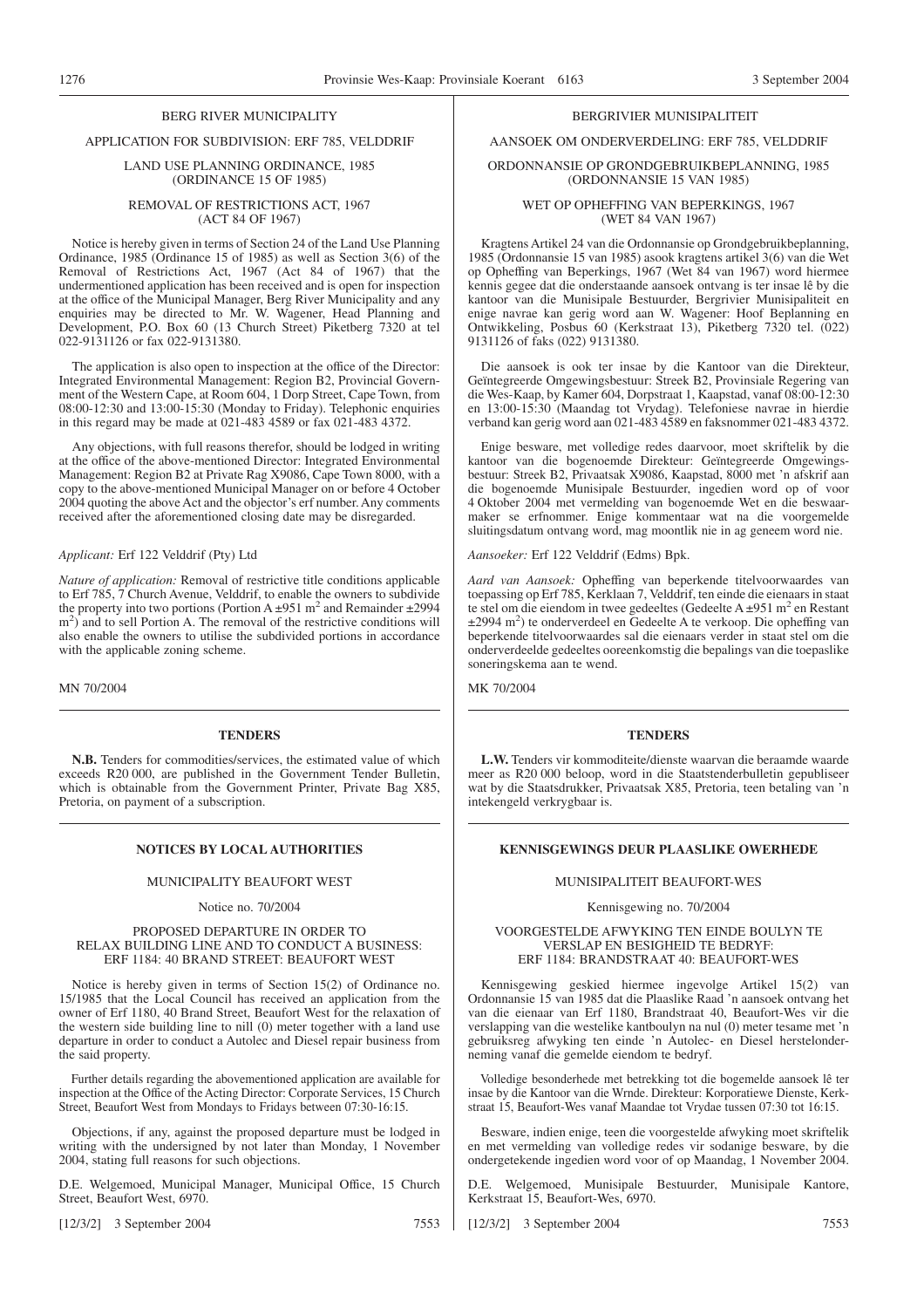BERG RIVER MUNICIPALITY

APPLICATION FOR SUBDIVISION: ERF 785, VELDDRIF

LAND USE PLANNING ORDINANCE, 1985 (ORDINANCE 15 OF 1985)

REMOVAL OF RESTRICTIONS ACT, 1967 (ACT 84 OF 1967)

Notice is hereby given in terms of Section 24 of the Land Use Planning Ordinance, 1985 (Ordinance 15 of 1985) as well as Section 3(6) of the Removal of Restrictions Act, 1967 (Act 84 of 1967) that the undermentioned application has been received and is open for inspection at the office of the Municipal Manager, Berg River Municipality and any enquiries may be directed to Mr. W. Wagener, Head Planning and Development, P.O. Box 60 (13 Church Street) Piketberg 7320 at tel 022-9131126 or fax 022-9131380.

The application is also open to inspection at the office of the Director: Integrated Environmental Management: Region B2, Provincial Government of the Western Cape, at Room 604, 1 Dorp Street, Cape Town, from 08:00-12:30 and 13:00-15:30 (Monday to Friday). Telephonic enquiries in this regard may be made at 021-483 4589 or fax 021-483 4372.

Any objections, with full reasons therefor, should be lodged in writing at the office of the above-mentioned Director: Integrated Environmental Management: Region B2 at Private Rag X9086, Cape Town 8000, with a copy to the above-mentioned Municipal Manager on or before 4 October 2004 quoting the above Act and the objector's erf number. Any comments received after the aforementioned closing date may be disregarded.

*Applicant:* Erf 122 Velddrif (Pty) Ltd

*Nature of application:* Removal of restrictive title conditions applicable to Erf 785, 7 Church Avenue, Velddrif, to enable the owners to subdivide the property into two portions (Portion A ±951 $m^2$ and Remainder ±2994 $m^2$) and to sell Portion A. The removal of the restrictive conditions will also enable the owners to utilise the subdivided portions in accordance with the applicable zoning scheme.

MN 70/2004

BERGRIVIER MUNISIPALITEIT

AANSOEK OM ONDERVERDELING: ERF 785, VELDDRIF

ORDONNANSIE OP GRONDGEBRUIKBEPLANNING, 1985 (ORDONNANSIE 15 VAN 1985)

WET OP OPHEFFING VAN BEPERKINGS, 1967 (WET 84 VAN 1967)

Kragtens Artikel 24 van die Ordonnansie op Grondgebruikbeplanning, 1985 (Ordonnansie 15 van 1985) asook kragtens artikel 3(6) van die Wet op Opheffing van Beperkings, 1967 (Wet 84 van 1967) word hiermee kennis gegee dat die onderstaande aansoek ontvang is ter insae lê by die kantoor van die Munisipale Bestuurder, Bergrivier Munisipaliteit en enige navrae kan gerig word aan W. Wagener: Hoof Beplanning en Ontwikkeling, Posbus 60 (Kerkstraat 13), Piketberg 7320 tel. (022) 9131126 of faks (022) 9131380.

Die aansoek is ook ter insae by die Kantoor van die Direkteur, Geïntegreerde Omgewingsbestuur: Streek B2, Provinsiale Regering van die Wes-Kaap, by Kamer 604, Dorpstraat 1, Kaapstad, vanaf 08:00-12:30 en 13:00-15:30 (Maandag tot Vrydag). Telefoniese navrae in hierdie verband kan gerig word aan 021-483 4589 en faksnommer 021-483 4372.

Enige besware, met volledige redes daarvoor, moet skriftelik by die kantoor van die bogenoemde Direkteur: Geïntegreerde Omgewingsbestuur: Streek B2, Privaatsak X9086, Kaapstad, 8000 met 'n afskrif aan die bogenoemde Munisipale Bestuurder, ingedien word op of voor 4 Oktober 2004 met vermelding van bogenoemde Wet en die beswaarmaker se erfnommer. Enige kommentaar wat na die voorgemelde sluitingsdatum ontvang word, mag moontlik nie in ag geneem word nie.

*Aansoeker:* Erf 122 Velddrif (Edms) Bpk.

*Aard van Aansoek:* Opheffing van beperkende titelvoorwaardes van toepassing op Erf 785, Kerklaan 7, Velddrif, ten einde die eienaars in staat te stel om die eiendom in twee gedeeltes (Gedeelte A ±951 $m^2$ en Restant ±2994 $m^2$) te onderverdeel en Gedeelte A te verkoop. Die opheffing van beperkende titelvoorwaardes sal die eienaars verder in staat stel om die onderverdeelde gedeeltes ooreenkomstig die bepalings van die toepaslike soneringskema aan te wend.

MK 70/2004

## TENDERS

**N.B.** Tenders for commodities/services, the estimated value of which exceeds R20 000, are published in the Government Tender Bulletin, which is obtainable from the Government Printer, Private Bag X85, Pretoria, on payment of a subscription.

## TENDERS

**L.W.** Tenders vir kommoditeite/dienste waarvan die beraamde waarde meer as R20 000 beloop, word in die Staatstenderbulletin gepubliseer wat by die Staatsdrukker, Privaatsak X85, Pretoria, teen betaling van 'n intekengeld verkrygbaar is.

## NOTICES BY LOCAL AUTHORITIES

MUNICIPALITY BEAUFORT WEST

Notice no. 70/2004

PROPOSED DEPARTURE IN ORDER TO RELAX BUILDING LINE AND TO CONDUCT A BUSINESS: ERF 1184: 40 BRAND STREET: BEAUFORT WEST

Notice is hereby given in terms of Section 15(2) of Ordinance no. 15/1985 that the Local Council has received an application from the owner of Erf 1180, 40 Brand Street, Beaufort West for the relaxation of the western side building line to nill (0) meter together with a land use departure in order to conduct a Autolec and Diesel repair business from the said property.

Further details regarding the abovementioned application are available for inspection at the Office of the Acting Director: Corporate Services, 15 Church Street, Beaufort West from Mondays to Fridays between 07:30-16:15.

Objections, if any, against the proposed departure must be lodged in writing with the undersigned by not later than Monday, 1 November 2004, stating full reasons for such objections.

D.E. Welgemoed, Municipal Manager, Municipal Office, 15 Church Street, Beaufort West, 6970.

[12/3/2] 3 September 2004 7553

## KENNISGEWINGS DEUR PLAASLIKE OWERHEDE

MUNISIPALITEIT BEAUFORT-WES

Kennisgewing no. 70/2004

VOORGESTELDE AFWYKING TEN EINDE BOULYN TE VERSLAP EN BESIGHEID TE BEDRYF: ERF 1184: BRANDSTRAAT 40: BEAUFORT-WES

Kennisgewing geskied hiermee ingevolge Artikel 15(2) van Ordonnansie 15 van 1985 dat die Plaaslike Raad 'n aansoek ontvang het van die eienaar van Erf 1180, Brandstraat 40, Beaufort-Wes vir die verslapping van die westelike kantboulyn na nul (0) meter tesame met 'n gebruiksreg afwyking ten einde 'n Autolec- en Diesel herstelonderneming vanaf die gemelde eiendom te bedryf.

Volledige besonderhede met betrekking tot die bogemelde aansoek lê ter insae by die Kantoor van die Wrnde. Direkteur: Korporatiewe Dienste, Kerkstraat 15, Beaufort-Wes vanaf Maandae tot Vrydae tussen 07:30 tot 16:15.

Besware, indien enige, teen die voorgestelde afwyking moet skriftelik en met vermelding van volledige redes vir sodanige besware, by die ondergetekende ingedien word voor of op Maandag, 1 November 2004.

D.E. Welgemoed, Munisipale Bestuurder, Munisipale Kantore, Kerkstraat 15, Beaufort-Wes, 6970.

[12/3/2] 3 September 2004 7553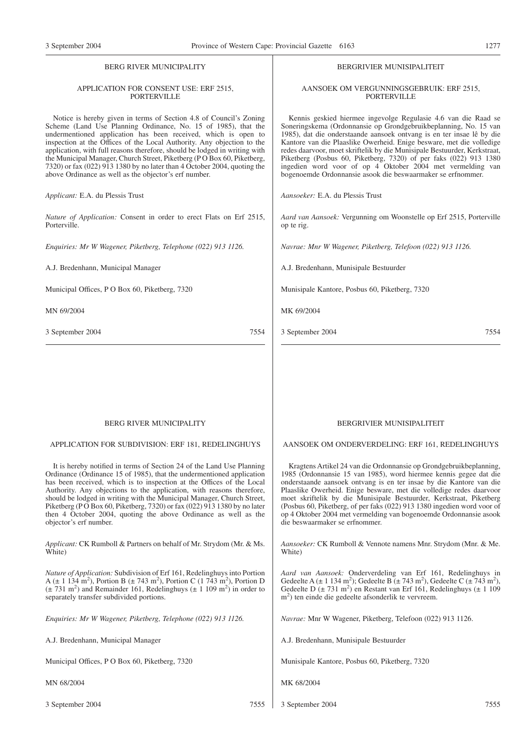## BERG RIVER MUNICIPALITY

### APPLICATION FOR CONSENT USE: ERF 2515, PORTERVILLE

Notice is hereby given in terms of Section 4.8 of Council's Zoning Scheme (Land Use Planning Ordinance, No. 15 of 1985), that the undermentioned application has been received, which is open to inspection at the Offices of the Local Authority. Any objection to the application, with full reasons therefore, should be lodged in writing with the Municipal Manager, Church Street, Piketberg (P O Box 60, Piketberg, 7320) or fax (022) 913 1380 by no later than 4 October 2004, quoting the above Ordinance as well as the objector's erf number.

*Applicant:* E.A. du Plessis Trust

*Nature of Application:* Consent in order to erect Flats on Erf 2515, Porterville.

*Enquiries: Mr W Wagener, Piketberg, Telephone (022) 913 1126.*

A.J. Bredenhann, Municipal Manager

Municipal Offices, P O Box 60, Piketberg, 7320

MN 69/2004

3 September 2004 7554

## BERGRIVIER MUNISIPALITEIT

### AANSOEK OM VERGUNNINGSGEBRUIK: ERF 2515, PORTERVILLE

Kennis geskied hiermee ingevolge Regulasie 4.6 van die Raad se Soneringskema (Ordonnansie op Grondgebruikbeplanning, No. 15 van 1985), dat die onderstaande aansoek ontvang is en ter insae lê by die Kantore van die Plaaslike Owerheid. Enige besware, met die volledige redes daarvoor, moet skriftelik by die Munisipale Bestuurder, Kerkstraat, Piketberg (Posbus 60, Piketberg, 7320) of per faks (022) 913 1380 ingedien word voor of op 4 Oktober 2004 met vermelding van bogenoemde Ordonnansie asook die beswaarmaker se erfnommer.

*Aansoeker:* E.A. du Plessis Trust

*Aard van Aansoek:* Vergunning om Woonstelle op Erf 2515, Porterville op te rig.

*Navrae: Mnr W Wagener, Piketberg, Telefoon (022) 913 1126.*

A.J. Bredenhann, Munisipale Bestuurder

Munisipale Kantore, Posbus 60, Piketberg, 7320

MK 69/2004

3 September 2004 7554

## BERG RIVER MUNICIPALITY

### APPLICATION FOR SUBDIVISION: ERF 181, REDELINGHUYS

It is hereby notified in terms of Section 24 of the Land Use Planning Ordinance (Ordinance 15 of 1985), that the undermentioned application has been received, which is to inspection at the Offices of the Local Authority. Any objections to the application, with reasons therefore, should be lodged in writing with the Municipal Manager, Church Street, Piketberg (P O Box 60, Piketberg, 7320) or fax (022) 913 1380 by no later then 4 October 2004, quoting the above Ordinance as well as the objector's erf number.

*Applicant:* CK Rumboll & Partners on behalf of Mr. Strydom (Mr. & Ms. White)

*Nature of Application:* Subdivision of Erf 161, Redelinghuys into Portion A (± 1 134 $m^2$), Portion B (± 743 $m^2$), Portion C (1 743 $m^2$), Portion D (± 731 $m^2$) and Remainder 161, Redelinghuys (± 1 109 $m^2$) in order to separately transfer subdivided portions.

*Enquiries: Mr W Wagener, Piketberg, Telephone (022) 913 1126.*

A.J. Bredenhann, Municipal Manager

Municipal Offices, P O Box 60, Piketberg, 7320

MN 68/2004

3 September 2004 7555

## BERGRIVIER MUNISIPALITEIT

### AANSOEK OM ONDERVERDELING: ERF 161, REDELINGHUYS

Kragtens Artikel 24 van die Ordonnansie op Grondgebruikbeplanning, 1985 (Ordonnansie 15 van 1985), word hiermee kennis gegee dat die onderstaande aansoek ontvang is en ter insae by die Kantore van die Plaaslike Owerheid. Enige besware, met die volledige redes daarvoor moet skriftelik by die Munisipale Bestuurder, Kerkstraat, Piketberg (Posbus 60, Piketberg, of per faks (022) 913 1380 ingedien word voor of op 4 Oktober 2004 met vermelding van bogenoemde Ordonnansie asook die beswaarmaker se erfnommer.

*Aansoeker:* CK Rumboll & Vennote namens Mnr. Strydom (Mnr. & Me. White)

*Aard van Aansoek:* Onderverdeling van Erf 161, Redelinghuys in Gedeelte A (± 1 134 $m^2$); Gedeelte B (± 743 $m^2$), Gedeelte C (± 743 $m^2$), Gedeelte D (± 731 $m^2$) en Restant van Erf 161, Redelinghuys (± 1 109 $m^2$) ten einde die gedeelte afsonderlik te vervreem.

*Navrae:* Mnr W Wagener, Piketberg, Telefoon (022) 913 1126.

A.J. Bredenhann, Munisipale Bestuurder

Munisipale Kantore, Posbus 60, Piketberg, 7320

MK 68/2004

3 September 2004 7555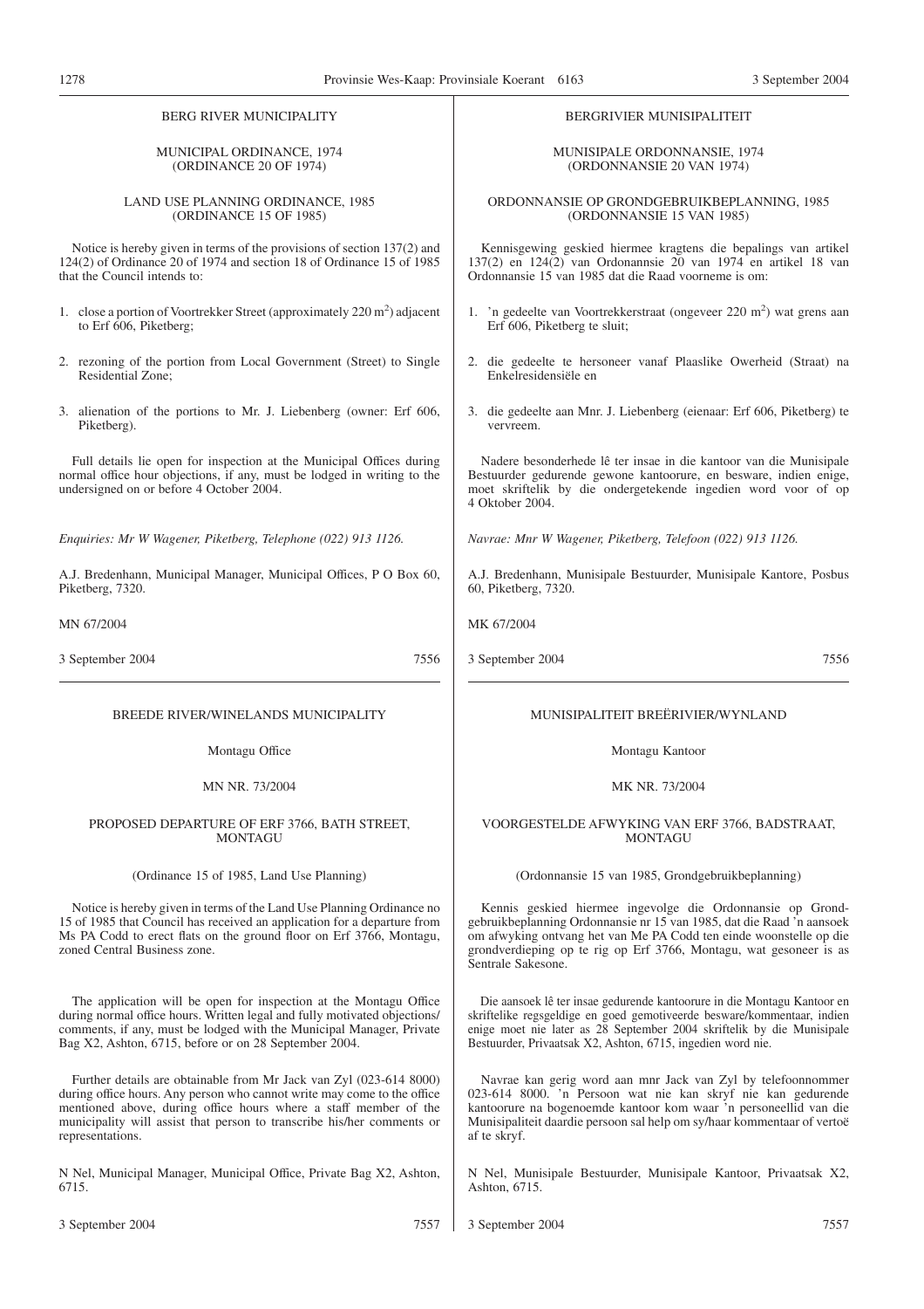BERG RIVER MUNICIPALITY

MUNICIPAL ORDINANCE, 1974
(ORDINANCE 20 OF 1974)

LAND USE PLANNING ORDINANCE, 1985
(ORDINANCE 15 OF 1985)

Notice is hereby given in terms of the provisions of section 137(2) and 124(2) of Ordinance 20 of 1974 and section 18 of Ordinance 15 of 1985 that the Council intends to:

1. close a portion of Voortrekker Street (approximately 220 $m^2$) adjacent to Erf 606, Piketberg;
2. rezoning of the portion from Local Government (Street) to Single Residential Zone;
3. alienation of the portions to Mr. J. Liebenberg (owner: Erf 606, Piketberg).

Full details lie open for inspection at the Municipal Offices during normal office hour objections, if any, must be lodged in writing to the undersigned on or before 4 October 2004.

*Enquiries: Mr W Wagener, Piketberg, Telephone (022) 913 1126.*

A.J. Bredenhann, Municipal Manager, Municipal Offices, P O Box 60, Piketberg, 7320.

MN 67/2004

3 September 2004 7556

BERGRIVIER MUNISIPALITEIT

MUNISIPALE ORDONNANSIE, 1974
(ORDONNANSIE 20 VAN 1974)

ORDONNANSIE OP GRONDGEBRUIKBEPLANNING, 1985
(ORDONNANSIE 15 VAN 1985)

Kennisgewing geskied hiermee kragtens die bepalings van artikel 137(2) en 124(2) van Ordonannsie 20 van 1974 en artikel 18 van Ordonnansie 15 van 1985 dat die Raad voorneme is om:

1. 'n gedeelte van Voortrekkerstraat (ongeveer 220 $m^2$) wat grens aan Erf 606, Piketberg te sluit;
2. die gedeelte te hersoneer vanaf Plaaslike Owerheid (Straat) na Enkelresidensiële en
3. die gedeelte aan Mnr. J. Liebenberg (eienaar: Erf 606, Piketberg) te vervreem.

Nadere besonderhede lê ter insae in die kantoor van die Munisipale Bestuurder gedurende gewone kantoorure, en besware, indien enige, moet skriftelik by die ondergetekende ingedien word voor of op 4 Oktober 2004.

*Navrae: Mnr W Wagener, Piketberg, Telefoon (022) 913 1126.*

A.J. Bredenhann, Munisipale Bestuurder, Munisipale Kantore, Posbus 60, Piketberg, 7320.

MK 67/2004

3 September 2004 7556

---

BREEDE RIVER/WINELANDS MUNICIPALITY

Montagu Office

MN NR. 73/2004

PROPOSED DEPARTURE OF ERF 3766, BATH STREET, MONTAGU

(Ordinance 15 of 1985, Land Use Planning)

Notice is hereby given in terms of the Land Use Planning Ordinance no 15 of 1985 that Council has received an application for a departure from Ms PA Codd to erect flats on the ground floor on Erf 3766, Montagu, zoned Central Business zone.

The application will be open for inspection at the Montagu Office during normal office hours. Written legal and fully motivated objections/comments, if any, must be lodged with the Municipal Manager, Private Bag X2, Ashton, 6715, before or on 28 September 2004.

Further details are obtainable from Mr Jack van Zyl (023-614 8000) during office hours. Any person who cannot write may come to the office mentioned above, during office hours where a staff member of the municipality will assist that person to transcribe his/her comments or representations.

N Nel, Municipal Manager, Municipal Office, Private Bag X2, Ashton, 6715.

3 September 2004 7557

MUNISIPALITEIT BREËRIVIER/WYNLAND

Montagu Kantoor

MK NR. 73/2004

VOORGESTELDE AFWYKING VAN ERF 3766, BADSTRAAT, MONTAGU

(Ordonnansie 15 van 1985, Grondgebruikbeplanning)

Kennis geskied hiermee ingevolge die Ordonnansie op Grondgebruikbeplanning Ordonnansie nr 15 van 1985, dat die Raad 'n aansoek om afwyking ontvang het van Me PA Codd ten einde woonstelle op die grondverdieping op te rig op Erf 3766, Montagu, wat gesoneer is as Sentrale Sakesone.

Die aansoek lê ter insae gedurende kantoorure in die Montagu Kantoor en skriftelike regsgeldige en goed gemotiveerde besware/kommentaar, indien enige moet nie later as 28 September 2004 skriftelik by die Munisipale Bestuurder, Privaatsak X2, Ashton, 6715, ingedien word nie.

Navrae kan gerig word aan mnr Jack van Zyl by telefoonnommer 023-614 8000. 'n Persoon wat nie kan skryf nie kan gedurende kantoorure na bogenoemde kantoor kom waar 'n personeellid van die Munisipaliteit daardie persoon sal help om sy/haar kommentaar of vertoë af te skryf.

N Nel, Munisipale Bestuurder, Munisipale Kantoor, Privaatsak X2, Ashton, 6715.

3 September 2004 7557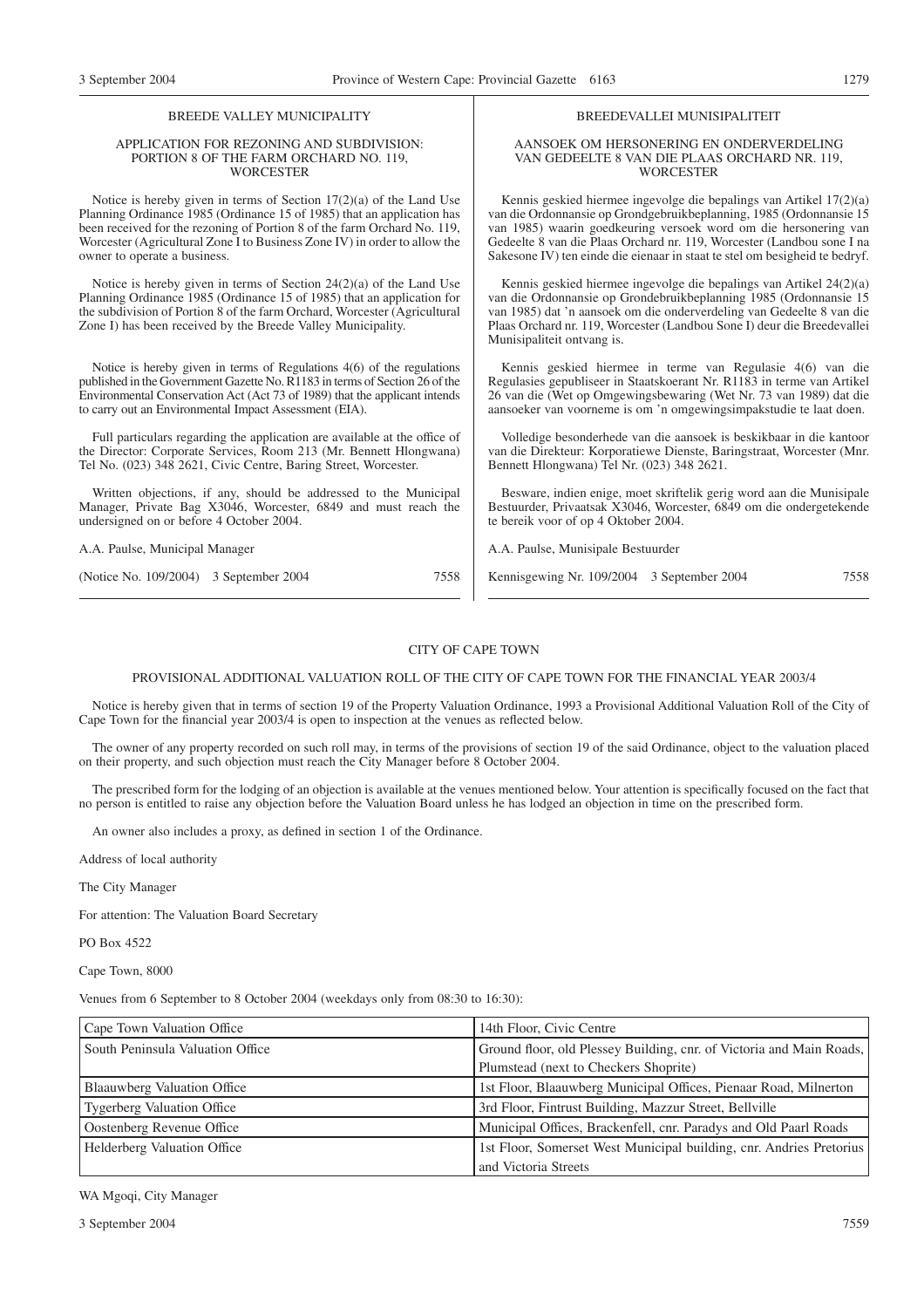## BREEDE VALLEY MUNICIPALITY

### APPLICATION FOR REZONING AND SUBDIVISION: PORTION 8 OF THE FARM ORCHARD NO. 119, WORCESTER

Notice is hereby given in terms of Section 17(2)(a) of the Land Use Planning Ordinance 1985 (Ordinance 15 of 1985) that an application has been received for the rezoning of Portion 8 of the farm Orchard No. 119, Worcester (Agricultural Zone I to Business Zone IV) in order to allow the owner to operate a business.

Notice is hereby given in terms of Section 24(2)(a) of the Land Use Planning Ordinance 1985 (Ordinance 15 of 1985) that an application for the subdivision of Portion 8 of the farm Orchard, Worcester (Agricultural Zone I) has been received by the Breede Valley Municipality.

Notice is hereby given in terms of Regulations 4(6) of the regulations published in the Government Gazette No. R1183 in terms of Section 26 of the Environmental Conservation Act (Act 73 of 1989) that the applicant intends to carry out an Environmental Impact Assessment (EIA).

Full particulars regarding the application are available at the office of the Director: Corporate Services, Room 213 (Mr. Bennett Hlongwana) Tel No. (023) 348 2621, Civic Centre, Baring Street, Worcester.

Written objections, if any, should be addressed to the Municipal Manager, Private Bag X3046, Worcester, 6849 and must reach the undersigned on or before 4 October 2004.

A.A. Paulse, Municipal Manager

(Notice No. 109/2004) 3 September 2004 7558

## BREEDEVALLEI MUNISIPALITEIT

### AANSOEK OM HERSONERING EN ONDERVERDELING VAN GEDEELTE 8 VAN DIE PLAAS ORCHARD NR. 119, WORCESTER

Kennis geskied hiermee ingevolge die bepalings van Artikel 17(2)(a) van die Ordonnansie op Grondgebruikbeplanning, 1985 (Ordonnansie 15 van 1985) waarin goedkeuring versoek word om die hersonering van Gedeelte 8 van die Plaas Orchard nr. 119, Worcester (Landbou sone I na Sakesone IV) ten einde die eienaar in staat te stel om besigheid te bedryf.

Kennis geskied hiermee ingevolge die bepalings van Artikel 24(2)(a) van die Ordonnansie op Grondebruikbeplanning 1985 (Ordonnansie 15 van 1985) dat 'n aansoek om die onderverdeling van Gedeelte 8 van die Plaas Orchard nr. 119, Worcester (Landbou Sone I) deur die Breedevallei Munisipaliteit ontvang is.

Kennis geskied hiermee in terme van Regulasie 4(6) van die Regulasies gepubliseer in Staatskoerant Nr. R1183 in terme van Artikel 26 van die (Wet op Omgewingsbewaring (Wet Nr. 73 van 1989) dat die aansoeker van voorneme is om 'n omgewingsimpakstudie te laat doen.

Volledige besonderhede van die aansoek is beskikbaar in die kantoor van die Direkteur: Korporatiewe Dienste, Baringstraat, Worcester (Mnr. Bennett Hlongwana) Tel Nr. (023) 348 2621.

Besware, indien enige, moet skriftelik gerig word aan die Munisipale Bestuurder, Privaatsak X3046, Worcester, 6849 om die ondergetekende te bereik voor of op 4 Oktober 2004.

A.A. Paulse, Munisipale Bestuurder

Kennisgewing Nr. 109/2004 3 September 2004 7558

## CITY OF CAPE TOWN

### PROVISIONAL ADDITIONAL VALUATION ROLL OF THE CITY OF CAPE TOWN FOR THE FINANCIAL YEAR 2003/4

Notice is hereby given that in terms of section 19 of the Property Valuation Ordinance, 1993 a Provisional Additional Valuation Roll of the City of Cape Town for the financial year 2003/4 is open to inspection at the venues as reflected below.

The owner of any property recorded on such roll may, in terms of the provisions of section 19 of the said Ordinance, object to the valuation placed on their property, and such objection must reach the City Manager before 8 October 2004.

The prescribed form for the lodging of an objection is available at the venues mentioned below. Your attention is specifically focused on the fact that no person is entitled to raise any objection before the Valuation Board unless he has lodged an objection in time on the prescribed form.

An owner also includes a proxy, as defined in section 1 of the Ordinance.

Address of local authority

The City Manager

For attention: The Valuation Board Secretary

PO Box 4522

Cape Town, 8000

Venues from 6 September to 8 October 2004 (weekdays only from 08:30 to 16:30):

| | |
|---|---|
| Cape Town Valuation Office | 14th Floor, Civic Centre |
| South Peninsula Valuation Office | Ground floor, old Plessey Building, cnr. of Victoria and Main Roads, Plumstead (next to Checkers Shoprite) |
| Blaauwberg Valuation Office | 1st Floor, Blaauwberg Municipal Offices, Pienaar Road, Milnerton |
| Tygerberg Valuation Office | 3rd Floor, Fintrust Building, Mazzur Street, Bellville |
| Oostenberg Revenue Office | Municipal Offices, Brackenfell, cnr. Paradys and Old Paarl Roads |
| Helderberg Valuation Office | 1st Floor, Somerset West Municipal building, cnr. Andries Pretorius and Victoria Streets |

WA Mgoqi, City Manager

3 September 2004 7559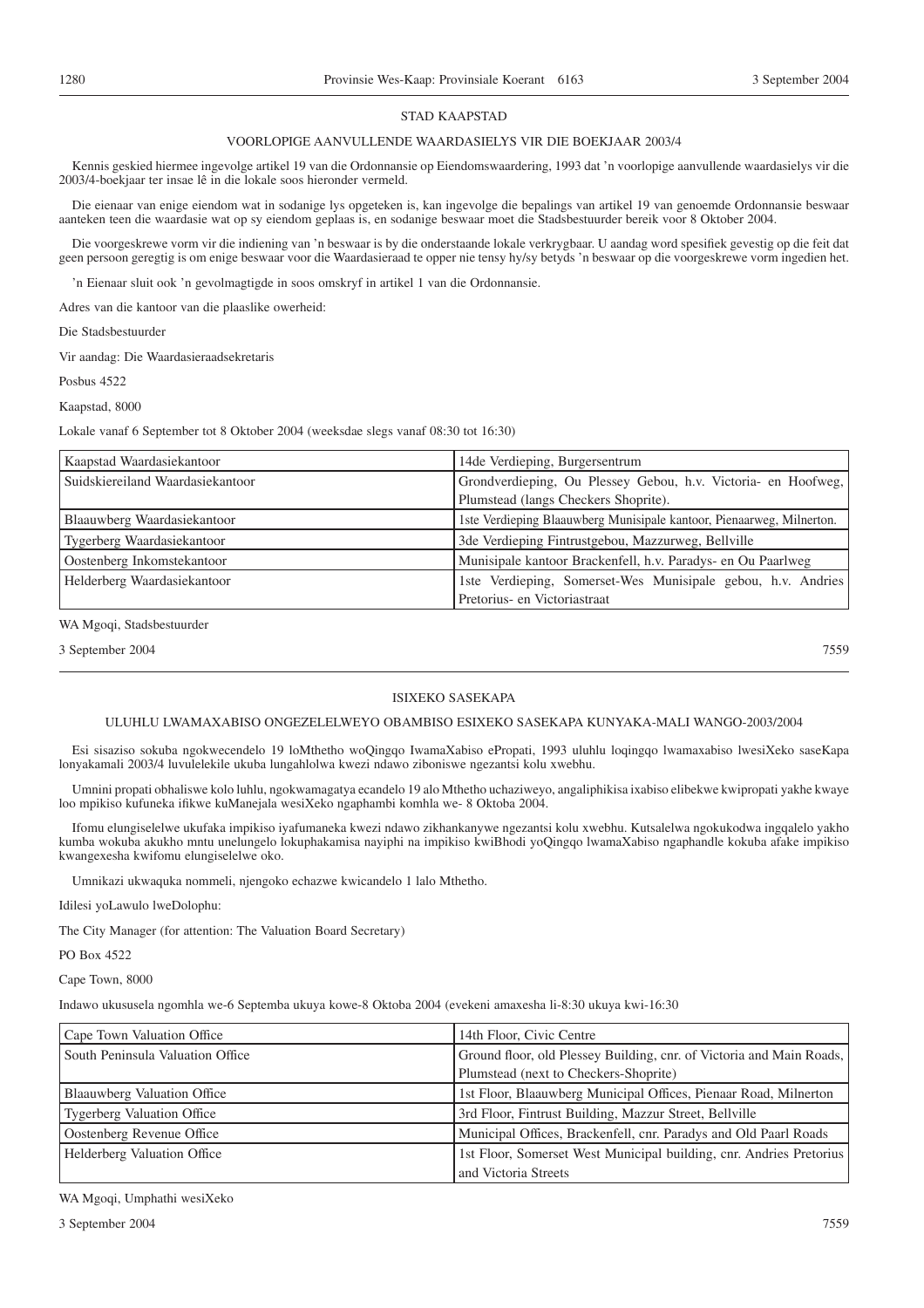## STAD KAAPSTAD

### VOORLOPIGE AANVULLENDE WAARDASIELYS VIR DIE BOEKJAAR 2003/4

Kennis geskied hiermee ingevolge artikel 19 van die Ordonnansie op Eiendomswaardering, 1993 dat 'n voorlopige aanvullende waardasielys vir die 2003/4-boekjaar ter insae lê in die lokale soos hieronder vermeld.

Die eienaar van enige eiendom wat in sodanige lys opgeteken is, kan ingevolge die bepalings van artikel 19 van genoemde Ordonnansie beswaar aanteken teen die waardasie wat op sy eiendom geplaas is, en sodanige beswaar moet die Stadsbestuurder bereik voor 8 Oktober 2004.

Die voorgeskrewe vorm vir die indiening van 'n beswaar is by die onderstaande lokale verkrygbaar. U aandag word spesifiek gevestig op die feit dat geen persoon geregtig is om enige beswaar voor die Waardasieraad te opper nie tensy hy/sy betyds 'n beswaar op die voorgeskrewe vorm ingedien het.

'n Eienaar sluit ook 'n gevolmagtigde in soos omskryf in artikel 1 van die Ordonnansie.

Adres van die kantoor van die plaaslike owerheid:

Die Stadsbestuurder

Vir aandag: Die Waardasieraadsekretaris

Posbus 4522

Kaapstad, 8000

Lokale vanaf 6 September tot 8 Oktober 2004 (weeksdae slegs vanaf 08:30 tot 16:30)

| | |
|---|---|
| Kaapstad Waardasiekantoor | 14de Verdieping, Burgersentrum |
| Suidskiereiland Waardasiekantoor | Grondverdieping, Ou Plessey Gebou, h.v. Victoria- en Hoofweg, Plumstead (langs Checkers Shoprite). |
| Blaauwberg Waardasiekantoor | 1ste Verdieping Blaauwberg Munisipale kantoor, Pienaarweg, Milnerton. |
| Tygerberg Waardasiekantoor | 3de Verdieping Fintrustgebou, Mazzurweg, Bellville |
| Oostenberg Inkomstekantoor | Munisipale kantoor Brackenfell, h.v. Paradys- en Ou Paarlweg |
| Helderberg Waardasiekantoor | 1ste Verdieping, Somerset-Wes Munisipale gebou, h.v. Andries Pretorius- en Victoriastraat |

WA Mgoqi, Stadsbestuurder

3 September 2004 7559

## ISIXEKO SASEKAPA

### ULUHLU LWAMAXABISO ONGEZELELWEYO OBAMBISO ESIXEKO SASEKAPA KUNYAKA-MALI WANGO-2003/2004

Esi sisaziso sokuba ngokwecendelo 19 loMthetho woQingqo IwamaXabiso ePropati, 1993 uluhlu loqingqo lwamaxabiso lwesiXeko saseKapa lonyakamali 2003/4 luvulelekile ukuba lungahlolwa kwezi ndawo ziboniswe ngezantsi kolu xwebhu.

Umnini propati obhaliswe kolu luhlu, ngokwamagatya ecandelo 19 alo Mthetho uchaziweyo, angaliphikisa ixabiso elibekwe kwipropati yakhe kwaye loo mpikiso kufuneka ifikwe kuManejala wesiXeko ngaphambi komhla we- 8 Oktoba 2004.

Ifomu elungiselelwe ukufaka impikiso iyafumaneka kwezi ndawo zikhankanywe ngezantsi kolu xwebhu. Kutsalelwa ngokukodwa ingqalelo yakho kumba wokuba akukho mntu unelungelo lokuphakamisa nayiphi na impikiso kwiBhodi yoQingqo lwamaXabiso ngaphandle kokuba afake impikiso kwangexesha kwifomu elungiselelwe oko.

Umnikazi ukwaquka nommeli, njengoko echazwe kwicandelo 1 lalo Mthetho.

Idilesi yoLawulo lweDolophu:

The City Manager (for attention: The Valuation Board Secretary)

PO Box 4522

Cape Town, 8000

Indawo ukususela ngomhla we-6 Septemba ukuya kowe-8 Oktoba 2004 (evekeni amaxesha li-8:30 ukuya kwi-16:30

| | |
|---|---|
| Cape Town Valuation Office | 14th Floor, Civic Centre |
| South Peninsula Valuation Office | Ground floor, old Plessey Building, cnr. of Victoria and Main Roads, Plumstead (next to Checkers-Shoprite) |
| Blaauwberg Valuation Office | 1st Floor, Blaauwberg Municipal Offices, Pienaar Road, Milnerton |
| Tygerberg Valuation Office | 3rd Floor, Fintrust Building, Mazzur Street, Bellville |
| Oostenberg Revenue Office | Municipal Offices, Brackenfell, cnr. Paradys and Old Paarl Roads |
| Helderberg Valuation Office | 1st Floor, Somerset West Municipal building, cnr. Andries Pretorius and Victoria Streets |

WA Mgoqi, Umphathi wesiXeko

3 September 2004 7559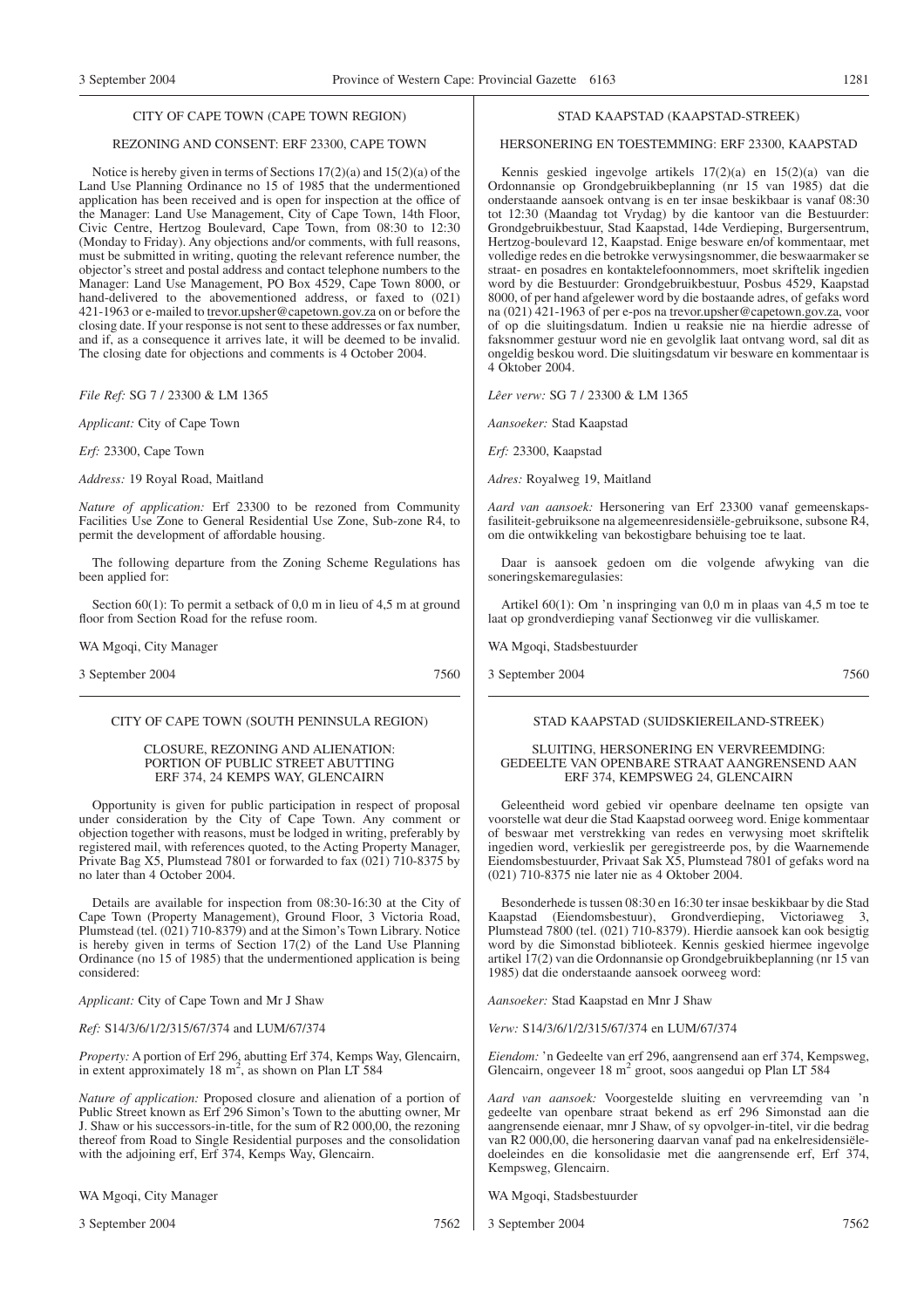## CITY OF CAPE TOWN (CAPE TOWN REGION)

### REZONING AND CONSENT: ERF 23300, CAPE TOWN

Notice is hereby given in terms of Sections 17(2)(a) and 15(2)(a) of the Land Use Planning Ordinance no 15 of 1985 that the undermentioned application has been received and is open for inspection at the office of the Manager: Land Use Management, City of Cape Town, 14th Floor, Civic Centre, Hertzog Boulevard, Cape Town, from 08:30 to 12:30 (Monday to Friday). Any objections and/or comments, with full reasons, must be submitted in writing, quoting the relevant reference number, the objector's street and postal address and contact telephone numbers to the Manager: Land Use Management, PO Box 4529, Cape Town 8000, or hand-delivered to the abovementioned address, or faxed to (021) 421-1963 or e-mailed to trevor.upsher@capetown.gov.za on or before the closing date. If your response is not sent to these addresses or fax number, and if, as a consequence it arrives late, it will be deemed to be invalid. The closing date for objections and comments is 4 October 2004.

*File Ref:* SG 7 / 23300 & LM 1365

*Applicant:* City of Cape Town

*Erf:* 23300, Cape Town

*Address:* 19 Royal Road, Maitland

*Nature of application:* Erf 23300 to be rezoned from Community Facilities Use Zone to General Residential Use Zone, Sub-zone R4, to permit the development of affordable housing.

The following departure from the Zoning Scheme Regulations has been applied for:

Section 60(1): To permit a setback of 0,0 m in lieu of 4,5 m at ground floor from Section Road for the refuse room.

WA Mgoqi, City Manager

3 September 2004 7560

---

## STAD KAAPSTAD (KAAPSTAD-STREEK)

### HERSONERING EN TOESTEMMING: ERF 23300, KAAPSTAD

Kennis geskied ingevolge artikels 17(2)(a) en 15(2)(a) van die Ordonnansie op Grondgebruikbeplanning (nr 15 van 1985) dat die onderstaande aansoek ontvang is en ter insae beskikbaar is vanaf 08:30 tot 12:30 (Maandag tot Vrydag) by die kantoor van die Bestuurder: Grondgebruikbestuur, Stad Kaapstad, 14de Verdieping, Burgersentrum, Hertzog-boulevard 12, Kaapstad. Enige besware en/of kommentaar, met volledige redes en die betrokke verwysingsnommer, die beswaarmaker se straat- en posadres en kontaktelefoonnommers, moet skriftelik ingedien word by die Bestuurder: Grondgebruikbestuur, Posbus 4529, Kaapstad 8000, of per hand afgelewer word by die bostaande adres, of gefaks word na (021) 421-1963 of per e-pos na trevor.upsher@capetown.gov.za, voor of op die sluitingsdatum. Indien u reaksie nie na hierdie adresse of faksnommer gestuur word nie en gevolglik laat ontvang word, sal dit as ongeldig beskou word. Die sluitingsdatum vir besware en kommentaar is 4 Oktober 2004.

*Lêer verw:* SG 7 / 23300 & LM 1365

*Aansoeker:* Stad Kaapstad

*Erf:* 23300, Kaapstad

*Adres:* Royalweg 19, Maitland

*Aard van aansoek:* Hersonering van Erf 23300 vanaf gemeenskapsfasiliteit-gebruiksone na algemeenresidensiële-gebruiksone, subsone R4, om die ontwikkeling van bekostigbare behuising toe te laat.

Daar is aansoek gedoen om die volgende afwyking van die soneringskemaregulasies:

Artikel 60(1): Om 'n inspringing van 0,0 m in plaas van 4,5 m toe te laat op grondverdieping vanaf Sectionweg vir die vulliskamer.

WA Mgoqi, Stadsbestuurder

3 September 2004 7560

---

## CITY OF CAPE TOWN (SOUTH PENINSULA REGION)

### CLOSURE, REZONING AND ALIENATION: PORTION OF PUBLIC STREET ABUTTING ERF 374, 24 KEMPS WAY, GLENCAIRN

Opportunity is given for public participation in respect of proposal under consideration by the City of Cape Town. Any comment or objection together with reasons, must be lodged in writing, preferably by registered mail, with references quoted, to the Acting Property Manager, Private Bag X5, Plumstead 7801 or forwarded to fax (021) 710-8375 by no later than 4 October 2004.

Details are available for inspection from 08:30-16:30 at the City of Cape Town (Property Management), Ground Floor, 3 Victoria Road, Plumstead (tel. (021) 710-8379) and at the Simon's Town Library. Notice is hereby given in terms of Section 17(2) of the Land Use Planning Ordinance (no 15 of 1985) that the undermentioned application is being considered:

*Applicant:* City of Cape Town and Mr J Shaw

*Ref:* S14/3/6/1/2/315/67/374 and LUM/67/374

*Property:* A portion of Erf 296, abutting Erf 374, Kemps Way, Glencairn, in extent approximately 18 m$^2$, as shown on Plan LT 584

*Nature of application:* Proposed closure and alienation of a portion of Public Street known as Erf 296 Simon's Town to the abutting owner, Mr J. Shaw or his successors-in-title, for the sum of R2 000,00, the rezoning thereof from Road to Single Residential purposes and the consolidation with the adjoining erf, Erf 374, Kemps Way, Glencairn.

WA Mgoqi, City Manager

3 September 2004 7562

---

## STAD KAAPSTAD (SUIDSKIEREILAND-STREEK)

### SLUITING, HERSONERING EN VERVREEMDING: GEDEELTE VAN OPENBARE STRAAT AANGRENSEND AAN ERF 374, KEMPSWEG 24, GLENCAIRN

Geleentheid word gebied vir openbare deelname ten opsigte van voorstelle wat deur die Stad Kaapstad oorweeg word. Enige kommentaar of beswaar met verstrekking van redes en verwysing moet skriftelik ingedien word, verkieslik per geregistreerde pos, by die Waarnemende Eiendomsbestuurder, Privaat Sak X5, Plumstead 7801 of gefaks word na (021) 710-8375 nie later nie as 4 Oktober 2004.

Besonderhede is tussen 08:30 en 16:30 ter insae beskikbaar by die Stad Kaapstad (Eiendomsbestuur), Grondverdieping, Victoriaweg 3, Plumstead 7800 (tel. (021) 710-8379). Hierdie aansoek kan ook besigtig word by die Simonstad biblioteek. Kennis geskied hiermee ingevolge artikel 17(2) van die Ordonnansie op Grondgebruikbeplanning (nr 15 van 1985) dat die onderstaande aansoek oorweeg word:

*Aansoeker:* Stad Kaapstad en Mnr J Shaw

*Verw:* S14/3/6/1/2/315/67/374 en LUM/67/374

*Eiendom:* 'n Gedeelte van erf 296, aangrensend aan erf 374, Kempsweg, Glencairn, ongeveer 18 m$^2$ groot, soos aangedui op Plan LT 584

*Aard van aansoek:* Voorgestelde sluiting en vervreemding van 'n gedeelte van openbare straat bekend as erf 296 Simonstad aan die aangrensende eienaar, mnr J Shaw, of sy opvolger-in-titel, vir die bedrag van R2 000,00, die hersonering daarvan vanaf pad na enkelresidensiële-doeleindes en die konsolidasie met die aangrensende erf, Erf 374, Kempsweg, Glencairn.

WA Mgoqi, Stadsbestuurder

3 September 2004 7562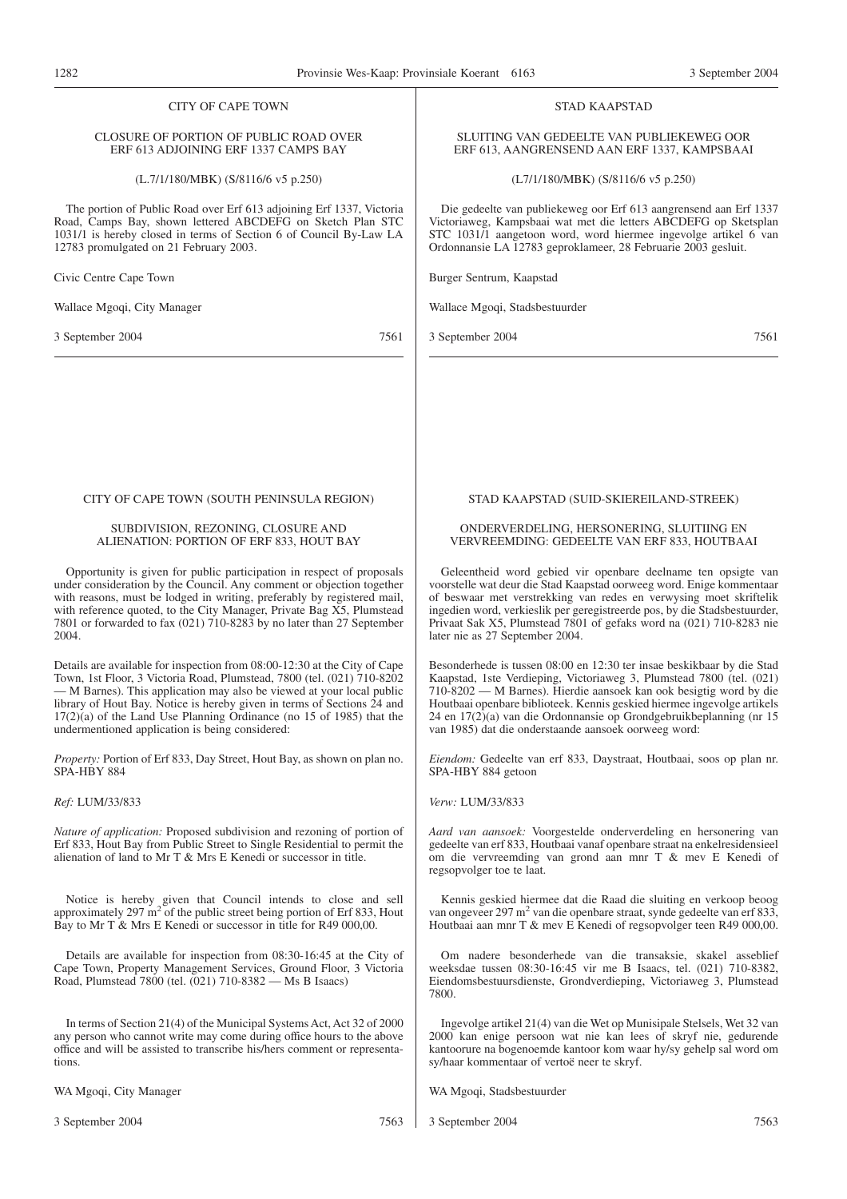## CITY OF CAPE TOWN

### CLOSURE OF PORTION OF PUBLIC ROAD OVER ERF 613 ADJOINING ERF 1337 CAMPS BAY

(L.7/1/180/MBK) (S/8116/6 v5 p.250)

The portion of Public Road over Erf 613 adjoining Erf 1337, Victoria Road, Camps Bay, shown lettered ABCDEFG on Sketch Plan STC 1031/1 is hereby closed in terms of Section 6 of Council By-Law LA 12783 promulgated on 21 February 2003.

Civic Centre Cape Town

Wallace Mgoqi, City Manager

3 September 2004 — 7561

## STAD KAAPSTAD

### SLUITING VAN GEDEELTE VAN PUBLIEKEWEG OOR ERF 613, AANGRENSEND AAN ERF 1337, KAMPSBAAI

(L7/1/180/MBK) (S/8116/6 v5 p.250)

Die gedeelte van publiekeweg oor Erf 613 aangrensend aan Erf 1337 Victoriaweg, Kampsbaai wat met die letters ABCDEFG op Sketsplan STC 1031/1 aangetoon word, word hiermee ingevolge artikel 6 van Ordonnansie LA 12783 geproklameer, 28 Februarie 2003 gesluit.

Burger Sentrum, Kaapstad

Wallace Mgoqi, Stadsbestuurder

3 September 2004 — 7561

## CITY OF CAPE TOWN (SOUTH PENINSULA REGION)

### SUBDIVISION, REZONING, CLOSURE AND ALIENATION: PORTION OF ERF 833, HOUT BAY

Opportunity is given for public participation in respect of proposals under consideration by the Council. Any comment or objection together with reasons, must be lodged in writing, preferably by registered mail, with reference quoted, to the City Manager, Private Bag X5, Plumstead 7801 or forwarded to fax (021) 710-8283 by no later than 27 September 2004.

Details are available for inspection from 08:00-12:30 at the City of Cape Town, 1st Floor, 3 Victoria Road, Plumstead, 7800 (tel. (021) 710-8202 — M Barnes). This application may also be viewed at your local public library of Hout Bay. Notice is hereby given in terms of Sections 24 and 17(2)(a) of the Land Use Planning Ordinance (no 15 of 1985) that the undermentioned application is being considered:

*Property:* Portion of Erf 833, Day Street, Hout Bay, as shown on plan no. SPA-HBY 884

*Ref:* LUM/33/833

*Nature of application:* Proposed subdivision and rezoning of portion of Erf 833, Hout Bay from Public Street to Single Residential to permit the alienation of land to Mr T & Mrs E Kenedi or successor in title.

Notice is hereby given that Council intends to close and sell approximately 297 m$^2$ of the public street being portion of Erf 833, Hout Bay to Mr T & Mrs E Kenedi or successor in title for R49 000,00.

Details are available for inspection from 08:30-16:45 at the City of Cape Town, Property Management Services, Ground Floor, 3 Victoria Road, Plumstead 7800 (tel. (021) 710-8382 — Ms B Isaacs)

In terms of Section 21(4) of the Municipal Systems Act, Act 32 of 2000 any person who cannot write may come during office hours to the above office and will be assisted to transcribe his/hers comment or representations.

WA Mgoqi, City Manager

3 September 2004 — 7563

## STAD KAAPSTAD (SUID-SKIEREILAND-STREEK)

### ONDERVERDELING, HERSONERING, SLUITIING EN VERVREEMDING: GEDEELTE VAN ERF 833, HOUTBAAI

Geleentheid word gebied vir openbare deelname ten opsigte van voorstelle wat deur die Stad Kaapstad oorweeg word. Enige kommentaar of beswaar met verstrekking van redes en verwysing moet skriftelik ingedien word, verkieslik per geregistreerde pos, by die Stadsbestuurder, Privaat Sak X5, Plumstead 7801 of gefaks word na (021) 710-8283 nie later nie as 27 September 2004.

Besonderhede is tussen 08:00 en 12:30 ter insae beskikbaar by die Stad Kaapstad, 1ste Verdieping, Victoriaweg 3, Plumstead 7800 (tel. (021) 710-8202 — M Barnes). Hierdie aansoek kan ook besigtig word by die Houtbaai openbare biblioteek. Kennis geskied hiermee ingevolge artikels 24 en 17(2)(a) van die Ordonnansie op Grondgebruikbeplanning (nr 15 van 1985) dat die onderstaande aansoek oorweeg word:

*Eiendom:* Gedeelte van erf 833, Daystraat, Houtbaai, soos op plan nr. SPA-HBY 884 getoon

*Verw:* LUM/33/833

*Aard van aansoek:* Voorgestelde onderverdeling en hersonering van gedeelte van erf 833, Houtbaai vanaf openbare straat na enkelresidensieel om die vervreemding van grond aan mnr T & mev E Kenedi of regsopvolger toe te laat.

Kennis geskied hiermee dat die Raad die sluiting en verkoop beoog van ongeveer 297 m$^2$ van die openbare straat, synde gedeelte van erf 833, Houtbaai aan mnr T & mev E Kenedi of regsopvolger teen R49 000,00.

Om nadere besonderhede van die transaksie, skakel asseblief weeksdae tussen 08:30-16:45 vir me B Isaacs, tel. (021) 710-8382, Eiendomsbestuursdienste, Grondverdieping, Victoriaweg 3, Plumstead 7800.

Ingevolge artikel 21(4) van die Wet op Munisipale Stelsels, Wet 32 van 2000 kan enige persoon wat nie kan lees of skryf nie, gedurende kantoorure na bogenoemde kantoor kom waar hy/sy gehelp sal word om sy/haar kommentaar of vertoë neer te skryf.

WA Mgoqi, Stadsbestuurder

3 September 2004 — 7563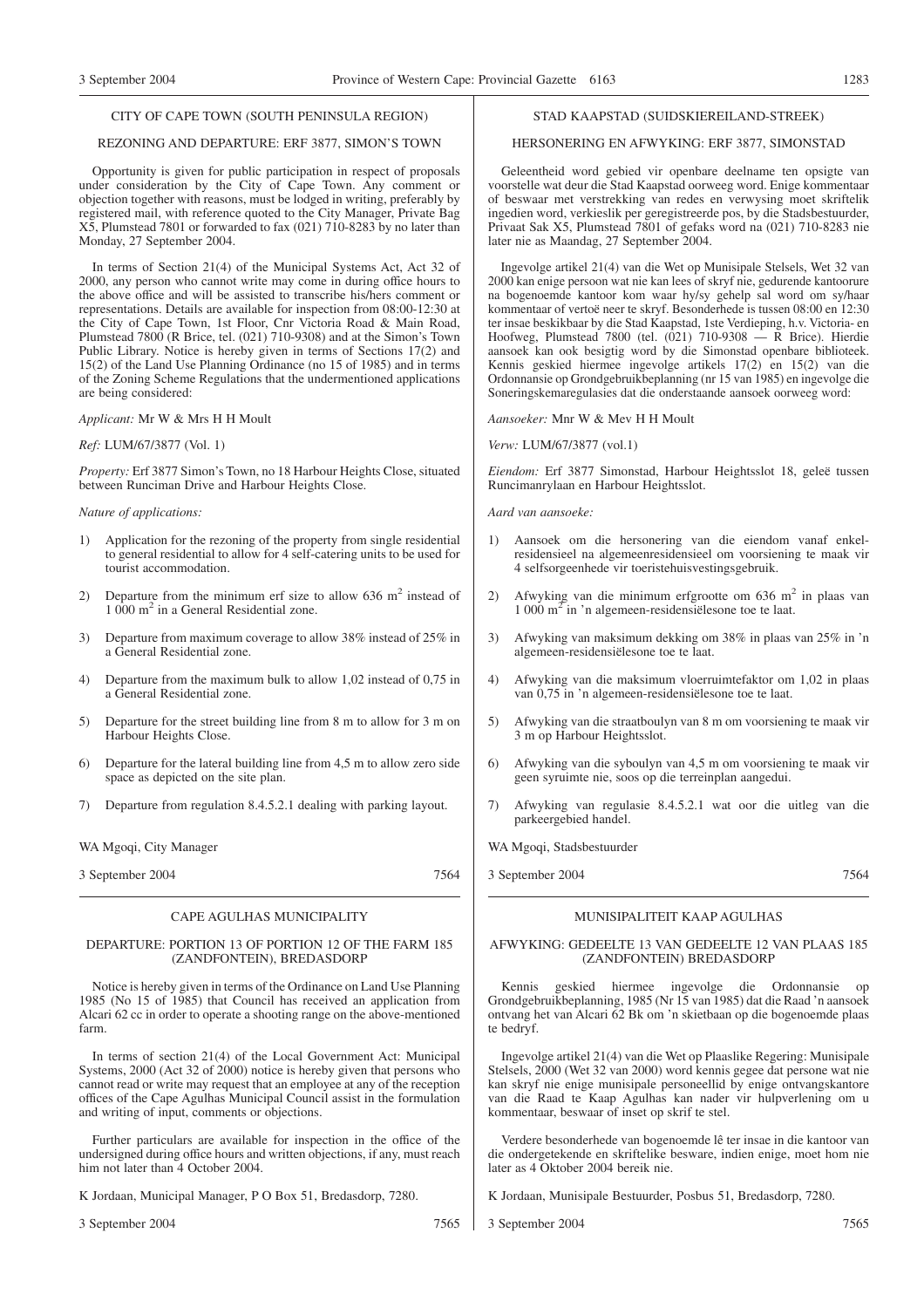## CITY OF CAPE TOWN (SOUTH PENINSULA REGION)

### REZONING AND DEPARTURE: ERF 3877, SIMON'S TOWN

Opportunity is given for public participation in respect of proposals under consideration by the City of Cape Town. Any comment or objection together with reasons, must be lodged in writing, preferably by registered mail, with reference quoted to the City Manager, Private Bag X5, Plumstead 7801 or forwarded to fax (021) 710-8283 by no later than Monday, 27 September 2004.

In terms of Section 21(4) of the Municipal Systems Act, Act 32 of 2000, any person who cannot write may come in during office hours to the above office and will be assisted to transcribe his/hers comment or representations. Details are available for inspection from 08:00-12:30 at the City of Cape Town, 1st Floor, Cnr Victoria Road & Main Road, Plumstead 7800 (R Brice, tel. (021) 710-9308) and at the Simon's Town Public Library. Notice is hereby given in terms of Sections 17(2) and 15(2) of the Land Use Planning Ordinance (no 15 of 1985) and in terms of the Zoning Scheme Regulations that the undermentioned applications are being considered:

*Applicant:* Mr W & Mrs H H Moult

*Ref:* LUM/67/3877 (Vol. 1)

*Property:* Erf 3877 Simon's Town, no 18 Harbour Heights Close, situated between Runciman Drive and Harbour Heights Close.

*Nature of applications:*

1) Application for the rezoning of the property from single residential to general residential to allow for 4 self-catering units to be used for tourist accommodation.
2) Departure from the minimum erf size to allow 636 m$^2$ instead of 1 000 m$^2$ in a General Residential zone.
3) Departure from maximum coverage to allow 38% instead of 25% in a General Residential zone.
4) Departure from the maximum bulk to allow 1,02 instead of 0,75 in a General Residential zone.
5) Departure for the street building line from 8 m to allow for 3 m on Harbour Heights Close.
6) Departure for the lateral building line from 4,5 m to allow zero side space as depicted on the site plan.
7) Departure from regulation 8.4.5.2.1 dealing with parking layout.

WA Mgoqi, City Manager

3 September 2004 7564

## STAD KAAPSTAD (SUIDSKIEREILAND-STREEK)

### HERSONERING EN AFWYKING: ERF 3877, SIMONSTAD

Geleentheid word gebied vir openbare deelname ten opsigte van voorstelle wat deur die Stad Kaapstad oorweeg word. Enige kommentaar of beswaar met verstrekking van redes en verwysing moet skriftelik ingedien word, verkieslik per geregistreerde pos, by die Stadsbestuurder, Privaat Sak X5, Plumstead 7801 of gefaks word na (021) 710-8283 nie later nie as Maandag, 27 September 2004.

Ingevolge artikel 21(4) van die Wet op Munisipale Stelsels, Wet 32 van 2000 kan enige persoon wat nie kan lees of skryf nie, gedurende kantoorure na bogenoemde kantoor kom waar hy/sy gehelp sal word om sy/haar kommentaar of vertoë neer te skryf. Besonderhede is tussen 08:00 en 12:30 ter insae beskikbaar by die Stad Kaapstad, 1ste Verdieping, h.v. Victoria- en Hoofweg, Plumstead 7800 (tel. (021) 710-9308 — R Brice). Hierdie aansoek kan ook besigtig word by die Simonstad openbare biblioteek. Kennis geskied hiermee ingevolge artikels 17(2) en 15(2) van die Ordonnansie op Grondgebruikbeplanning (nr 15 van 1985) en ingevolge die Soneringskemaregulasies dat die onderstaande aansoek oorweeg word:

*Aansoeker:* Mnr W & Mev H H Moult

*Verw:* LUM/67/3877 (vol.1)

*Eiendom:* Erf 3877 Simonstad, Harbour Heightsslot 18, geleë tussen Runcimanrylaan en Harbour Heightsslot.

*Aard van aansoeke:*

1) Aansoek om die hersonering van die eiendom vanaf enkelresidensieel na algemeenresidensieel om voorsiening te maak vir 4 selfsorgeenhede vir toeristehuisvestingsgebruik.
2) Afwyking van die minimum erfgrootte om 636 m$^2$ in plaas van 1 000 m$^2$ in 'n algemeen-residensiëlesone toe te laat.
3) Afwyking van maksimum dekking om 38% in plaas van 25% in 'n algemeen-residensiëlesone toe te laat.
4) Afwyking van die maksimum vloerruimtefaktor om 1,02 in plaas van 0,75 in 'n algemeen-residensiëlesone toe te laat.
5) Afwyking van die straatboulyn van 8 m om voorsiening te maak vir 3 m op Harbour Heightsslot.
6) Afwyking van die syboulyn van 4,5 m om voorsiening te maak vir geen syruimte nie, soos op die terreinplan aangedui.
7) Afwyking van regulasie 8.4.5.2.1 wat oor die uitleg van die parkeergebied handel.

WA Mgoqi, Stadsbestuurder

3 September 2004 7564

## CAPE AGULHAS MUNICIPALITY

### DEPARTURE: PORTION 13 OF PORTION 12 OF THE FARM 185 (ZANDFONTEIN), BREDASDORP

Notice is hereby given in terms of the Ordinance on Land Use Planning 1985 (No 15 of 1985) that Council has received an application from Alcari 62 cc in order to operate a shooting range on the above-mentioned farm.

In terms of section 21(4) of the Local Government Act: Municipal Systems, 2000 (Act 32 of 2000) notice is hereby given that persons who cannot read or write may request that an employee at any of the reception offices of the Cape Agulhas Municipal Council assist in the formulation and writing of input, comments or objections.

Further particulars are available for inspection in the office of the undersigned during office hours and written objections, if any, must reach him not later than 4 October 2004.

K Jordaan, Municipal Manager, P O Box 51, Bredasdorp, 7280.

3 September 2004 7565

## MUNISIPALITEIT KAAP AGULHAS

### AFWYKING: GEDEELTE 13 VAN GEDEELTE 12 VAN PLAAS 185 (ZANDFONTEIN) BREDASDORP

Kennis geskied hiermee ingevolge die Ordonnansie op Grondgebruikbeplanning, 1985 (Nr 15 van 1985) dat die Raad 'n aansoek ontvang het van Alcari 62 Bk om 'n skietbaan op die bogenoemde plaas te bedryf.

Ingevolge artikel 21(4) van die Wet op Plaaslike Regering: Munisipale Stelsels, 2000 (Wet 32 van 2000) word kennis gegee dat persone wat nie kan skryf nie enige munisipale personeellid by enige ontvangskantore van die Raad te Kaap Agulhas kan nader vir hulpverlening om u kommentaar, beswaar of inset op skrif te stel.

Verdere besonderhede van bogenoemde lê ter insae in die kantoor van die ondergetekende en skriftelike besware, indien enige, moet hom nie later as 4 Oktober 2004 bereik nie.

K Jordaan, Munisipale Bestuurder, Posbus 51, Bredasdorp, 7280.

3 September 2004 7565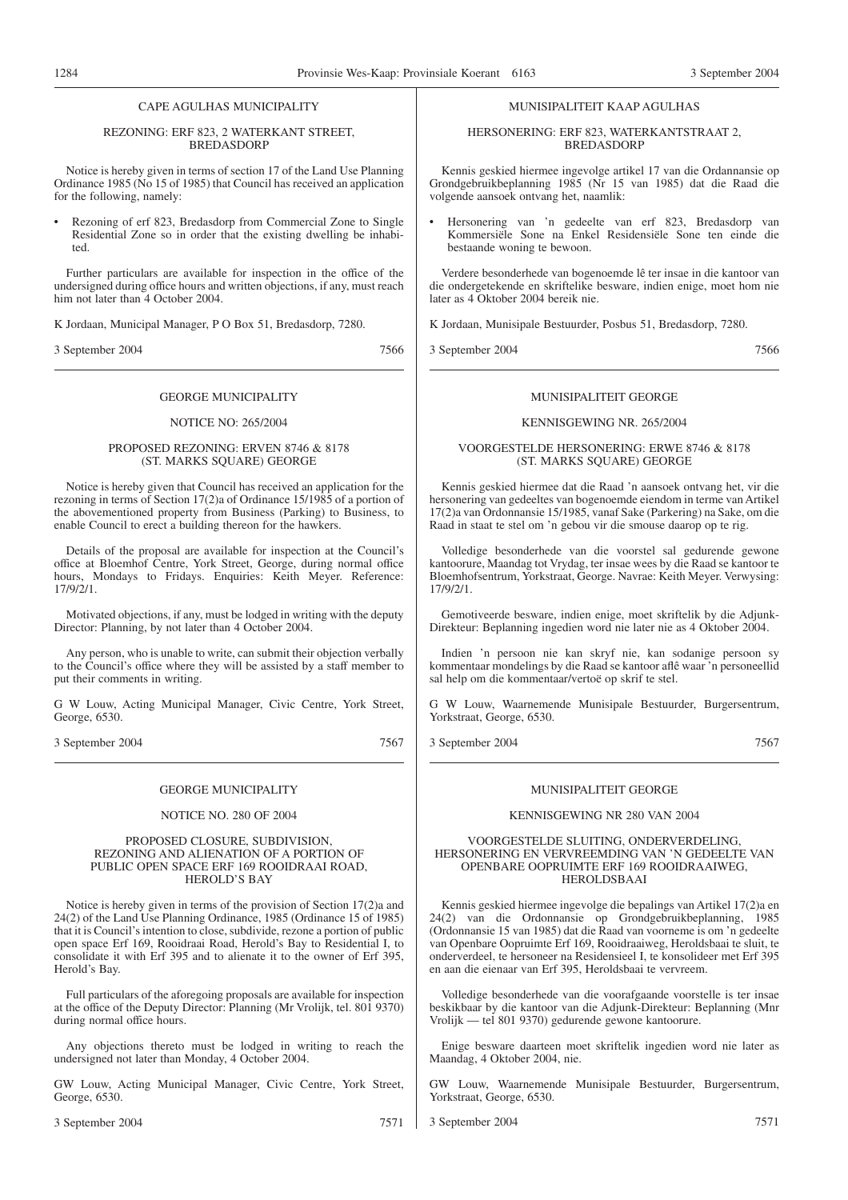## CAPE AGULHAS MUNICIPALITY

### REZONING: ERF 823, 2 WATERKANT STREET, BREDASDORP

Notice is hereby given in terms of section 17 of the Land Use Planning Ordinance 1985 (No 15 of 1985) that Council has received an application for the following, namely:

- Rezoning of erf 823, Bredasdorp from Commercial Zone to Single Residential Zone so in order that the existing dwelling be inhabited.

Further particulars are available for inspection in the office of the undersigned during office hours and written objections, if any, must reach him not later than 4 October 2004.

K Jordaan, Municipal Manager, P O Box 51, Bredasdorp, 7280.

3 September 2004 7566

## MUNISIPALITEIT KAAP AGULHAS

### HERSONERING: ERF 823, WATERKANTSTRAAT 2, BREDASDORP

Kennis geskied hiermee ingevolge artikel 17 van die Ordannansie op Grondgebruikbeplanning 1985 (Nr 15 van 1985) dat die Raad die volgende aansoek ontvang het, naamlik:

- Hersonering van 'n gedeelte van erf 823, Bredasdorp van Kommersiële Sone na Enkel Residensiële Sone ten einde die bestaande woning te bewoon.

Verdere besonderhede van bogenoemde lê ter insae in die kantoor van die ondergetekende en skriftelike besware, indien enige, moet hom nie later as 4 Oktober 2004 bereik nie.

K Jordaan, Munisipale Bestuurder, Posbus 51, Bredasdorp, 7280.

3 September 2004 7566

## GEORGE MUNICIPALITY

### NOTICE NO: 265/2004

### PROPOSED REZONING: ERVEN 8746 & 8178 (ST. MARKS SQUARE) GEORGE

Notice is hereby given that Council has received an application for the rezoning in terms of Section 17(2)a of Ordinance 15/1985 of a portion of the abovementioned property from Business (Parking) to Business, to enable Council to erect a building thereon for the hawkers.

Details of the proposal are available for inspection at the Council's office at Bloemhof Centre, York Street, George, during normal office hours, Mondays to Fridays. Enquiries: Keith Meyer. Reference: 17/9/2/1.

Motivated objections, if any, must be lodged in writing with the deputy Director: Planning, by not later than 4 October 2004.

Any person, who is unable to write, can submit their objection verbally to the Council's office where they will be assisted by a staff member to put their comments in writing.

G W Louw, Acting Municipal Manager, Civic Centre, York Street, George, 6530.

3 September 2004 7567

## MUNISIPALITEIT GEORGE

### KENNISGEWING NR. 265/2004

### VOORGESTELDE HERSONERING: ERWE 8746 & 8178 (ST. MARKS SQUARE) GEORGE

Kennis geskied hiermee dat die Raad 'n aansoek ontvang het, vir die hersonering van gedeeltes van bogenoemde eiendom in terme van Artikel 17(2)a van Ordonnansie 15/1985, vanaf Sake (Parkering) na Sake, om die Raad in staat te stel om 'n gebou vir die smouse daarop op te rig.

Volledige besonderhede van die voorstel sal gedurende gewone kantoorure, Maandag tot Vrydag, ter insae wees by die Raad se kantoor te Bloemhofsentrum, Yorkstraat, George. Navrae: Keith Meyer. Verwysing: 17/9/2/1.

Gemotiveerde besware, indien enige, moet skriftelik by die Adjunk-Direkteur: Beplanning ingedien word nie later nie as 4 Oktober 2004.

Indien 'n persoon nie kan skryf nie, kan sodanige persoon sy kommentaar mondelings by die Raad se kantoor aflê waar 'n personeellid sal help om die kommentaar/vertoë op skrif te stel.

G W Louw, Waarnemende Munisipale Bestuurder, Burgersentrum, Yorkstraat, George, 6530.

3 September 2004 7567

## GEORGE MUNICIPALITY

### NOTICE NO. 280 OF 2004

### PROPOSED CLOSURE, SUBDIVISION, REZONING AND ALIENATION OF A PORTION OF PUBLIC OPEN SPACE ERF 169 ROOIDRAAI ROAD, HEROLD'S BAY

Notice is hereby given in terms of the provision of Section 17(2)a and 24(2) of the Land Use Planning Ordinance, 1985 (Ordinance 15 of 1985) that it is Council's intention to close, subdivide, rezone a portion of public open space Erf 169, Rooidraai Road, Herold's Bay to Residential I, to consolidate it with Erf 395 and to alienate it to the owner of Erf 395, Herold's Bay.

Full particulars of the aforegoing proposals are available for inspection at the office of the Deputy Director: Planning (Mr Vrolijk, tel. 801 9370) during normal office hours.

Any objections thereto must be lodged in writing to reach the undersigned not later than Monday, 4 October 2004.

GW Louw, Acting Municipal Manager, Civic Centre, York Street, George, 6530.

3 September 2004 7571

## MUNISIPALITEIT GEORGE

### KENNISGEWING NR 280 VAN 2004

### VOORGESTELDE SLUITING, ONDERVERDELING, HERSONERING EN VERVREEMDING VAN 'N GEDEELTE VAN OPENBARE OOPRUIMTE ERF 169 ROOIDRAAIWEG, HEROLDSBAAI

Kennis geskied hiermee ingevolge die bepalings van Artikel 17(2)a en 24(2) van die Ordonnansie op Grondgebruikbeplanning, 1985 (Ordonnansie 15 van 1985) dat die Raad van voorneme is om 'n gedeelte van Openbare Oopruimte Erf 169, Rooidraaiweg, Heroldsbaai te sluit, te onderverdeel, te hersoneer na Residensieel I, te konsolideer met Erf 395 en aan die eienaar van Erf 395, Heroldsbaai te vervreem.

Volledige besonderhede van die voorafgaande voorstelle is ter insae beskikbaar by die kantoor van die Adjunk-Direkteur: Beplanning (Mnr Vrolijk — tel 801 9370) gedurende gewone kantoorure.

Enige besware daarteen moet skriftelik ingedien word nie later as Maandag, 4 Oktober 2004, nie.

GW Louw, Waarnemende Munisipale Bestuurder, Burgersentrum, Yorkstraat, George, 6530.

3 September 2004 7571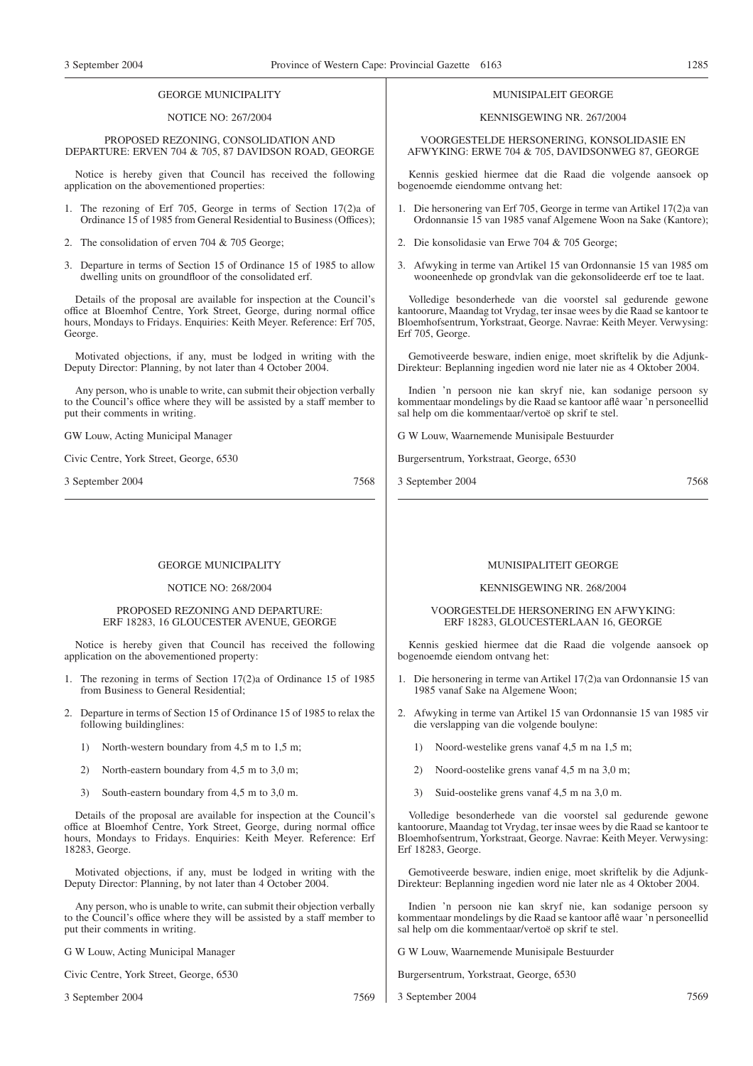GEORGE MUNICIPALITY

NOTICE NO: 267/2004

PROPOSED REZONING, CONSOLIDATION AND DEPARTURE: ERVEN 704 & 705, 87 DAVIDSON ROAD, GEORGE

Notice is hereby given that Council has received the following application on the abovementioned properties:

1. The rezoning of Erf 705, George in terms of Section 17(2)a of Ordinance 15 of 1985 from General Residential to Business (Offices);
2. The consolidation of erven 704 & 705 George;
3. Departure in terms of Section 15 of Ordinance 15 of 1985 to allow dwelling units on groundfloor of the consolidated erf.

Details of the proposal are available for inspection at the Council's office at Bloemhof Centre, York Street, George, during normal office hours, Mondays to Fridays. Enquiries: Keith Meyer. Reference: Erf 705, George.

Motivated objections, if any, must be lodged in writing with the Deputy Director: Planning, by not later than 4 October 2004.

Any person, who is unable to write, can submit their objection verbally to the Council's office where they will be assisted by a staff member to put their comments in writing.

GW Louw, Acting Municipal Manager

Civic Centre, York Street, George, 6530

3 September 2004 7568

MUNISIPALEIT GEORGE

KENNISGEWING NR. 267/2004

VOORGESTELDE HERSONERING, KONSOLIDASIE EN AFWYKING: ERWE 704 & 705, DAVIDSONWEG 87, GEORGE

Kennis geskied hiermee dat die Raad die volgende aansoek op bogenoemde eiendomme ontvang het:

1. Die hersonering van Erf 705, George in terme van Artikel 17(2)a van Ordonnansie 15 van 1985 vanaf Algemene Woon na Sake (Kantore);
2. Die konsolidasie van Erwe 704 & 705 George;
3. Afwyking in terme van Artikel 15 van Ordonnansie 15 van 1985 om wooneenhede op grondvlak van die gekonsolideerde erf toe te laat.

Volledige besonderhede van die voorstel sal gedurende gewone kantoorure, Maandag tot Vrydag, ter insae wees by die Raad se kantoor te Bloemhofsentrum, Yorkstraat, George. Navrae: Keith Meyer. Verwysing: Erf 705, George.

Gemotiveerde besware, indien enige, moet skriftelik by die Adjunk-Direkteur: Beplanning ingedien word nie later nie as 4 Oktober 2004.

Indien 'n persoon nie kan skryf nie, kan sodanige persoon sy kommentaar mondelings by die Raad se kantoor aflê waar 'n personeellid sal help om die kommentaar/vertoë op skrif te stel.

G W Louw, Waarnemende Munisipale Bestuurder

Burgersentrum, Yorkstraat, George, 6530

3 September 2004 7568

---

GEORGE MUNICIPALITY

NOTICE NO: 268/2004

PROPOSED REZONING AND DEPARTURE: ERF 18283, 16 GLOUCESTER AVENUE, GEORGE

Notice is hereby given that Council has received the following application on the abovementioned property:

1. The rezoning in terms of Section 17(2)a of Ordinance 15 of 1985 from Business to General Residential;
2. Departure in terms of Section 15 of Ordinance 15 of 1985 to relax the following buildinglines:
   1) North-western boundary from 4,5 m to 1,5 m;
   2) North-eastern boundary from 4,5 m to 3,0 m;
   3) South-eastern boundary from 4,5 m to 3,0 m.

Details of the proposal are available for inspection at the Council's office at Bloemhof Centre, York Street, George, during normal office hours, Mondays to Fridays. Enquiries: Keith Meyer. Reference: Erf 18283, George.

Motivated objections, if any, must be lodged in writing with the Deputy Director: Planning, by not later than 4 October 2004.

Any person, who is unable to write, can submit their objection verbally to the Council's office where they will be assisted by a staff member to put their comments in writing.

G W Louw, Acting Municipal Manager

Civic Centre, York Street, George, 6530

3 September 2004 7569

MUNISIPALITEIT GEORGE

KENNISGEWING NR. 268/2004

VOORGESTELDE HERSONERING EN AFWYKING: ERF 18283, GLOUCESTERLAAN 16, GEORGE

Kennis geskied hiermee dat die Raad die volgende aansoek op bogenoemde eiendom ontvang het:

1. Die hersonering in terme van Artikel 17(2)a van Ordonnansie 15 van 1985 vanaf Sake na Algemene Woon;
2. Afwyking in terme van Artikel 15 van Ordonnansie 15 van 1985 vir die verslapping van die volgende boulyne:
   1) Noord-westelike grens vanaf 4,5 m na 1,5 m;
   2) Noord-oostelike grens vanaf 4,5 m na 3,0 m;
   3) Suid-oostelike grens vanaf 4,5 m na 3,0 m.

Volledige besonderhede van die voorstel sal gedurende gewone kantoorure, Maandag tot Vrydag, ter insae wees by die Raad se kantoor te Bloemhofsentrum, Yorkstraat, George. Navrae: Keith Meyer. Verwysing: Erf 18283, George.

Gemotiveerde besware, indien enige, moet skriftelik by die Adjunk-Direkteur: Beplanning ingedien word nie later nle as 4 Oktober 2004.

Indien 'n persoon nie kan skryf nie, kan sodanige persoon sy kommentaar mondelings by die Raad se kantoor aflê waar 'n personeellid sal help om die kommentaar/vertoë op skrif te stel.

G W Louw, Waarnemende Munisipale Bestuurder

Burgersentrum, Yorkstraat, George, 6530

3 September 2004 7569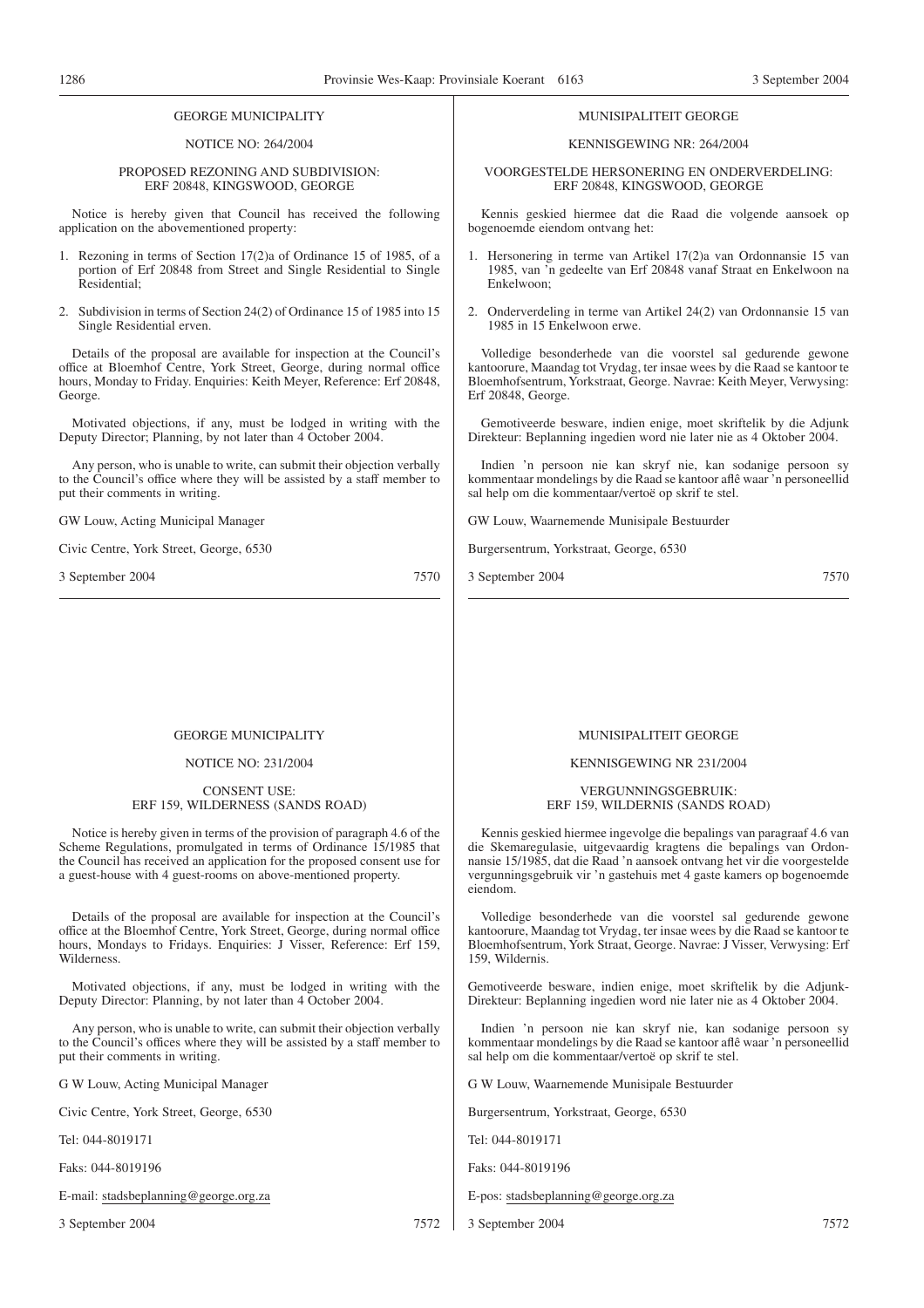GEORGE MUNICIPALITY

NOTICE NO: 264/2004

PROPOSED REZONING AND SUBDIVISION:
ERF 20848, KINGSWOOD, GEORGE

Notice is hereby given that Council has received the following application on the abovementioned property:

1. Rezoning in terms of Section 17(2)a of Ordinance 15 of 1985, of a portion of Erf 20848 from Street and Single Residential to Single Residential;
2. Subdivision in terms of Section 24(2) of Ordinance 15 of 1985 into 15 Single Residential erven.

Details of the proposal are available for inspection at the Council's office at Bloemhof Centre, York Street, George, during normal office hours, Monday to Friday. Enquiries: Keith Meyer, Reference: Erf 20848, George.

Motivated objections, if any, must be lodged in writing with the Deputy Director; Planning, by not later than 4 October 2004.

Any person, who is unable to write, can submit their objection verbally to the Council's office where they will be assisted by a staff member to put their comments in writing.

GW Louw, Acting Municipal Manager

Civic Centre, York Street, George, 6530

3 September 2004 7570

---

MUNISIPALITEIT GEORGE

KENNISGEWING NR: 264/2004

VOORGESTELDE HERSONERING EN ONDERVERDELING:
ERF 20848, KINGSWOOD, GEORGE

Kennis geskied hiermee dat die Raad die volgende aansoek op bogenoemde eiendom ontvang het:

1. Hersonering in terme van Artikel 17(2)a van Ordonnansie 15 van 1985, van 'n gedeelte van Erf 20848 vanaf Straat en Enkelwoon na Enkelwoon;
2. Onderverdeling in terme van Artikel 24(2) van Ordonnansie 15 van 1985 in 15 Enkelwoon erwe.

Volledige besonderhede van die voorstel sal gedurende gewone kantoorure, Maandag tot Vrydag, ter insae wees by die Raad se kantoor te Bloemhofsentrum, Yorkstraat, George. Navrae: Keith Meyer, Verwysing: Erf 20848, George.

Gemotiveerde besware, indien enige, moet skriftelik by die Adjunk Direkteur: Beplanning ingedien word nie later nie as 4 Oktober 2004.

Indien 'n persoon nie kan skryf nie, kan sodanige persoon sy kommentaar mondelings by die Raad se kantoor aflê waar 'n personeellid sal help om die kommentaar/vertoë op skrif te stel.

GW Louw, Waarnemende Munisipale Bestuurder

Burgersentrum, Yorkstraat, George, 6530

3 September 2004 7570

---

GEORGE MUNICIPALITY

NOTICE NO: 231/2004

CONSENT USE:
ERF 159, WILDERNESS (SANDS ROAD)

Notice is hereby given in terms of the provision of paragraph 4.6 of the Scheme Regulations, promulgated in terms of Ordinance 15/1985 that the Council has received an application for the proposed consent use for a guest-house with 4 guest-rooms on above-mentioned property.

Details of the proposal are available for inspection at the Council's office at the Bloemhof Centre, York Street, George, during normal office hours, Mondays to Fridays. Enquiries: J Visser, Reference: Erf 159, Wilderness.

Motivated objections, if any, must be lodged in writing with the Deputy Director: Planning, by not later than 4 October 2004.

Any person, who is unable to write, can submit their objection verbally to the Council's offices where they will be assisted by a staff member to put their comments in writing.

G W Louw, Acting Municipal Manager

Civic Centre, York Street, George, 6530

Tel: 044-8019171

Faks: 044-8019196

E-mail: stadsbeplanning@george.org.za

3 September 2004 7572

---

MUNISIPALITEIT GEORGE

KENNISGEWING NR 231/2004

VERGUNNINGSGEBRUIK:
ERF 159, WILDERNIS (SANDS ROAD)

Kennis geskied hiermee ingevolge die bepalings van paragraaf 4.6 van die Skemaregulasie, uitgevaardig kragtens die bepalings van Ordonnansie 15/1985, dat die Raad 'n aansoek ontvang het vir die voorgestelde vergunningsgebruik vir 'n gastehuis met 4 gaste kamers op bogenoemde eiendom.

Volledige besonderhede van die voorstel sal gedurende gewone kantoorure, Maandag tot Vrydag, ter insae wees by die Raad se kantoor te Bloemhofsentrum, York Straat, George. Navrae: J Visser, Verwysing: Erf 159, Wildernis.

Gemotiveerde besware, indien enige, moet skriftelik by die Adjunk-Direkteur: Beplanning ingedien word nie later nie as 4 Oktober 2004.

Indien 'n persoon nie kan skryf nie, kan sodanige persoon sy kommentaar mondelings by die Raad se kantoor aflê waar 'n personeellid sal help om die kommentaar/vertoë op skrif te stel.

G W Louw, Waarnemende Munisipale Bestuurder

Burgersentrum, Yorkstraat, George, 6530

Tel: 044-8019171

Faks: 044-8019196

E-pos: stadsbeplanning@george.org.za

3 September 2004 7572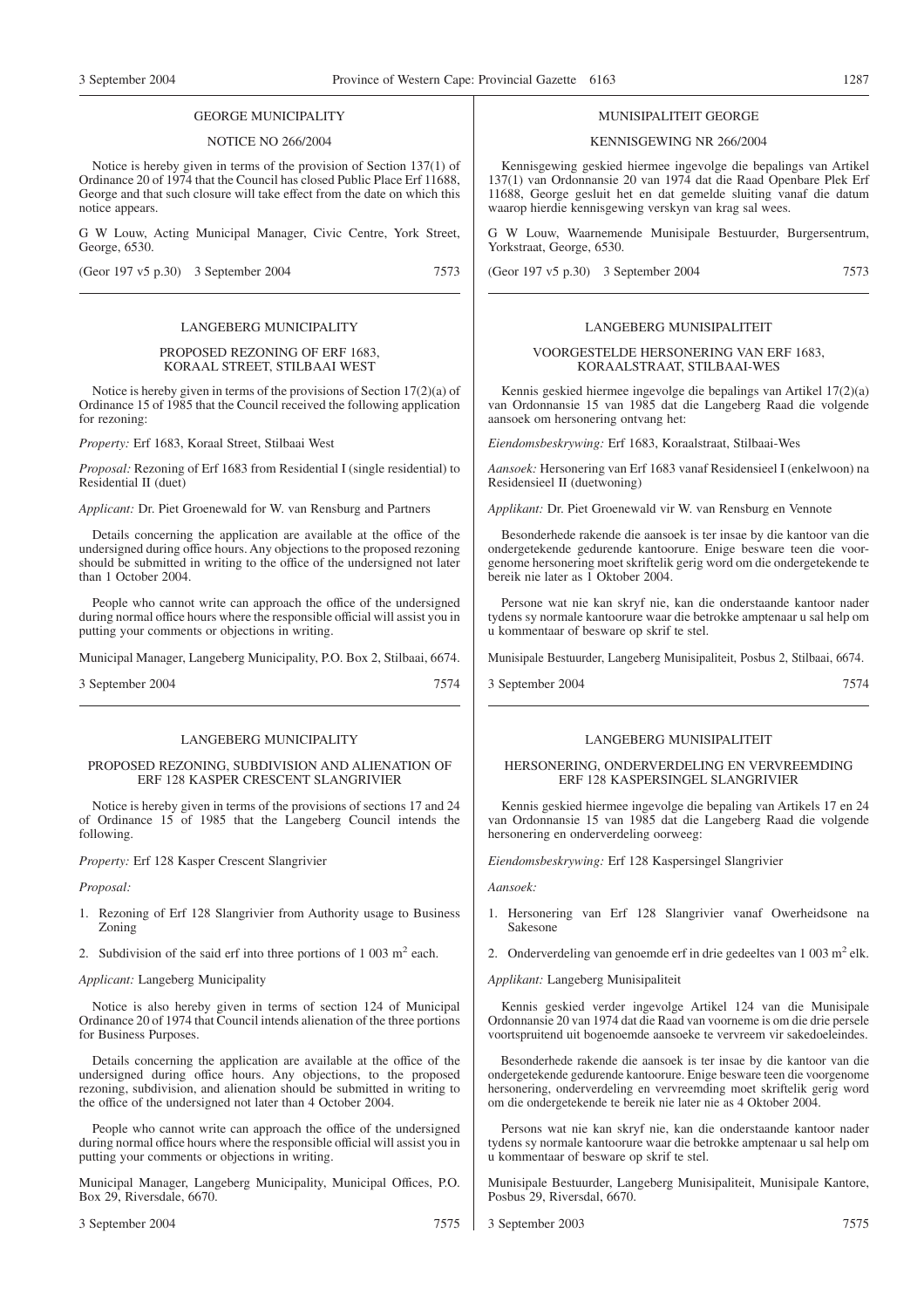GEORGE MUNICIPALITY

NOTICE NO 266/2004

Notice is hereby given in terms of the provision of Section 137(1) of Ordinance 20 of 1974 that the Council has closed Public Place Erf 11688, George and that such closure will take effect from the date on which this notice appears.

G W Louw, Acting Municipal Manager, Civic Centre, York Street, George, 6530.

(Geor 197 v5 p.30) 3 September 2004 7573

---

LANGEBERG MUNICIPALITY

PROPOSED REZONING OF ERF 1683, KORAAL STREET, STILBAAI WEST

Notice is hereby given in terms of the provisions of Section 17(2)(a) of Ordinance 15 of 1985 that the Council received the following application for rezoning:

*Property:* Erf 1683, Koraal Street, Stilbaai West

*Proposal:* Rezoning of Erf 1683 from Residential I (single residential) to Residential II (duet)

*Applicant:* Dr. Piet Groenewald for W. van Rensburg and Partners

Details concerning the application are available at the office of the undersigned during office hours. Any objections to the proposed rezoning should be submitted in writing to the office of the undersigned not later than 1 October 2004.

People who cannot write can approach the office of the undersigned during normal office hours where the responsible official will assist you in putting your comments or objections in writing.

Municipal Manager, Langeberg Municipality, P.O. Box 2, Stilbaai, 6674.

3 September 2004 7574

---

LANGEBERG MUNICIPALITY

PROPOSED REZONING, SUBDIVISION AND ALIENATION OF ERF 128 KASPER CRESCENT SLANGRIVIER

Notice is hereby given in terms of the provisions of sections 17 and 24 of Ordinance 15 of 1985 that the Langeberg Council intends the following.

*Property:* Erf 128 Kasper Crescent Slangrivier

*Proposal:*

1. Rezoning of Erf 128 Slangrivier from Authority usage to Business Zoning
2. Subdivision of the said erf into three portions of 1 003 m$^2$ each.

*Applicant:* Langeberg Municipality

Notice is also hereby given in terms of section 124 of Municipal Ordinance 20 of 1974 that Council intends alienation of the three portions for Business Purposes.

Details concerning the application are available at the office of the undersigned during office hours. Any objections, to the proposed rezoning, subdivision, and alienation should be submitted in writing to the office of the undersigned not later than 4 October 2004.

People who cannot write can approach the office of the undersigned during normal office hours where the responsible official will assist you in putting your comments or objections in writing.

Municipal Manager, Langeberg Municipality, Municipal Offices, P.O. Box 29, Riversdale, 6670.

3 September 2004 7575

---

MUNISIPALITEIT GEORGE

KENNISGEWING NR 266/2004

Kennisgewing geskied hiermee ingevolge die bepalings van Artikel 137(1) van Ordonnansie 20 van 1974 dat die Raad Openbare Plek Erf 11688, George gesluit het en dat gemelde sluiting vanaf die datum waarop hierdie kennisgewing verskyn van krag sal wees.

G W Louw, Waarnemende Munisipale Bestuurder, Burgersentrum, Yorkstraat, George, 6530.

(Geor 197 v5 p.30) 3 September 2004 7573

---

LANGEBERG MUNISIPALITEIT

VOORGESTELDE HERSONERING VAN ERF 1683, KORAALSTRAAT, STILBAAI-WES

Kennis geskied hiermee ingevolge die bepalings van Artikel 17(2)(a) van Ordonnansie 15 van 1985 dat die Langeberg Raad die volgende aansoek om hersonering ontvang het:

*Eiendomsbeskrywing:* Erf 1683, Koraalstraat, Stilbaai-Wes

*Aansoek:* Hersonering van Erf 1683 vanaf Residensieel I (enkelwoon) na Residensieel II (duetwoning)

*Applikant:* Dr. Piet Groenewald vir W. van Rensburg en Vennote

Besonderhede rakende die aansoek is ter insae by die kantoor van die ondergetekende gedurende kantoorure. Enige besware teen die voorgenome hersonering moet skriftelik gerig word om die ondergetekende te bereik nie later as 1 Oktober 2004.

Persone wat nie kan skryf nie, kan die onderstaande kantoor nader tydens sy normale kantoorure waar die betrokke amptenaar u sal help om u kommentaar of besware op skrif te stel.

Munisipale Bestuurder, Langeberg Munisipaliteit, Posbus 2, Stilbaai, 6674.

3 September 2004 7574

---

LANGEBERG MUNISIPALITEIT

HERSONERING, ONDERVERDELING EN VERVREEMDING ERF 128 KASPERSINGEL SLANGRIVIER

Kennis geskied hiermee ingevolge die bepaling van Artikels 17 en 24 van Ordonnansie 15 van 1985 dat die Langeberg Raad die volgende hersonering en onderverdeling oorweeg:

*Eiendomsbeskrywing:* Erf 128 Kaspersingel Slangrivier

*Aansoek:*

1. Hersonering van Erf 128 Slangrivier vanaf Owerheidsone na Sakesone
2. Onderverdeling van genoemde erf in drie gedeeltes van 1 003 m$^2$ elk.

*Applikant:* Langeberg Munisipaliteit

Kennis geskied verder ingevolge Artikel 124 van die Munisipale Ordonnansie 20 van 1974 dat die Raad van voorneme is om die drie persele voortspruitend uit bogenoemde aansoeke te vervreem vir sakedoeleindes.

Besonderhede rakende die aansoek is ter insae by die kantoor van die ondergetekende gedurende kantoorure. Enige besware teen die voorgenome hersonering, onderverdeling en vervreemding moet skriftelik gerig word om die ondergetekende te bereik nie later nie as 4 Oktober 2004.

Persons wat nie kan skryf nie, kan die onderstaande kantoor nader tydens sy normale kantoorure waar die betrokke amptenaar u sal help om u kommentaar of besware op skrif te stel.

Munisipale Bestuurder, Langeberg Munisipaliteit, Munisipale Kantore, Posbus 29, Riversdal, 6670.

3 September 2003 7575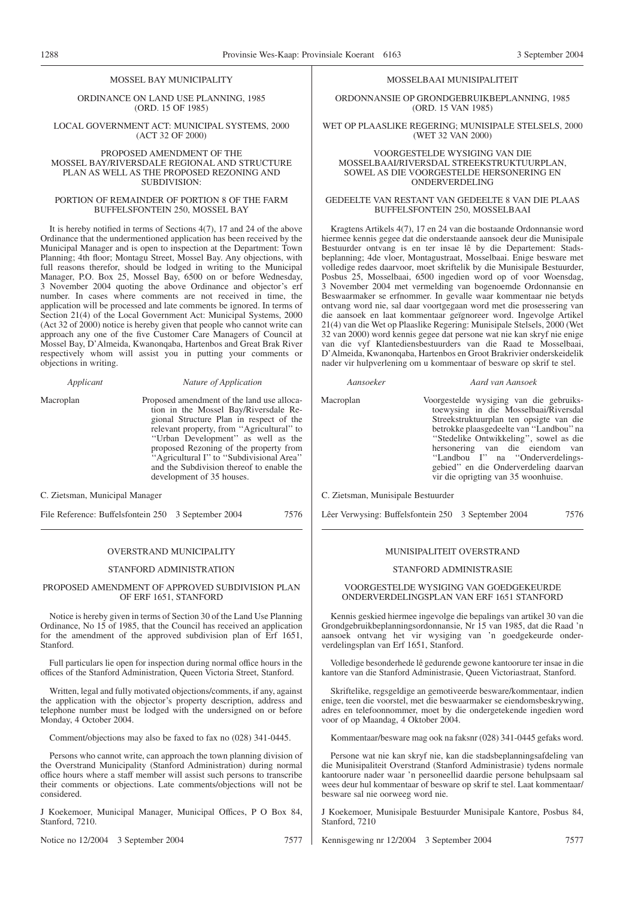MOSSEL BAY MUNICIPALITY

ORDINANCE ON LAND USE PLANNING, 1985 (ORD. 15 OF 1985)

LOCAL GOVERNMENT ACT: MUNICIPAL SYSTEMS, 2000 (ACT 32 OF 2000)

PROPOSED AMENDMENT OF THE MOSSEL BAY/RIVERSDALE REGIONAL AND STRUCTURE PLAN AS WELL AS THE PROPOSED REZONING AND SUBDIVISION:

PORTION OF REMAINDER OF PORTION 8 OF THE FARM BUFFELSFONTEIN 250, MOSSEL BAY

It is hereby notified in terms of Sections 4(7), 17 and 24 of the above Ordinance that the undermentioned application has been received by the Municipal Manager and is open to inspection at the Department: Town Planning; 4th floor; Montagu Street, Mossel Bay. Any objections, with full reasons therefor, should be lodged in writing to the Municipal Manager, P.O. Box 25, Mossel Bay, 6500 on or before Wednesday, 3 November 2004 quoting the above Ordinance and objector's erf number. In cases where comments are not received in time, the application will be processed and late comments be ignored. In terms of Section 21(4) of the Local Government Act: Municipal Systems, 2000 (Act 32 of 2000) notice is hereby given that people who cannot write can approach any one of the five Customer Care Managers of Council at Mossel Bay, D'Almeida, Kwanonqaba, Hartenbos and Great Brak River respectively whom will assist you in putting your comments or objections in writing.

| *Applicant* | *Nature of Application* |
|---|---|
| Macroplan | Proposed amendment of the land use allocation in the Mossel Bay/Riversdale Regional Structure Plan in respect of the relevant property, from ''Agricultural'' to ''Urban Development'' as well as the proposed Rezoning of the property from ''Agricultural I'' to ''Subdivisional Area'' and the Subdivision thereof to enable the development of 35 houses. |

C. Zietsman, Municipal Manager

File Reference: Buffelsfontein 250 3 September 2004 7576

---

MOSSELBAAI MUNISIPALITEIT

ORDONNANSIE OP GRONDGEBRUIKBEPLANNING, 1985 (ORD. 15 VAN 1985)

WET OP PLAASLIKE REGERING; MUNISIPALE STELSELS, 2000 (WET 32 VAN 2000)

VOORGESTELDE WYSIGING VAN DIE MOSSELBAAI/RIVERSDAL STREEKSTRUKTUURPLAN, SOWEL AS DIE VOORGESTELDE HERSONERING EN ONDERVERDELING

GEDEELTE VAN RESTANT VAN GEDEELTE 8 VAN DIE PLAAS BUFFELSFONTEIN 250, MOSSELBAAI

Kragtens Artikels 4(7), 17 en 24 van die bostaande Ordonnansie word hiermee kennis gegee dat die onderstaande aansoek deur die Munisipale Bestuurder ontvang is en ter insae lê by die Departement: Stadsbeplanning; 4de vloer, Montagustraat, Mosselbaai. Enige besware met volledige redes daarvoor, moet skriftelik by die Munisipale Bestuurder, Posbus 25, Mosselbaai, 6500 ingedien word op of voor Woensdag, 3 November 2004 met vermelding van bogenoemde Ordonnansie en Beswaarmaker se erfnommer. In gevalle waar kommentaar nie betyds ontvang word nie, sal daar voortgegaan word met die prosessering van die aansoek en laat kommentaar geïgnoreer word. Ingevolge Artikel 21(4) van die Wet op Plaaslike Regering: Munisipale Stelsels, 2000 (Wet 32 van 2000) word kennis gegee dat persone wat nie kan skryf nie enige van die vyf Klantediensbestuurders van die Raad te Mosselbaai, D'Almeida, Kwanonqaba, Hartenbos en Groot Brakrivier onderskeidelik nader vir hulpverlening om u kommentaar of besware op skrif te stel.

| *Aansoeker* | *Aard van Aansoek* |
|---|---|
| Macroplan | Voorgestelde wysiging van die gebruikstoewysing in die Mosselbaai/Riversdal Streekstruktuurplan ten opsigte van die betrokke plaasgedeelte van ''Landbou'' na ''Stedelike Ontwikkeling'', sowel as die hersonering van die eiendom van ''Landbou I'' na ''Onderverdelingsgebied'' en die Onderverdeling daarvan vir die oprigting van 35 woonhuise. |

C. Zietsman, Munisipale Bestuurder

Lêer Verwysing: Buffelsfontein 250 3 September 2004 7576

---

OVERSTRAND MUNICIPALITY

STANFORD ADMINISTRATION

PROPOSED AMENDMENT OF APPROVED SUBDIVISION PLAN OF ERF 1651, STANFORD

Notice is hereby given in terms of Section 30 of the Land Use Planning Ordinance, No 15 of 1985, that the Council has received an application for the amendment of the approved subdivision plan of Erf 1651, Stanford.

Full particulars lie open for inspection during normal office hours in the offices of the Stanford Administration, Queen Victoria Street, Stanford.

Written, legal and fully motivated objections/comments, if any, against the application with the objector's property description, address and telephone number must be lodged with the undersigned on or before Monday, 4 October 2004.

Comment/objections may also be faxed to fax no (028) 341-0445.

Persons who cannot write, can approach the town planning division of the Overstrand Municipality (Stanford Administration) during normal office hours where a staff member will assist such persons to transcribe their comments or objections. Late comments/objections will not be considered.

J Koekemoer, Municipal Manager, Municipal Offices, P O Box 84, Stanford, 7210.

Notice no 12/2004 3 September 2004 7577

---

MUNISIPALITEIT OVERSTRAND

STANFORD ADMINISTRASIE

VOORGESTELDE WYSIGING VAN GOEDGEKEURDE ONDERVERDELINGSPLAN VAN ERF 1651 STANFORD

Kennis geskied hiermee ingevolge die bepalings van artikel 30 van die Grondgebruikbeplanningsordonnansie, Nr 15 van 1985, dat die Raad 'n aansoek ontvang het vir wysiging van 'n goedgekeurde onderverdelingsplan van Erf 1651, Stanford.

Volledige besonderhede lê gedurende gewone kantoorure ter insae in die kantore van die Stanford Administrasie, Queen Victoriastraat, Stanford.

Skriftelike, regsgeldige en gemotiveerde besware/kommentaar, indien enige, teen die voorstel, met die beswaarmaker se eiendomsbeskrywing, adres en telefoonnommer, moet by die ondergetekende ingedien word voor of op Maandag, 4 Oktober 2004.

Kommentaar/besware mag ook na faksnr (028) 341-0445 gefaks word.

Persone wat nie kan skryf nie, kan die stadsbeplanningsafdeling van die Munisipaliteit Overstrand (Stanford Administrasie) tydens normale kantoorure nader waar 'n personeellid daardie persone behulpsaam sal wees deur hul kommentaar of besware op skrif te stel. Laat kommentaar/besware sal nie oorweeg word nie.

J Koekemoer, Munisipale Bestuurder Munisipale Kantore, Posbus 84, Stanford, 7210

Kennisgewing nr 12/2004 3 September 2004 7577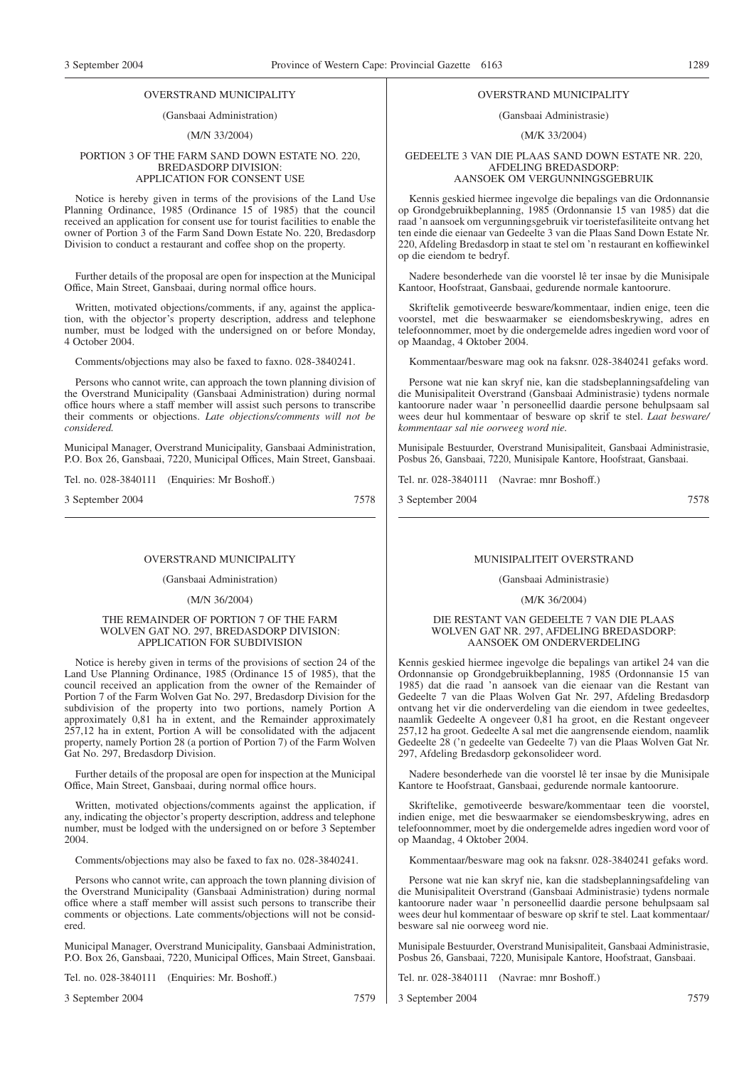OVERSTRAND MUNICIPALITY

(Gansbaai Administration)

(M/N 33/2004)

PORTION 3 OF THE FARM SAND DOWN ESTATE NO. 220, BREDASDORP DIVISION: APPLICATION FOR CONSENT USE

Notice is hereby given in terms of the provisions of the Land Use Planning Ordinance, 1985 (Ordinance 15 of 1985) that the council received an application for consent use for tourist facilities to enable the owner of Portion 3 of the Farm Sand Down Estate No. 220, Bredasdorp Division to conduct a restaurant and coffee shop on the property.

Further details of the proposal are open for inspection at the Municipal Office, Main Street, Gansbaai, during normal office hours.

Written, motivated objections/comments, if any, against the application, with the objector's property description, address and telephone number, must be lodged with the undersigned on or before Monday, 4 October 2004.

Comments/objections may also be faxed to faxno. 028-3840241.

Persons who cannot write, can approach the town planning division of the Overstrand Municipality (Gansbaai Administration) during normal office hours where a staff member will assist such persons to transcribe their comments or objections. *Late objections/comments will not be considered.*

Municipal Manager, Overstrand Municipality, Gansbaai Administration, P.O. Box 26, Gansbaai, 7220, Municipal Offices, Main Street, Gansbaai.

Tel. no. 028-3840111 (Enquiries: Mr Boshoff.)

3 September 2004 7578

OVERSTRAND MUNICIPALITY

(Gansbaai Administrasie)

(M/K 33/2004)

GEDEELTE 3 VAN DIE PLAAS SAND DOWN ESTATE NR. 220, AFDELING BREDASDORP: AANSOEK OM VERGUNNINGSGEBRUIK

Kennis geskied hiermee ingevolge die bepalings van die Ordonnansie op Grondgebruikbeplanning, 1985 (Ordonnansie 15 van 1985) dat die raad 'n aansoek om vergunningsgebruik vir toeristefasiliteite ontvang het ten einde die eienaar van Gedeelte 3 van die Plaas Sand Down Estate Nr. 220, Afdeling Bredasdorp in staat te stel om 'n restaurant en koffiewinkel op die eiendom te bedryf.

Nadere besonderhede van die voorstel lê ter insae by die Munisipale Kantoor, Hoofstraat, Gansbaai, gedurende normale kantoorure.

Skriftelik gemotiveerde besware/kommentaar, indien enige, teen die voorstel, met die beswaarmaker se eiendomsbeskrywing, adres en telefoonnommer, moet by die ondergemelde adres ingedien word voor of op Maandag, 4 Oktober 2004.

Kommentaar/besware mag ook na faksnr. 028-3840241 gefaks word.

Persone wat nie kan skryf nie, kan die stadsbeplanningsafdeling van die Munisipaliteit Overstrand (Gansbaai Administrasie) tydens normale kantoorure nader waar 'n personeellid daardie persone behulpsaam sal wees deur hul kommentaar of besware op skrif te stel. *Laat besware/kommentaar sal nie oorweeg word nie.*

Munisipale Bestuurder, Overstrand Munisipaliteit, Gansbaai Administrasie, Posbus 26, Gansbaai, 7220, Munisipale Kantore, Hoofstraat, Gansbaai.

Tel. nr. 028-3840111 (Navrae: mnr Boshoff.)

3 September 2004 7578

OVERSTRAND MUNICIPALITY

(Gansbaai Administration)

(M/N 36/2004)

THE REMAINDER OF PORTION 7 OF THE FARM WOLVEN GAT NO. 297, BREDASDORP DIVISION: APPLICATION FOR SUBDIVISION

Notice is hereby given in terms of the provisions of section 24 of the Land Use Planning Ordinance, 1985 (Ordinance 15 of 1985), that the council received an application from the owner of the Remainder of Portion 7 of the Farm Wolven Gat No. 297, Bredasdorp Division for the subdivision of the property into two portions, namely Portion A approximately 0,81 ha in extent, and the Remainder approximately 257,12 ha in extent, Portion A will be consolidated with the adjacent property, namely Portion 28 (a portion of Portion 7) of the Farm Wolven Gat No. 297, Bredasdorp Division.

Further details of the proposal are open for inspection at the Municipal Office, Main Street, Gansbaai, during normal office hours.

Written, motivated objections/comments against the application, if any, indicating the objector's property description, address and telephone number, must be lodged with the undersigned on or before 3 September 2004.

Comments/objections may also be faxed to fax no. 028-3840241.

Persons who cannot write, can approach the town planning division of the Overstrand Municipality (Gansbaai Administration) during normal office where a staff member will assist such persons to transcribe their comments or objections. Late comments/objections will not be considered.

Municipal Manager, Overstrand Municipality, Gansbaai Administration, P.O. Box 26, Gansbaai, 7220, Municipal Offices, Main Street, Gansbaai.

Tel. no. 028-3840111 (Enquiries: Mr. Boshoff.)

3 September 2004 7579

MUNISIPALITEIT OVERSTRAND

(Gansbaai Administrasie)

(M/K 36/2004)

DIE RESTANT VAN GEDEELTE 7 VAN DIE PLAAS WOLVEN GAT NR. 297, AFDELING BREDASDORP: AANSOEK OM ONDERVERDELING

Kennis geskied hiermee ingevolge die bepalings van artikel 24 van die Ordonnansie op Grondgebruikbeplanning, 1985 (Ordonnansie 15 van 1985) dat die raad 'n aansoek van die eienaar van die Restant van Gedeelte 7 van die Plaas Wolven Gat Nr. 297, Afdeling Bredasdorp ontvang het vir die onderverdeling van die eiendom in twee gedeeltes, naamlik Gedeelte A ongeveer 0,81 ha groot, en die Restant ongeveer 257,12 ha groot. Gedeelte A sal met die aangrensende eiendom, naamlik Gedeelte 28 ('n gedeelte van Gedeelte 7) van die Plaas Wolven Gat Nr. 297, Afdeling Bredasdorp gekonsolideer word.

Nadere besonderhede van die voorstel lê ter insae by die Munisipale Kantore te Hoofstraat, Gansbaai, gedurende normale kantoorure.

Skriftelike, gemotiveerde besware/kommentaar teen die voorstel, indien enige, met die beswaarmaker se eiendomsbeskrywing, adres en telefoonnommer, moet by die ondergemelde adres ingedien word voor of op Maandag, 4 Oktober 2004.

Kommentaar/besware mag ook na faksnr. 028-3840241 gefaks word.

Persone wat nie kan skryf nie, kan die stadsbeplanningsafdeling van die Munisipaliteit Overstrand (Gansbaai Administrasie) tydens normale kantoorure nader waar 'n personeellid daardie persone behulpsaam sal wees deur hul kommentaar of besware op skrif te stel. Laat kommentaar/besware sal nie oorweeg word nie.

Munisipale Bestuurder, Overstrand Munisipaliteit, Gansbaai Administrasie, Posbus 26, Gansbaai, 7220, Munisipale Kantore, Hoofstraat, Gansbaai.

Tel. nr. 028-3840111 (Navrae: mnr Boshoff.)

3 September 2004 7579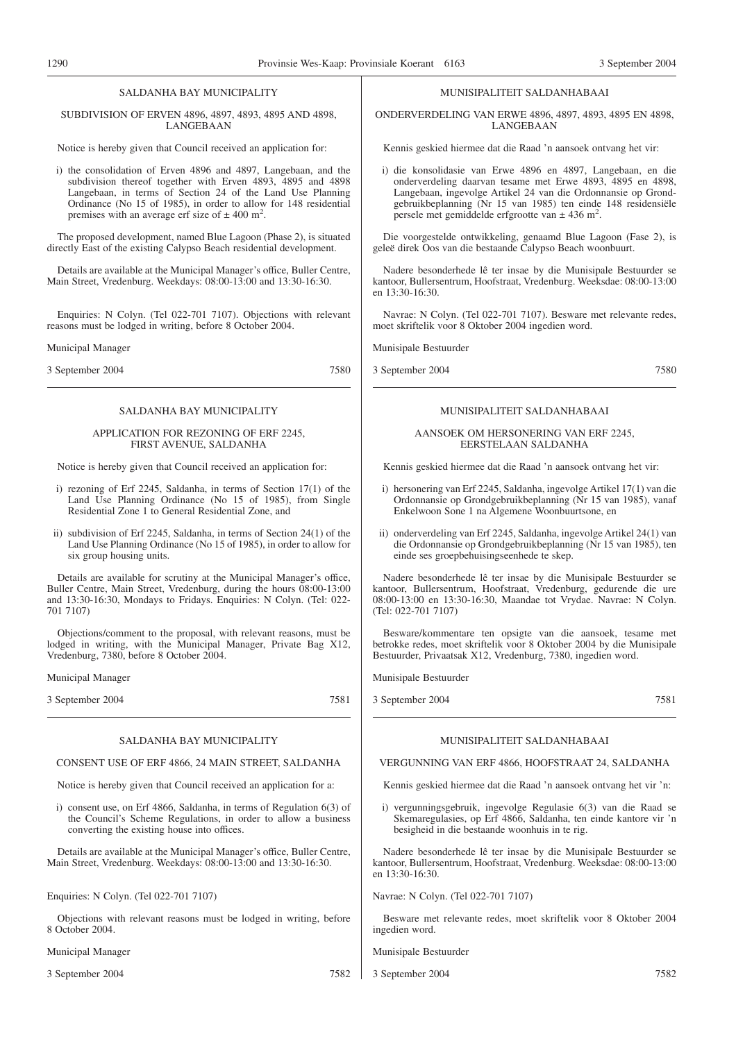## SALDANHA BAY MUNICIPALITY

### SUBDIVISION OF ERVEN 4896, 4897, 4893, 4895 AND 4898, LANGEBAAN

Notice is hereby given that Council received an application for:

i) the consolidation of Erven 4896 and 4897, Langebaan, and the subdivision thereof together with Erven 4893, 4895 and 4898 Langebaan, in terms of Section 24 of the Land Use Planning Ordinance (No 15 of 1985), in order to allow for 148 residential premises with an average erf size of ± 400 m$^2$.

The proposed development, named Blue Lagoon (Phase 2), is situated directly East of the existing Calypso Beach residential development.

Details are available at the Municipal Manager's office, Buller Centre, Main Street, Vredenburg. Weekdays: 08:00-13:00 and 13:30-16:30.

Enquiries: N Colyn. (Tel 022-701 7107). Objections with relevant reasons must be lodged in writing, before 8 October 2004.

Municipal Manager

3 September 2004 7580

## MUNISIPALITEIT SALDANHABAAI

### ONDERVERDELING VAN ERWE 4896, 4897, 4893, 4895 EN 4898, LANGEBAAN

Kennis geskied hiermee dat die Raad 'n aansoek ontvang het vir:

i) die konsolidasie van Erwe 4896 en 4897, Langebaan, en die onderverdeling daarvan tesame met Erwe 4893, 4895 en 4898, Langebaan, ingevolge Artikel 24 van die Ordonnansie op Grondgebruikbeplanning (Nr 15 van 1985) ten einde 148 residensiële persele met gemiddelde erfgrootte van ± 436 m$^2$.

Die voorgestelde ontwikkeling, genaamd Blue Lagoon (Fase 2), is geleë direk Oos van die bestaande Calypso Beach woonbuurt.

Nadere besonderhede lê ter insae by die Munisipale Bestuurder se kantoor, Bullersentrum, Hoofstraat, Vredenburg. Weeksdae: 08:00-13:00 en 13:30-16:30.

Navrae: N Colyn. (Tel 022-701 7107). Besware met relevante redes, moet skriftelik voor 8 Oktober 2004 ingedien word.

Munisipale Bestuurder

3 September 2004 7580

## SALDANHA BAY MUNICIPALITY

### APPLICATION FOR REZONING OF ERF 2245, FIRST AVENUE, SALDANHA

Notice is hereby given that Council received an application for:

i) rezoning of Erf 2245, Saldanha, in terms of Section 17(1) of the Land Use Planning Ordinance (No 15 of 1985), from Single Residential Zone 1 to General Residential Zone, and

ii) subdivision of Erf 2245, Saldanha, in terms of Section 24(1) of the Land Use Planning Ordinance (No 15 of 1985), in order to allow for six group housing units.

Details are available for scrutiny at the Municipal Manager's office, Buller Centre, Main Street, Vredenburg, during the hours 08:00-13:00 and 13:30-16:30, Mondays to Fridays. Enquiries: N Colyn. (Tel: 022-701 7107)

Objections/comment to the proposal, with relevant reasons, must be lodged in writing, with the Municipal Manager, Private Bag X12, Vredenburg, 7380, before 8 October 2004.

Municipal Manager

3 September 2004 7581

## MUNISIPALITEIT SALDANHABAAI

### AANSOEK OM HERSONERING VAN ERF 2245, EERSTELAAN SALDANHA

Kennis geskied hiermee dat die Raad 'n aansoek ontvang het vir:

i) hersonering van Erf 2245, Saldanha, ingevolge Artikel 17(1) van die Ordonnansie op Grondgebruikbeplanning (Nr 15 van 1985), vanaf Enkelwoon Sone 1 na Algemene Woonbuurtsone, en

ii) onderverdeling van Erf 2245, Saldanha, ingevolge Artikel 24(1) van die Ordonnansie op Grondgebruikbeplanning (Nr 15 van 1985), ten einde ses groepbehuisingseenhede te skep.

Nadere besonderhede lê ter insae by die Munisipale Bestuurder se kantoor, Bullersentrum, Hoofstraat, Vredenburg, gedurende die ure 08:00-13:00 en 13:30-16:30, Maandae tot Vrydae. Navrae: N Colyn. (Tel: 022-701 7107)

Besware/kommentare ten opsigte van die aansoek, tesame met betrokke redes, moet skriftelik voor 8 Oktober 2004 by die Munisipale Bestuurder, Privaatsak X12, Vredenburg, 7380, ingedien word.

Munisipale Bestuurder

3 September 2004 7581

## SALDANHA BAY MUNICIPALITY

### CONSENT USE OF ERF 4866, 24 MAIN STREET, SALDANHA

Notice is hereby given that Council received an application for a:

i) consent use, on Erf 4866, Saldanha, in terms of Regulation 6(3) of the Council's Scheme Regulations, in order to allow a business converting the existing house into offices.

Details are available at the Municipal Manager's office, Buller Centre, Main Street, Vredenburg. Weekdays: 08:00-13:00 and 13:30-16:30.

Enquiries: N Colyn. (Tel 022-701 7107)

Objections with relevant reasons must be lodged in writing, before 8 October 2004.

Municipal Manager

3 September 2004 7582

## MUNISIPALITEIT SALDANHABAAI

### VERGUNNING VAN ERF 4866, HOOFSTRAAT 24, SALDANHA

Kennis geskied hiermee dat die Raad 'n aansoek ontvang het vir 'n:

i) vergunningsgebruik, ingevolge Regulasie 6(3) van die Raad se Skemaregulasies, op Erf 4866, Saldanha, ten einde kantore vir 'n besigheid in die bestaande woonhuis in te rig.

Nadere besonderhede lê ter insae by die Munisipale Bestuurder se kantoor, Bullersentrum, Hoofstraat, Vredenburg. Weeksdae: 08:00-13:00 en 13:30-16:30.

Navrae: N Colyn. (Tel 022-701 7107)

Besware met relevante redes, moet skriftelik voor 8 Oktober 2004 ingedien word.

Munisipale Bestuurder

3 September 2004 7582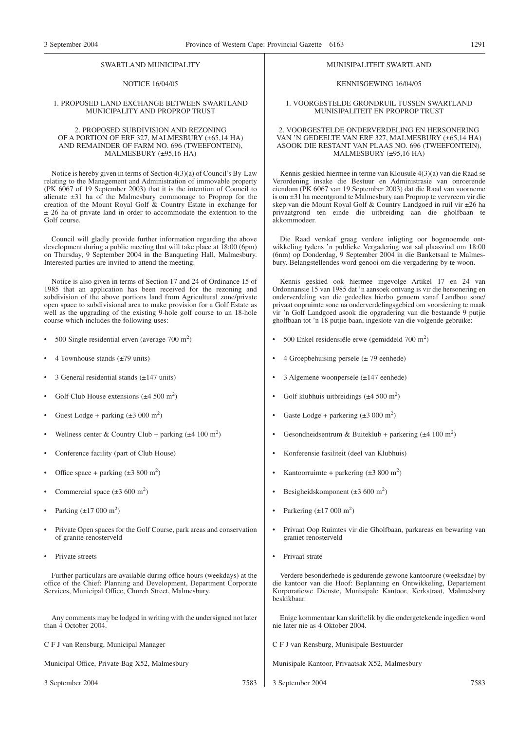SWARTLAND MUNICIPALITY

NOTICE 16/04/05

1. PROPOSED LAND EXCHANGE BETWEEN SWARTLAND MUNICIPALITY AND PROPROP TRUST

2. PROPOSED SUBDIVISION AND REZONING OF A PORTION OF ERF 327, MALMESBURY (±65,14 HA) AND REMAINDER OF FARM NO. 696 (TWEEFONTEIN), MALMESBURY (±95,16 HA)

Notice is hereby given in terms of Section 4(3)(a) of Council's By-Law relating to the Management and Administration of immovable property (PK 6067 of 19 September 2003) that it is the intention of Council to alienate ±31 ha of the Malmesbury commonage to Proprop for the creation of the Mount Royal Golf & Country Estate in exchange for ± 26 ha of private land in order to accommodate the extention to the Golf course.

Council will gladly provide further information regarding the above development during a public meeting that will take place at 18:00 (6pm) on Thursday, 9 September 2004 in the Banqueting Hall, Malmesbury. Interested parties are invited to attend the meeting.

Notice is also given in terms of Section 17 and 24 of Ordinance 15 of 1985 that an application has been received for the rezoning and subdivision of the above portions land from Agricultural zone/private open space to subdivisional area to make provision for a Golf Estate as well as the upgrading of the existing 9-hole golf course to an 18-hole course which includes the following uses:

- 500 Single residential erven (average 700 m$^2$)
- 4 Townhouse stands (±79 units)
- 3 General residential stands (±147 units)
- Golf Club House extensions (±4 500 m$^2$)
- Guest Lodge + parking (±3 000 m$^2$)
- Wellness center & Country Club + parking (±4 100 m$^2$)
- Conference facility (part of Club House)
- Office space + parking (±3 800 m$^2$)
- Commercial space (±3 600 m$^2$)
- Parking (±17 000 m$^2$)
- Private Open spaces for the Golf Course, park areas and conservation of granite renosterveld
- Private streets

Further particulars are available during office hours (weekdays) at the office of the Chief: Planning and Development, Department Corporate Services, Municipal Office, Church Street, Malmesbury.

Any comments may be lodged in writing with the undersigned not later than 4 October 2004.

C F J van Rensburg, Municipal Manager

Municipal Office, Private Bag X52, Malmesbury

3 September 2004 7583

MUNISIPALITEIT SWARTLAND

KENNISGEWING 16/04/05

1. VOORGESTELDE GRONDRUIL TUSSEN SWARTLAND MUNISIPALITEIT EN PROPROP TRUST

2. VOORGESTELDE ONDERVERDELING EN HERSONERING VAN 'N GEDEELTE VAN ERF 327, MALMESBURY (±65,14 HA) ASOOK DIE RESTANT VAN PLAAS NO. 696 (TWEEFONTEIN), MALMESBURY (±95,16 HA)

Kennis geskied hiermee in terme van Klousule 4(3)(a) van die Raad se Verordening insake die Bestuur en Administrasie van onroerende eiendom (PK 6067 van 19 September 2003) dat die Raad van voorneme is om ±31 ha meentgrond te Malmesbury aan Proprop te vervreem vir die skep van die Mount Royal Golf & Country Landgoed in ruil vir ±26 ha privaatgrond ten einde die uitbreiding aan die gholfbaan te akkommodeer.

Die Raad verskaf graag verdere inligting oor bogenoemde ontwikkeling tydens 'n publieke Vergadering wat sal plaasvind om 18:00 (6nm) op Donderdag, 9 September 2004 in die Banketsaal te Malmesbury. Belangstellendes word genooi om die vergadering by te woon.

Kennis geskied ook hiermee ingevolge Artikel 17 en 24 van Ordonnansie 15 van 1985 dat 'n aansoek ontvang is vir die hersonering en onderverdeling van die gedeeltes hierbo genoem vanaf Landbou sone/privaat oopruimte sone na onderverdelingsgebied om voorsiening te maak vir 'n Golf Landgoed asook die opgradering van die bestaande 9 putjie gholfbaan tot 'n 18 putjie baan, ingeslote van die volgende gebruike:

- 500 Enkel residensiële erwe (gemiddeld 700 m$^2$)
- 4 Groepbehuising persele (± 79 eenhede)
- 3 Algemene woonpersele (±147 eenhede)
- Golf klubhuis uitbreidings (±4 500 m$^2$)
- Gaste Lodge + parkering (±3 000 m$^2$)
- Gesondheidsentrum & Buiteklub + parkering (±4 100 m$^2$)
- Konferensie fasiliteit (deel van Klubhuis)
- Kantoorruimte + parkering (±3 800 m$^2$)
- Besigheidskomponent (±3 600 m$^2$)
- Parkering (±17 000 m$^2$)
- Privaat Oop Ruimtes vir die Gholfbaan, parkareas en bewaring van graniet renosterveld
- Privaat strate

Verdere besonderhede is gedurende gewone kantoorure (weeksdae) by die kantoor van die Hoof: Beplanning en Ontwikkeling, Departement Korporatiewe Dienste, Munisipale Kantoor, Kerkstraat, Malmesbury beskikbaar.

Enige kommentaar kan skriftelik by die ondergetekende ingedien word nie later nie as 4 Oktober 2004.

C F J van Rensburg, Munisipale Bestuurder

Munisipale Kantoor, Privaatsak X52, Malmesbury

3 September 2004 7583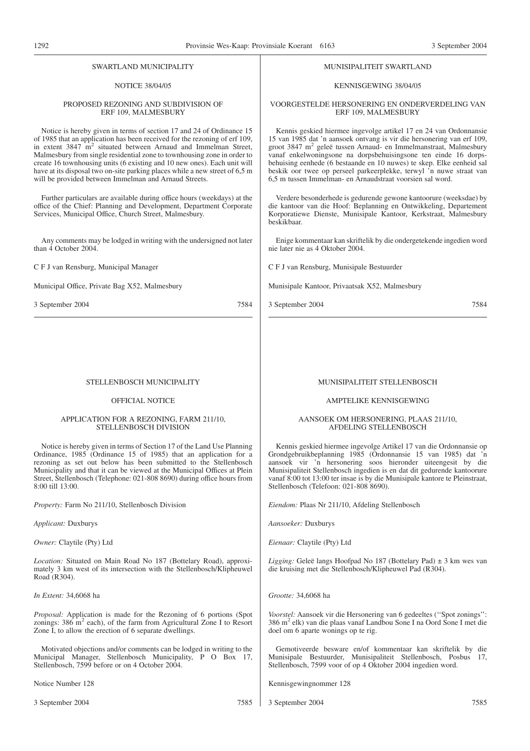## SWARTLAND MUNICIPALITY

NOTICE 38/04/05

### PROPOSED REZONING AND SUBDIVISION OF ERF 109, MALMESBURY

Notice is hereby given in terms of section 17 and 24 of Ordinance 15 of 1985 that an application has been received for the rezoning of erf 109, in extent 3847 $m^2$ situated between Arnaud and Immelman Street, Malmesbury from single residential zone to townhousing zone in order to create 16 townhousing units (6 existing and 10 new ones). Each unit will have at its disposal two on-site parking places while a new street of 6,5 m will be provided between Immelman and Arnaud Streets.

Further particulars are available during office hours (weekdays) at the office of the Chief: Planning and Development, Department Corporate Services, Municipal Office, Church Street, Malmesbury.

Any comments may be lodged in writing with the undersigned not later than 4 October 2004.

C F J van Rensburg, Municipal Manager

Municipal Office, Private Bag X52, Malmesbury

3 September 2004 7584

## MUNISIPALITEIT SWARTLAND

KENNISGEWING 38/04/05

### VOORGESTELDE HERSONERING EN ONDERVERDELING VAN ERF 109, MALMESBURY

Kennis geskied hiermee ingevolge artikel 17 en 24 van Ordonnansie 15 van 1985 dat 'n aansoek ontvang is vir die hersonering van erf 109, groot 3847 $m^2$ geleë tussen Arnaud- en Immelmanstraat, Malmesbury vanaf enkelwoningsone na dorpsbehuisingsone ten einde 16 dorpsbehuising eenhede (6 bestaande en 10 nuwes) te skep. Elke eenheid sal beskik oor twee op perseel parkeerplekke, terwyl 'n nuwe straat van 6,5 m tussen Immelman- en Arnaudstraat voorsien sal word.

Verdere besonderhede is gedurende gewone kantoorure (weeksdae) by die kantoor van die Hoof: Beplanning en Ontwikkeling, Departement Korporatiewe Dienste, Munisipale Kantoor, Kerkstraat, Malmesbury beskikbaar.

Enige kommentaar kan skriftelik by die ondergetekende ingedien word nie later nie as 4 Oktober 2004.

C F J van Rensburg, Munisipale Bestuurder

Munisipale Kantoor, Privaatsak X52, Malmesbury

3 September 2004 7584

## STELLENBOSCH MUNICIPALITY

OFFICIAL NOTICE

### APPLICATION FOR A REZONING, FARM 211/10, STELLENBOSCH DIVISION

Notice is hereby given in terms of Section 17 of the Land Use Planning Ordinance, 1985 (Ordinance 15 of 1985) that an application for a rezoning as set out below has been submitted to the Stellenbosch Municipality and that it can be viewed at the Municipal Offices at Plein Street, Stellenbosch (Telephone: 021-808 8690) during office hours from 8:00 till 13:00.

*Property:* Farm No 211/10, Stellenbosch Division

*Applicant:* Duxburys

*Owner:* Claytile (Pty) Ltd

*Location:* Situated on Main Road No 187 (Bottelary Road), approximately 3 km west of its intersection with the Stellenbosch/Klipheuwel Road (R304).

*In Extent:* 34,6068 ha

*Proposal:* Application is made for the Rezoning of 6 portions (Spot zonings: 386 $m^2$ each), of the farm from Agricultural Zone I to Resort Zone I, to allow the erection of 6 separate dwellings.

Motivated objections and/or comments can be lodged in writing to the Municipal Manager, Stellenbosch Municipality, P O Box 17, Stellenbosch, 7599 before or on 4 October 2004.

Notice Number 128

3 September 2004 7585

## MUNISIPALITEIT STELLENBOSCH

AMPTELIKE KENNISGEWING

### AANSOEK OM HERSONERING, PLAAS 211/10, AFDELING STELLENBOSCH

Kennis geskied hiermee ingevolge Artikel 17 van die Ordonnansie op Grondgebruikbeplanning 1985 (Ordonnansie 15 van 1985) dat 'n aansoek vir 'n hersonering soos hieronder uiteengesit by die Munisipaliteit Stellenbosch ingedien is en dat dit gedurende kantoorure vanaf 8:00 tot 13:00 ter insae is by die Munisipale kantore te Pleinstraat, Stellenbosch (Telefoon: 021-808 8690).

*Eiendom:* Plaas Nr 211/10, Afdeling Stellenbosch

*Aansoeker:* Duxburys

*Eienaar:* Claytile (Pty) Ltd

*Ligging:* Geleë langs Hoofpad No 187 (Bottelary Pad) ± 3 km wes van die kruising met die Stellenbosch/Klipheuwel Pad (R304).

*Grootte:* 34,6068 ha

*Voorstel:* Aansoek vir die Hersonering van 6 gedeeltes (''Spot zonings'': 386 $m^2$ elk) van die plaas vanaf Landbou Sone I na Oord Sone I met die doel om 6 aparte wonings op te rig.

Gemotiveerde besware en/of kommentaar kan skriftelik by die Munisipale Bestuurder, Munisipaliteit Stellenbosch, Posbus 17, Stellenbosch, 7599 voor of op 4 Oktober 2004 ingedien word.

Kennisgewingnommer 128

3 September 2004 7585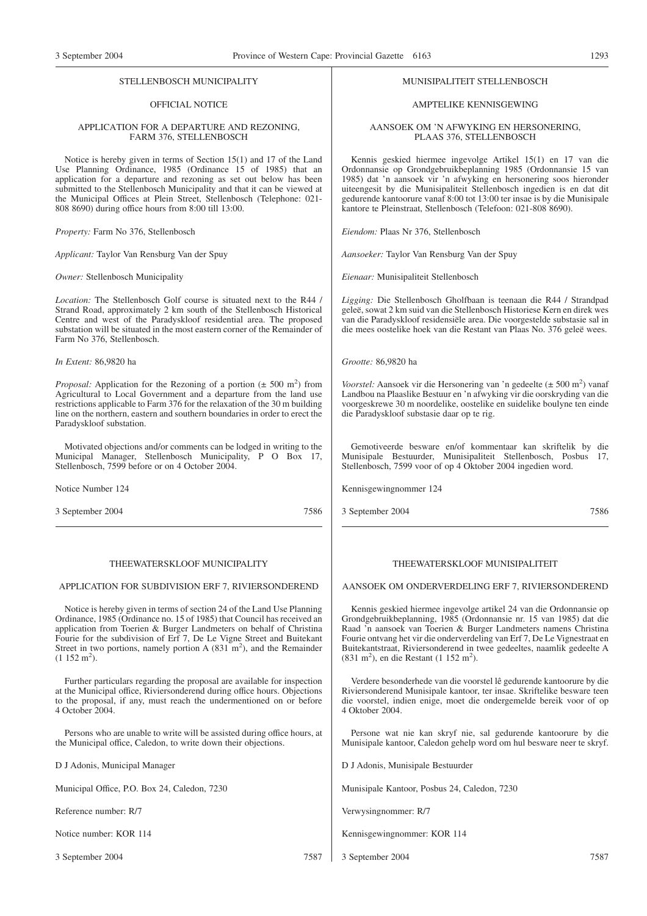STELLENBOSCH MUNICIPALITY

OFFICIAL NOTICE

APPLICATION FOR A DEPARTURE AND REZONING, FARM 376, STELLENBOSCH

Notice is hereby given in terms of Section 15(1) and 17 of the Land Use Planning Ordinance, 1985 (Ordinance 15 of 1985) that an application for a departure and rezoning as set out below has been submitted to the Stellenbosch Municipality and that it can be viewed at the Municipal Offices at Plein Street, Stellenbosch (Telephone: 021-808 8690) during office hours from 8:00 till 13:00.

*Property:* Farm No 376, Stellenbosch

*Applicant:* Taylor Van Rensburg Van der Spuy

*Owner:* Stellenbosch Municipality

*Location:* The Stellenbosch Golf course is situated next to the R44 / Strand Road, approximately 2 km south of the Stellenbosch Historical Centre and west of the Paradyskloof residential area. The proposed substation will be situated in the most eastern corner of the Remainder of Farm No 376, Stellenbosch.

*In Extent:* 86,9820 ha

*Proposal:* Application for the Rezoning of a portion (± 500 m$^2$) from Agricultural to Local Government and a departure from the land use restrictions applicable to Farm 376 for the relaxation of the 30 m building line on the northern, eastern and southern boundaries in order to erect the Paradyskloof substation.

Motivated objections and/or comments can be lodged in writing to the Municipal Manager, Stellenbosch Municipality, P O Box 17, Stellenbosch, 7599 before or on 4 October 2004.

Notice Number 124

3 September 2004 7586

MUNISIPALITEIT STELLENBOSCH

AMPTELIKE KENNISGEWING

AANSOEK OM 'N AFWYKING EN HERSONERING, PLAAS 376, STELLENBOSCH

Kennis geskied hiermee ingevolge Artikel 15(1) en 17 van die Ordonnansie op Grondgebruikbeplanning 1985 (Ordonnansie 15 van 1985) dat 'n aansoek vir 'n afwyking en hersonering soos hieronder uiteengesit by die Munisipaliteit Stellenbosch ingedien is en dat dit gedurende kantoorure vanaf 8:00 tot 13:00 ter insae is by die Munisipale kantore te Pleinstraat, Stellenbosch (Telefoon: 021-808 8690).

*Eiendom:* Plaas Nr 376, Stellenbosch

*Aansoeker:* Taylor Van Rensburg Van der Spuy

*Eienaar:* Munisipaliteit Stellenbosch

*Ligging:* Die Stellenbosch Gholfbaan is teenaan die R44 / Strandpad geleë, sowat 2 km suid van die Stellenbosch Historiese Kern en direk wes van die Paradyskloof residensiële area. Die voorgestelde substasie sal in die mees oostelike hoek van die Restant van Plaas No. 376 geleë wees.

*Grootte:* 86,9820 ha

*Voorstel:* Aansoek vir die Hersonering van 'n gedeelte (± 500 m$^2$) vanaf Landbou na Plaaslike Bestuur en 'n afwyking vir die oorskryding van die voorgeskrewe 30 m noordelike, oostelike en suidelike boulyne ten einde die Paradyskloof substasie daar op te rig.

Gemotiveerde besware en/of kommentaar kan skriftelik by die Munisipale Bestuurder, Munisipaliteit Stellenbosch, Posbus 17, Stellenbosch, 7599 voor of op 4 Oktober 2004 ingedien word.

Kennisgewingnommer 124

3 September 2004 7586

THEEWATERSKLOOF MUNICIPALITY

APPLICATION FOR SUBDIVISION ERF 7, RIVIERSONDEREND

Notice is hereby given in terms of section 24 of the Land Use Planning Ordinance, 1985 (Ordinance no. 15 of 1985) that Council has received an application from Toerien & Burger Landmeters on behalf of Christina Fourie for the subdivision of Erf 7, De Le Vigne Street and Buitekant Street in two portions, namely portion A (831 m$^2$), and the Remainder (1 152 m$^2$).

Further particulars regarding the proposal are available for inspection at the Municipal office, Riviersonderend during office hours. Objections to the proposal, if any, must reach the undermentioned on or before 4 October 2004.

Persons who are unable to write will be assisted during office hours, at the Municipal office, Caledon, to write down their objections.

D J Adonis, Municipal Manager

Municipal Office, P.O. Box 24, Caledon, 7230

Reference number: R/7

Notice number: KOR 114

3 September 2004 7587

THEEWATERSKLOOF MUNISIPALITEIT

AANSOEK OM ONDERVERDELING ERF 7, RIVIERSONDEREND

Kennis geskied hiermee ingevolge artikel 24 van die Ordonnansie op Grondgebruikbeplanning, 1985 (Ordonnansie nr. 15 van 1985) dat die Raad 'n aansoek van Toerien & Burger Landmeters namens Christina Fourie ontvang het vir die onderverdeling van Erf 7, De Le Vignestraat en Buitekantstraat, Riviersonderend in twee gedeeltes, naamlik gedeelte A (831 m$^2$), en die Restant (1 152 m$^2$).

Verdere besonderhede van die voorstel lê gedurende kantoorure by die Riviersonderend Munisipale kantoor, ter insae. Skriftelike besware teen die voorstel, indien enige, moet die ondergemelde bereik voor of op 4 Oktober 2004.

Persone wat nie kan skryf nie, sal gedurende kantoorure by die Munisipale kantoor, Caledon gehelp word om hul besware neer te skryf.

D J Adonis, Munisipale Bestuurder

Munisipale Kantoor, Posbus 24, Caledon, 7230

Verwysingnommer: R/7

Kennisgewingnommer: KOR 114

3 September 2004 7587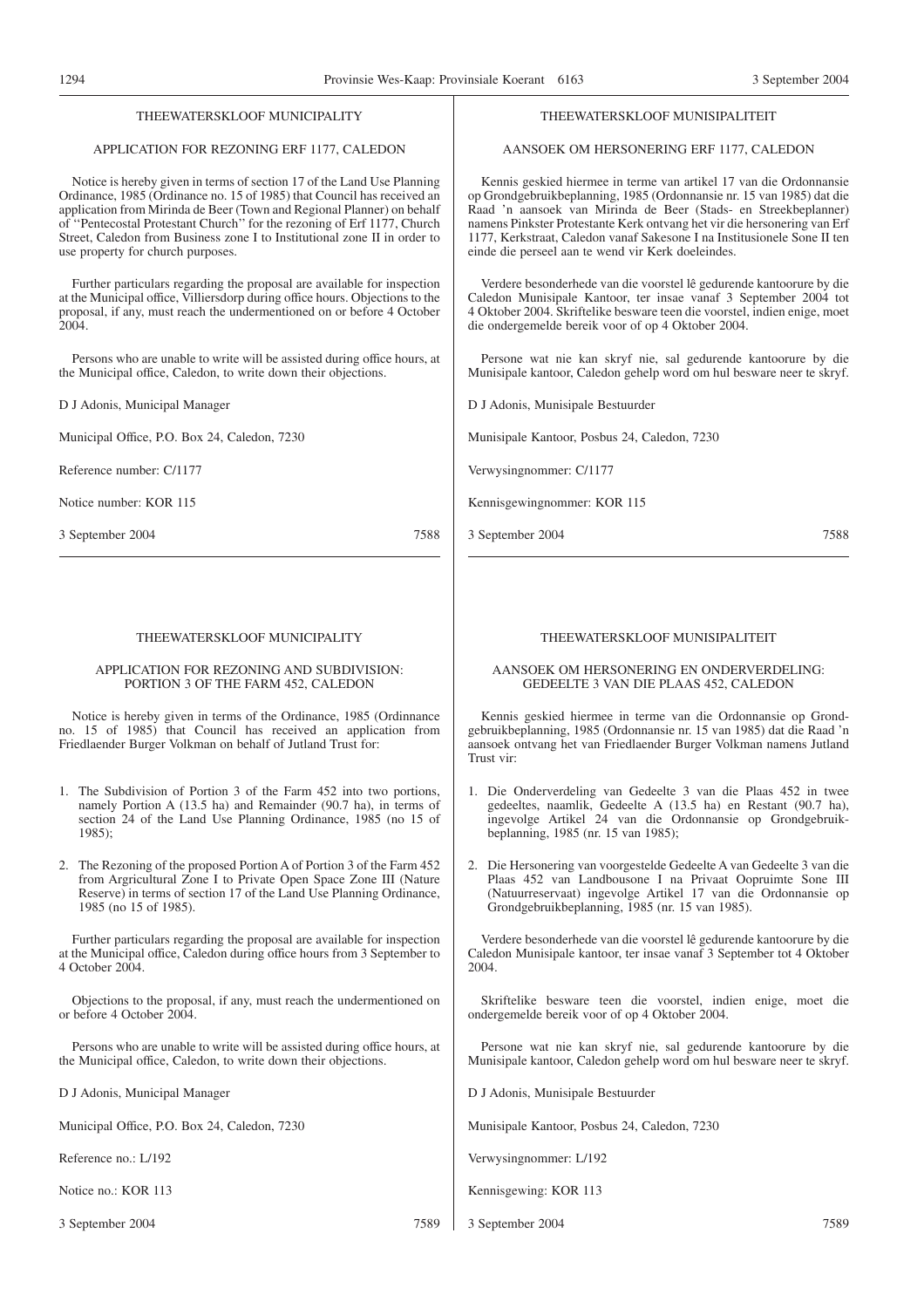## THEEWATERSKLOOF MUNICIPALITY

### APPLICATION FOR REZONING ERF 1177, CALEDON

Notice is hereby given in terms of section 17 of the Land Use Planning Ordinance, 1985 (Ordinance no. 15 of 1985) that Council has received an application from Mirinda de Beer (Town and Regional Planner) on behalf of ''Pentecostal Protestant Church'' for the rezoning of Erf 1177, Church Street, Caledon from Business zone I to Institutional zone II in order to use property for church purposes.

Further particulars regarding the proposal are available for inspection at the Municipal office, Villiersdorp during office hours. Objections to the proposal, if any, must reach the undermentioned on or before 4 October 2004.

Persons who are unable to write will be assisted during office hours, at the Municipal office, Caledon, to write down their objections.

D J Adonis, Municipal Manager

Municipal Office, P.O. Box 24, Caledon, 7230

Reference number: C/1177

Notice number: KOR 115

3 September 2004 7588

---

## THEEWATERSKLOOF MUNISIPALITEIT

### AANSOEK OM HERSONERING ERF 1177, CALEDON

Kennis geskied hiermee in terme van artikel 17 van die Ordonnansie op Grondgebruikbeplanning, 1985 (Ordonnansie nr. 15 van 1985) dat die Raad 'n aansoek van Mirinda de Beer (Stads- en Streekbeplanner) namens Pinkster Protestante Kerk ontvang het vir die hersonering van Erf 1177, Kerkstraat, Caledon vanaf Sakesone I na Institusionele Sone II ten einde die perseel aan te wend vir Kerk doeleindes.

Verdere besonderhede van die voorstel lê gedurende kantoorure by die Caledon Munisipale Kantoor, ter insae vanaf 3 September 2004 tot 4 Oktober 2004. Skriftelike besware teen die voorstel, indien enige, moet die ondergemelde bereik voor of op 4 Oktober 2004.

Persone wat nie kan skryf nie, sal gedurende kantoorure by die Munisipale kantoor, Caledon gehelp word om hul besware neer te skryf.

D J Adonis, Munisipale Bestuurder

Munisipale Kantoor, Posbus 24, Caledon, 7230

Verwysingnommer: C/1177

Kennisgewingnommer: KOR 115

3 September 2004 7588

---

## THEEWATERSKLOOF MUNICIPALITY

### APPLICATION FOR REZONING AND SUBDIVISION: PORTION 3 OF THE FARM 452, CALEDON

Notice is hereby given in terms of the Ordinance, 1985 (Ordinnance no. 15 of 1985) that Council has received an application from Friedlaender Burger Volkman on behalf of Jutland Trust for:

1. The Subdivision of Portion 3 of the Farm 452 into two portions, namely Portion A (13.5 ha) and Remainder (90.7 ha), in terms of section 24 of the Land Use Planning Ordinance, 1985 (no 15 of 1985);
2. The Rezoning of the proposed Portion A of Portion 3 of the Farm 452 from Argricultural Zone I to Private Open Space Zone III (Nature Reserve) in terms of section 17 of the Land Use Planning Ordinance, 1985 (no 15 of 1985).

Further particulars regarding the proposal are available for inspection at the Municipal office, Caledon during office hours from 3 September to 4 October 2004.

Objections to the proposal, if any, must reach the undermentioned on or before 4 October 2004.

Persons who are unable to write will be assisted during office hours, at the Municipal office, Caledon, to write down their objections.

D J Adonis, Municipal Manager

Municipal Office, P.O. Box 24, Caledon, 7230

Reference no.: L/192

Notice no.: KOR 113

3 September 2004 7589

---

## THEEWATERSKLOOF MUNISIPALITEIT

### AANSOEK OM HERSONERING EN ONDERVERDELING: GEDEELTE 3 VAN DIE PLAAS 452, CALEDON

Kennis geskied hiermee in terme van die Ordonnansie op Grondgebruikbeplanning, 1985 (Ordonnansie nr. 15 van 1985) dat die Raad 'n aansoek ontvang het van Friedlaender Burger Volkman namens Jutland Trust vir:

1. Die Onderverdeling van Gedeelte 3 van die Plaas 452 in twee gedeeltes, naamlik, Gedeelte A (13.5 ha) en Restant (90.7 ha), ingevolge Artikel 24 van die Ordonnansie op Grondgebruikbeplanning, 1985 (nr. 15 van 1985);
2. Die Hersonering van voorgestelde Gedeelte A van Gedeelte 3 van die Plaas 452 van Landbousone I na Privaat Oopruimte Sone III (Natuurreservaat) ingevolge Artikel 17 van die Ordonnansie op Grondgebruikbeplanning, 1985 (nr. 15 van 1985).

Verdere besonderhede van die voorstel lê gedurende kantoorure by die Caledon Munisipale kantoor, ter insae vanaf 3 September tot 4 Oktober 2004.

Skriftelike besware teen die voorstel, indien enige, moet die ondergemelde bereik voor of op 4 Oktober 2004.

Persone wat nie kan skryf nie, sal gedurende kantoorure by die Munisipale kantoor, Caledon gehelp word om hul besware neer te skryf.

D J Adonis, Munisipale Bestuurder

Munisipale Kantoor, Posbus 24, Caledon, 7230

Verwysingnommer: L/192

Kennisgewing: KOR 113

3 September 2004 7589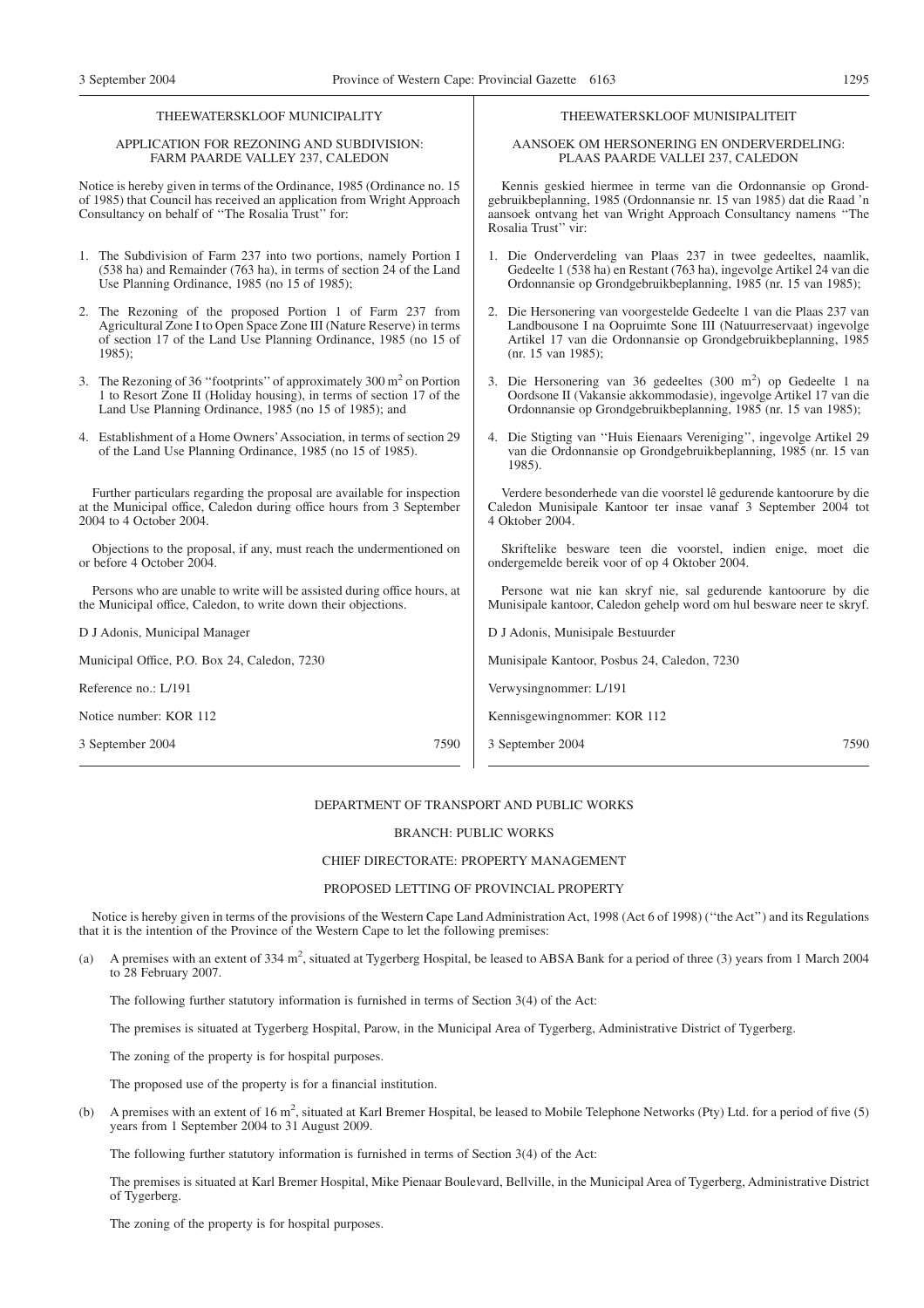## THEEWATERSKLOOF MUNICIPALITY

### APPLICATION FOR REZONING AND SUBDIVISION: FARM PAARDE VALLEY 237, CALEDON

Notice is hereby given in terms of the Ordinance, 1985 (Ordinance no. 15 of 1985) that Council has received an application from Wright Approach Consultancy on behalf of "The Rosalia Trust" for:

1. The Subdivision of Farm 237 into two portions, namely Portion I (538 ha) and Remainder (763 ha), in terms of section 24 of the Land Use Planning Ordinance, 1985 (no 15 of 1985);
2. The Rezoning of the proposed Portion 1 of Farm 237 from Agricultural Zone I to Open Space Zone III (Nature Reserve) in terms of section 17 of the Land Use Planning Ordinance, 1985 (no 15 of 1985);
3. The Rezoning of 36 "footprints" of approximately 300 $m^2$ on Portion 1 to Resort Zone II (Holiday housing), in terms of section 17 of the Land Use Planning Ordinance, 1985 (no 15 of 1985); and
4. Establishment of a Home Owners' Association, in terms of section 29 of the Land Use Planning Ordinance, 1985 (no 15 of 1985).

Further particulars regarding the proposal are available for inspection at the Municipal office, Caledon during office hours from 3 September 2004 to 4 October 2004.

Objections to the proposal, if any, must reach the undermentioned on or before 4 October 2004.

Persons who are unable to write will be assisted during office hours, at the Municipal office, Caledon, to write down their objections.

D J Adonis, Municipal Manager

Municipal Office, P.O. Box 24, Caledon, 7230

Reference no.: L/191

Notice number: KOR 112

3 September 2004 7590

## THEEWATERSKLOOF MUNISIPALITEIT

### AANSOEK OM HERSONERING EN ONDERVERDELING: PLAAS PAARDE VALLEI 237, CALEDON

Kennis geskied hiermee in terme van die Ordonnansie op Grondgebruikbeplanning, 1985 (Ordonnansie nr. 15 van 1985) dat die Raad 'n aansoek ontvang het van Wright Approach Consultancy namens "The Rosalia Trust" vir:

1. Die Onderverdeling van Plaas 237 in twee gedeeltes, naamlik, Gedeelte 1 (538 ha) en Restant (763 ha), ingevolge Artikel 24 van die Ordonnansie op Grondgebruikbeplanning, 1985 (nr. 15 van 1985);
2. Die Hersonering van voorgestelde Gedeelte 1 van die Plaas 237 van Landbousone I na Oopruimte Sone III (Natuurreservaat) ingevolge Artikel 17 van die Ordonnansie op Grondgebruikbeplanning, 1985 (nr. 15 van 1985);
3. Die Hersonering van 36 gedeeltes (300 $m^2$) op Gedeelte 1 na Oordsone II (Vakansie akkommodasie), ingevolge Artikel 17 van die Ordonnansie op Grondgebruikbeplanning, 1985 (nr. 15 van 1985);
4. Die Stigting van "Huis Eienaars Vereniging", ingevolge Artikel 29 van die Ordonnansie op Grondgebruikbeplanning, 1985 (nr. 15 van 1985).

Verdere besonderhede van die voorstel lê gedurende kantoorure by die Caledon Munisipale Kantoor ter insae vanaf 3 September 2004 tot 4 Oktober 2004.

Skriftelike besware teen die voorstel, indien enige, moet die ondergemelde bereik voor of op 4 Oktober 2004.

Persone wat nie kan skryf nie, sal gedurende kantoorure by die Munisipale kantoor, Caledon gehelp word om hul besware neer te skryf.

D J Adonis, Munisipale Bestuurder

Munisipale Kantoor, Posbus 24, Caledon, 7230

Verwysingnommer: L/191

Kennisgewingnommer: KOR 112

3 September 2004 7590

## DEPARTMENT OF TRANSPORT AND PUBLIC WORKS

### BRANCH: PUBLIC WORKS

### CHIEF DIRECTORATE: PROPERTY MANAGEMENT

### PROPOSED LETTING OF PROVINCIAL PROPERTY

Notice is hereby given in terms of the provisions of the Western Cape Land Administration Act, 1998 (Act 6 of 1998) ("the Act") and its Regulations that it is the intention of the Province of the Western Cape to let the following premises:

(a) A premises with an extent of 334 $m^2$, situated at Tygerberg Hospital, be leased to ABSA Bank for a period of three (3) years from 1 March 2004 to 28 February 2007.

The following further statutory information is furnished in terms of Section 3(4) of the Act:

The premises is situated at Tygerberg Hospital, Parow, in the Municipal Area of Tygerberg, Administrative District of Tygerberg.

The zoning of the property is for hospital purposes.

The proposed use of the property is for a financial institution.

(b) A premises with an extent of 16 $m^2$, situated at Karl Bremer Hospital, be leased to Mobile Telephone Networks (Pty) Ltd. for a period of five (5) years from 1 September 2004 to 31 August 2009.

The following further statutory information is furnished in terms of Section 3(4) of the Act:

The premises is situated at Karl Bremer Hospital, Mike Pienaar Boulevard, Bellville, in the Municipal Area of Tygerberg, Administrative District of Tygerberg.

The zoning of the property is for hospital purposes.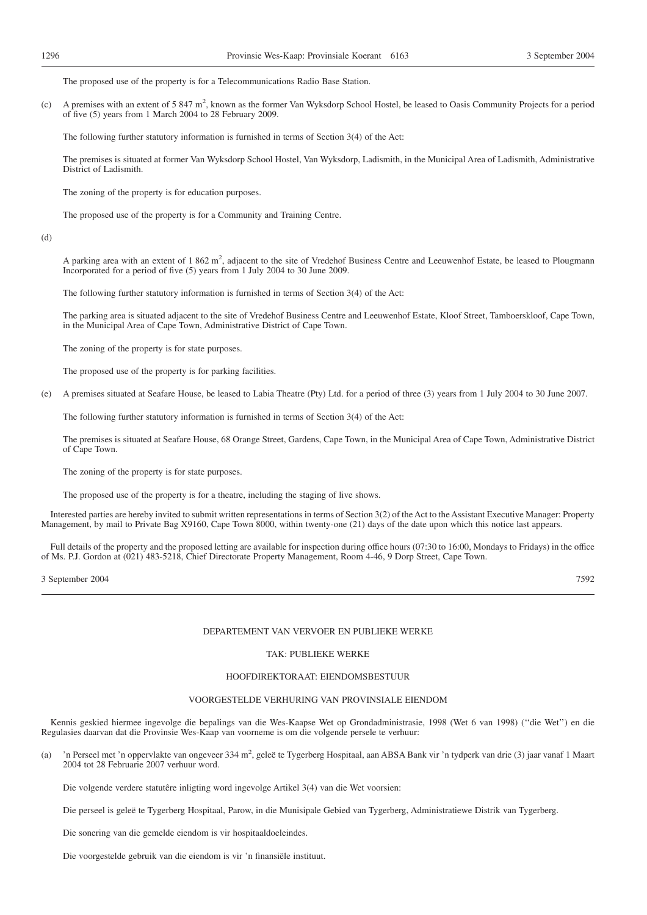The proposed use of the property is for a Telecommunications Radio Base Station.

(c) A premises with an extent of 5 847 m$^2$, known as the former Van Wyksdorp School Hostel, be leased to Oasis Community Projects for a period of five (5) years from 1 March 2004 to 28 February 2009.

The following further statutory information is furnished in terms of Section 3(4) of the Act:

The premises is situated at former Van Wyksdorp School Hostel, Van Wyksdorp, Ladismith, in the Municipal Area of Ladismith, Administrative District of Ladismith.

The zoning of the property is for education purposes.

The proposed use of the property is for a Community and Training Centre.

(d)

A parking area with an extent of 1 862 m$^2$, adjacent to the site of Vredehof Business Centre and Leeuwenhof Estate, be leased to Plougmann Incorporated for a period of five (5) years from 1 July 2004 to 30 June 2009.

The following further statutory information is furnished in terms of Section 3(4) of the Act:

The parking area is situated adjacent to the site of Vredehof Business Centre and Leeuwenhof Estate, Kloof Street, Tamboerskloof, Cape Town, in the Municipal Area of Cape Town, Administrative District of Cape Town.

The zoning of the property is for state purposes.

The proposed use of the property is for parking facilities.

(e) A premises situated at Seafare House, be leased to Labia Theatre (Pty) Ltd. for a period of three (3) years from 1 July 2004 to 30 June 2007.

The following further statutory information is furnished in terms of Section 3(4) of the Act:

The premises is situated at Seafare House, 68 Orange Street, Gardens, Cape Town, in the Municipal Area of Cape Town, Administrative District of Cape Town.

The zoning of the property is for state purposes.

The proposed use of the property is for a theatre, including the staging of live shows.

Interested parties are hereby invited to submit written representations in terms of Section 3(2) of the Act to the Assistant Executive Manager: Property Management, by mail to Private Bag X9160, Cape Town 8000, within twenty-one (21) days of the date upon which this notice last appears.

Full details of the property and the proposed letting are available for inspection during office hours (07:30 to 16:00, Mondays to Fridays) in the office of Ms. P.J. Gordon at (021) 483-5218, Chief Directorate Property Management, Room 4-46, 9 Dorp Street, Cape Town.

3 September 2004 7592

---

DEPARTEMENT VAN VERVOER EN PUBLIEKE WERKE

TAK: PUBLIEKE WERKE

HOOFDIREKTORAAT: EIENDOMSBESTUUR

VOORGESTELDE VERHURING VAN PROVINSIALE EIENDOM

Kennis geskied hiermee ingevolge die bepalings van die Wes-Kaapse Wet op Grondadministrasie, 1998 (Wet 6 van 1998) (''die Wet'') en die Regulasies daarvan dat die Provinsie Wes-Kaap van voorneme is om die volgende persele te verhuur:

(a) 'n Perseel met 'n oppervlakte van ongeveer 334 m$^2$, geleë te Tygerberg Hospitaal, aan ABSA Bank vir 'n tydperk van drie (3) jaar vanaf 1 Maart 2004 tot 28 Februarie 2007 verhuur word.

Die volgende verdere statutêre inligting word ingevolge Artikel 3(4) van die Wet voorsien:

Die perseel is geleë te Tygerberg Hospitaal, Parow, in die Munisipale Gebied van Tygerberg, Administratiewe Distrik van Tygerberg.

Die sonering van die gemelde eiendom is vir hospitaaldoeleindes.

Die voorgestelde gebruik van die eiendom is vir 'n finansiële instituut.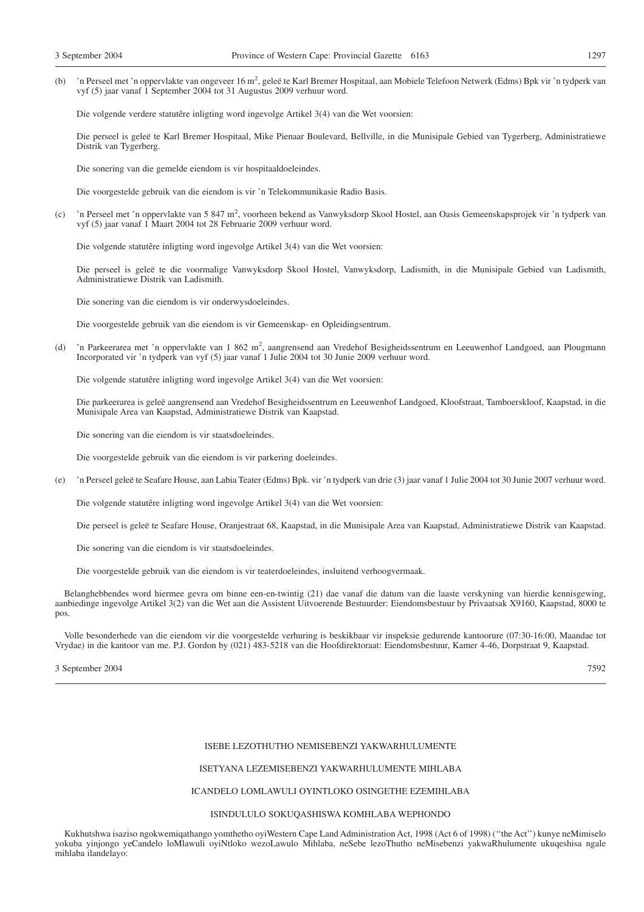(b) 'n Perseel met 'n oppervlakte van ongeveer 16 $m^2$, geleë te Karl Bremer Hospitaal, aan Mobiele Telefoon Netwerk (Edms) Bpk vir 'n tydperk van vyf (5) jaar vanaf 1 September 2004 tot 31 Augustus 2009 verhuur word.

Die volgende verdere statutêre inligting word ingevolge Artikel 3(4) van die Wet voorsien:

Die perseel is geleë te Karl Bremer Hospitaal, Mike Pienaar Boulevard, Bellville, in die Munisipale Gebied van Tygerberg, Administratiewe Distrik van Tygerberg.

Die sonering van die gemelde eiendom is vir hospitaaldoeleindes.

Die voorgestelde gebruik van die eiendom is vir 'n Telekommunikasie Radio Basis.

(c) 'n Perseel met 'n oppervlakte van 5 847 $m^2$, voorheen bekend as Vanwyksdorp Skool Hostel, aan Oasis Gemeenskapsprojek vir 'n tydperk van vyf (5) jaar vanaf 1 Maart 2004 tot 28 Februarie 2009 verhuur word.

Die volgende statutêre inligting word ingevolge Artikel 3(4) van die Wet voorsien:

Die perseel is geleë te die voormalige Vanwyksdorp Skool Hostel, Vanwyksdorp, Ladismith, in die Munisipale Gebied van Ladismith, Administratiewe Distrik van Ladismith.

Die sonering van die eiendom is vir onderwysdoeleindes.

Die voorgestelde gebruik van die eiendom is vir Gemeenskap- en Opleidingsentrum.

(d) 'n Parkeerarea met 'n oppervlakte van 1 862 $m^2$, aangrensend aan Vredehof Besigheidssentrum en Leeuwenhof Landgoed, aan Plougmann Incorporated vir 'n tydperk van vyf (5) jaar vanaf 1 Julie 2004 tot 30 Junie 2009 verhuur word.

Die volgende statutêre inligting word ingevolge Artikel 3(4) van die Wet voorsien:

Die parkeerarea is geleë aangrensend aan Vredehof Besigheidssentrum en Leeuwenhof Landgoed, Kloofstraat, Tamboerskloof, Kaapstad, in die Munisipale Area van Kaapstad, Administratiewe Distrik van Kaapstad.

Die sonering van die eiendom is vir staatsdoeleindes.

Die voorgestelde gebruik van die eiendom is vir parkering doeleindes.

(e) 'n Perseel geleë te Seafare House, aan Labia Teater (Edms) Bpk. vir 'n tydperk van drie (3) jaar vanaf 1 Julie 2004 tot 30 Junie 2007 verhuur word.

Die volgende statutêre inligting word ingevolge Artikel 3(4) van die Wet voorsien:

Die perseel is geleë te Seafare House, Oranjestraat 68, Kaapstad, in die Munisipale Area van Kaapstad, Administratiewe Distrik van Kaapstad.

Die sonering van die eiendom is vir staatsdoeleindes.

Die voorgestelde gebruik van die eiendom is vir teaterdoeleindes, insluitend verhoogvermaak.

Belanghebbendes word hiermee gevra om binne een-en-twintig (21) dae vanaf die datum van die laaste verskyning van hierdie kennisgewing, aanbiedinge ingevolge Artikel 3(2) van die Wet aan die Assistent Uitvoerende Bestuurder: Eiendomsbestuur by Privaatsak X9160, Kaapstad, 8000 te pos.

Volle besonderhede van die eiendom vir die voorgestelde verhuring is beskikbaar vir inspeksie gedurende kantoorure (07:30-16:00, Maandae tot Vrydae) in die kantoor van me. P.J. Gordon by (021) 483-5218 van die Hoofdirektoraat: Eiendomsbestuur, Kamer 4-46, Dorpstraat 9, Kaapstad.

3 September 2004 7592

---

ISEBE LEZOTHUTHO NEMISEBENZI YAKWARHULUMENTE

ISETYANA LEZEMISEBENZI YAKWARHULUMENTE MIHLABA

ICANDELO LOMLAWULI OYINTLOKO OSINGETHE EZEMIHLABA

ISINDULULO SOKUQASHISWA KOMHLABA WEPHONDO

Kukhutshwa isaziso ngokwemiqathango yomthetho oyiWestern Cape Land Administration Act, 1998 (Act 6 of 1998) (''the Act'') kunye neMimiselo yokuba yinjongo yeCandelo loMlawuli oyiNtloko wezoLawulo Mihlaba, neSebe lezoThutho neMisebenzi yakwaRhulumente ukuqeshisa ngale mihlaba ilandelayo: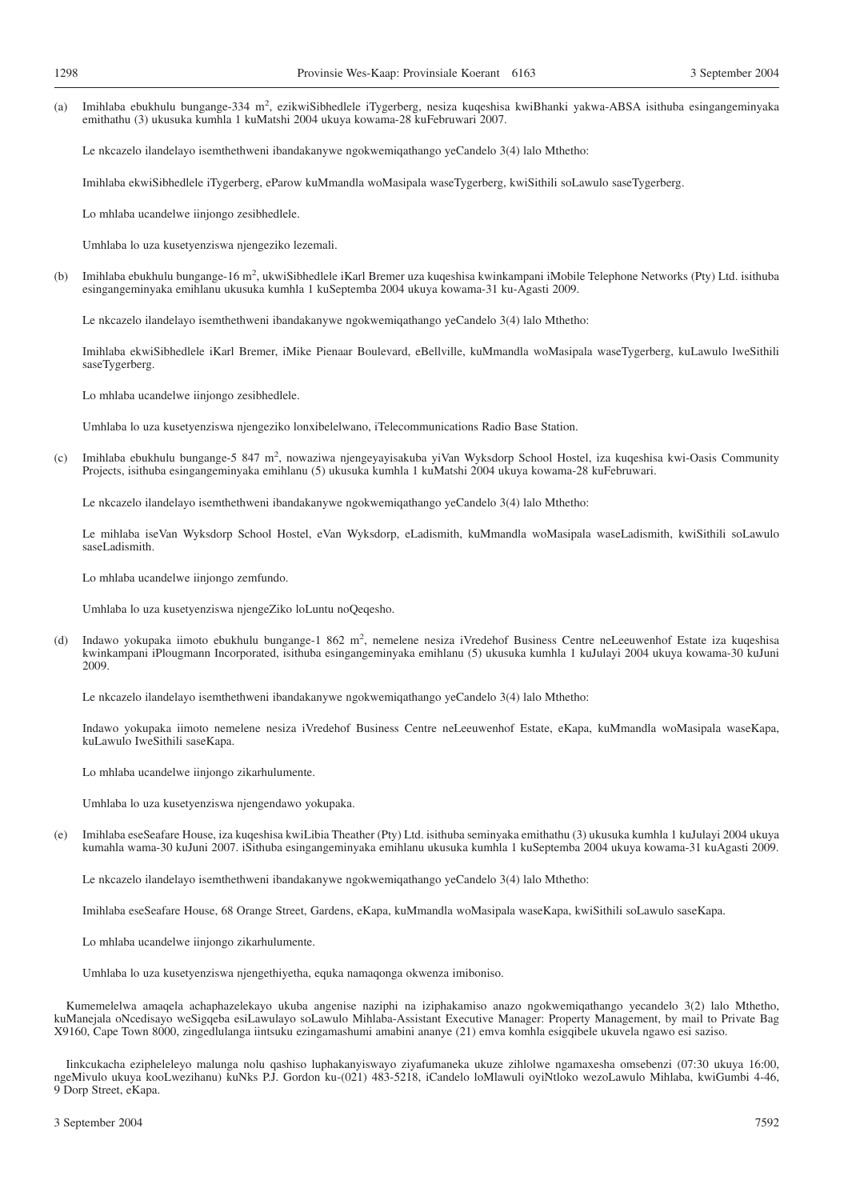(a) Imihlaba ebukhulu bungange-334 $m^2$, ezikwiSibhedlele iTygerberg, nesiza kuqeshisa kwiBhanki yakwa-ABSA isithuba esingangeminyaka emithathu (3) ukusuka kumhla 1 kuMatshi 2004 ukuya kowama-28 kuFebruwari 2007.

Le nkcazelo ilandelayo isemthethweni ibandakanywe ngokwemiqathango yeCandelo 3(4) lalo Mthetho:

Imihlaba ekwiSibhedlele iTygerberg, eParow kuMmandla woMasipala waseTygerberg, kwiSithili soLawulo saseTygerberg.

Lo mhlaba ucandelwe iinjongo zesibhedlele.

Umhlaba lo uza kusetyenziswa njengeziko lezemali.

(b) Imihlaba ebukhulu bungange-16 $m^2$, ukwiSibhedlele iKarl Bremer uza kuqeshisa kwinkampani iMobile Telephone Networks (Pty) Ltd. isithuba esingangeminyaka emihlanu ukusuka kumhla 1 kuSeptemba 2004 ukuya kowama-31 ku-Agasti 2009.

Le nkcazelo ilandelayo isemthethweni ibandakanywe ngokwemiqathango yeCandelo 3(4) lalo Mthetho:

Imihlaba ekwiSibhedlele iKarl Bremer, iMike Pienaar Boulevard, eBellville, kuMmandla woMasipala waseTygerberg, kuLawulo lweSithili saseTygerberg.

Lo mhlaba ucandelwe iinjongo zesibhedlele.

Umhlaba lo uza kusetyenziswa njengeziko lonxibelelwano, iTelecommunications Radio Base Station.

(c) Imihlaba ebukhulu bungange-5 847 $m^2$, nowaziwa njengeyayisakuba yiVan Wyksdorp School Hostel, iza kuqeshisa kwi-Oasis Community Projects, isithuba esingangeminyaka emihlanu (5) ukusuka kumhla 1 kuMatshi 2004 ukuya kowama-28 kuFebruwari.

Le nkcazelo ilandelayo isemthethweni ibandakanywe ngokwemiqathango yeCandelo 3(4) lalo Mthetho:

Le mihlaba iseVan Wyksdorp School Hostel, eVan Wyksdorp, eLadismith, kuMmandla woMasipala waseLadismith, kwiSithili soLawulo saseLadismith.

Lo mhlaba ucandelwe iinjongo zemfundo.

Umhlaba lo uza kusetyenziswa njengeZiko loLuntu noQeqesho.

(d) Indawo yokupaka iimoto ebukhulu bungange-1 862 $m^2$, nemelene nesiza iVredehof Business Centre neLeeuwenhof Estate iza kuqeshisa kwinkampani iPlougmann Incorporated, isithuba esingangeminyaka emihlanu (5) ukusuka kumhla 1 kuJulayi 2004 ukuya kowama-30 kuJuni 2009.

Le nkcazelo ilandelayo isemthethweni ibandakanywe ngokwemiqathango yeCandelo 3(4) lalo Mthetho:

Indawo yokupaka iimoto nemelene nesiza iVredehof Business Centre neLeeuwenhof Estate, eKapa, kuMmandla woMasipala waseKapa, kuLawulo IweSithili saseKapa.

Lo mhlaba ucandelwe iinjongo zikarhulumente.

Umhlaba lo uza kusetyenziswa njengendawo yokupaka.

(e) Imihlaba eseSeafare House, iza kuqeshisa kwiLibia Theather (Pty) Ltd. isithuba seminyaka emithathu (3) ukusuka kumhla 1 kuJulayi 2004 ukuya kumahla wama-30 kuJuni 2007. iSithuba esingangeminyaka emihlanu ukusuka kumhla 1 kuSeptemba 2004 ukuya kowama-31 kuAgasti 2009.

Le nkcazelo ilandelayo isemthethweni ibandakanywe ngokwemiqathango yeCandelo 3(4) lalo Mthetho:

Imihlaba eseSeafare House, 68 Orange Street, Gardens, eKapa, kuMmandla woMasipala waseKapa, kwiSithili soLawulo saseKapa.

Lo mhlaba ucandelwe iinjongo zikarhulumente.

Umhlaba lo uza kusetyenziswa njengethiyetha, equka namaqonga okwenza imiboniso.

Kumemelelwa amaqela achaphazelekayo ukuba angenise naziphi na iziphakamiso anazo ngokwemiqathango yecandelo 3(2) lalo Mthetho, kuManejala oNcedisayo weSigqeba esiLawulayo soLawulo Mihlaba-Assistant Executive Manager: Property Management, by mail to Private Bag X9160, Cape Town 8000, zingedlulanga iintsuku ezingamashumi amabini ananye (21) emva komhla esigqibele ukuvela ngawo esi saziso.

Iinkcukacha ezipheleleyo malunga nolu qashiso luphakanyiswayo ziyafumaneka ukuze zihlolwe ngamaxesha omsebenzi (07:30 ukuya 16:00, ngeMivulo ukuya kooLwezihanu) kuNks P.J. Gordon ku-(021) 483-5218, iCandelo loMlawuli oyiNtloko wezoLawulo Mihlaba, kwiGumbi 4-46, 9 Dorp Street, eKapa.

3 September 2004 7592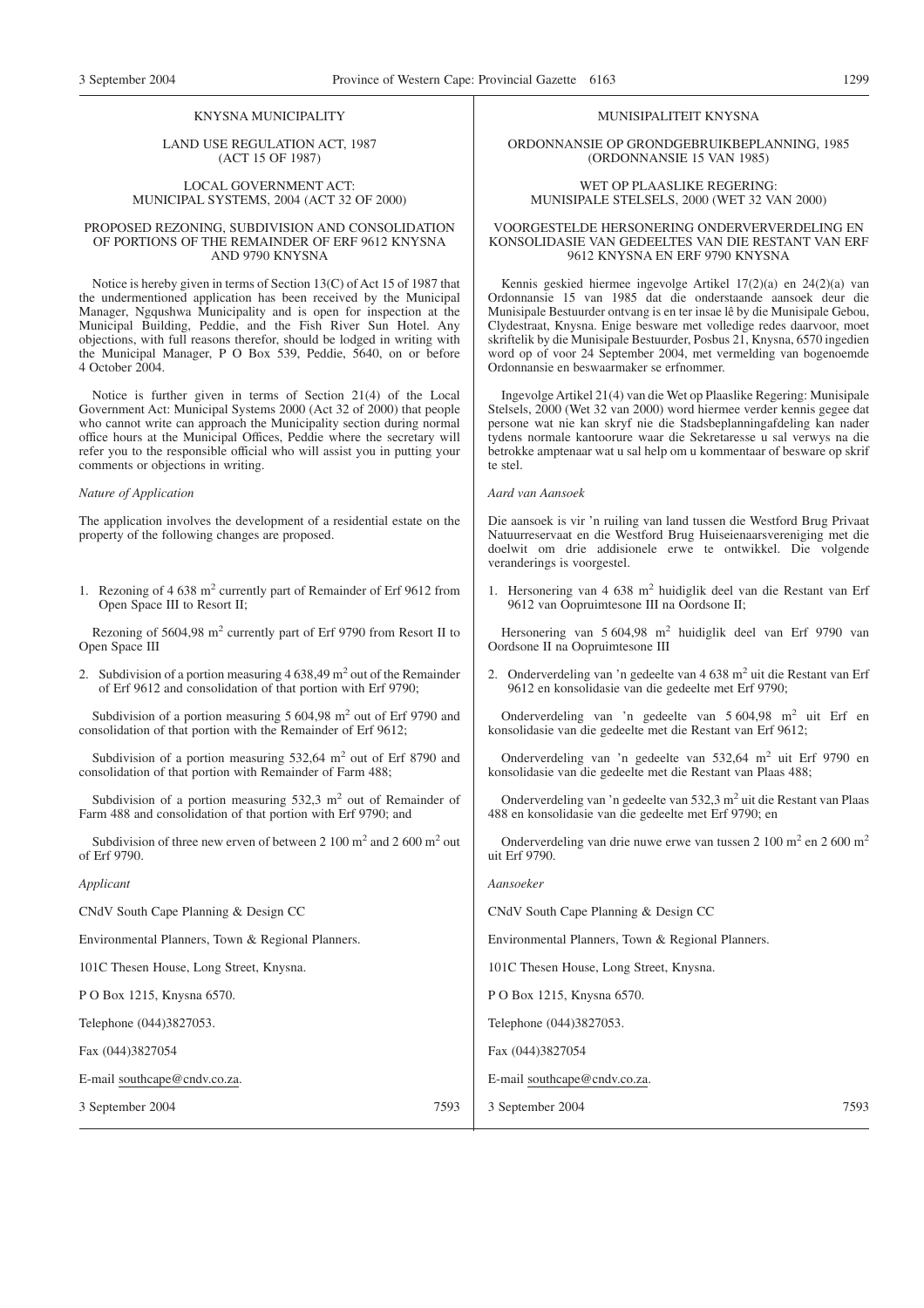KNYSNA MUNICIPALITY

LAND USE REGULATION ACT, 1987
(ACT 15 OF 1987)

LOCAL GOVERNMENT ACT:
MUNICIPAL SYSTEMS, 2004 (ACT 32 OF 2000)

PROPOSED REZONING, SUBDIVISION AND CONSOLIDATION OF PORTIONS OF THE REMAINDER OF ERF 9612 KNYSNA AND 9790 KNYSNA

Notice is hereby given in terms of Section 13(C) of Act 15 of 1987 that the undermentioned application has been received by the Municipal Manager, Ngqushwa Municipality and is open for inspection at the Municipal Building, Peddie, and the Fish River Sun Hotel. Any objections, with full reasons therefor, should be lodged in writing with the Municipal Manager, P O Box 539, Peddie, 5640, on or before 4 October 2004.

Notice is further given in terms of Section 21(4) of the Local Government Act: Municipal Systems 2000 (Act 32 of 2000) that people who cannot write can approach the Municipality section during normal office hours at the Municipal Offices, Peddie where the secretary will refer you to the responsible official who will assist you in putting your comments or objections in writing.

*Nature of Application*

The application involves the development of a residential estate on the property of the following changes are proposed.

1. Rezoning of 4 638 m$^2$ currently part of Remainder of Erf 9612 from Open Space III to Resort II;

Rezoning of 5604,98 m$^2$ currently part of Erf 9790 from Resort II to Open Space III

2. Subdivision of a portion measuring 4 638,49 m$^2$ out of the Remainder of Erf 9612 and consolidation of that portion with Erf 9790;

Subdivision of a portion measuring 5 604,98 m$^2$ out of Erf 9790 and consolidation of that portion with the Remainder of Erf 9612;

Subdivision of a portion measuring 532,64 m$^2$ out of Erf 8790 and consolidation of that portion with Remainder of Farm 488;

Subdivision of a portion measuring 532,3 m$^2$ out of Remainder of Farm 488 and consolidation of that portion with Erf 9790; and

Subdivision of three new erven of between 2 100 m$^2$ and 2 600 m$^2$ out of Erf 9790.

*Applicant*

CNdV South Cape Planning & Design CC

Environmental Planners, Town & Regional Planners.

101C Thesen House, Long Street, Knysna.

P O Box 1215, Knysna 6570.

Telephone (044)3827053.

Fax (044)3827054

E-mail southcape@cndv.co.za.

3 September 2004 7593

MUNISIPALITEIT KNYSNA

ORDONNANSIE OP GRONDGEBRUIKBEPLANNING, 1985
(ORDONNANSIE 15 VAN 1985)

WET OP PLAASLIKE REGERING:
MUNISIPALE STELSELS, 2000 (WET 32 VAN 2000)

VOORGESTELDE HERSONERING ONDERVERVERDELING EN KONSOLIDASIE VAN GEDEELTES VAN DIE RESTANT VAN ERF 9612 KNYSNA EN ERF 9790 KNYSNA

Kennis geskied hiermee ingevolge Artikel 17(2)(a) en 24(2)(a) van Ordonnansie 15 van 1985 dat die onderstaande aansoek deur die Munisipale Bestuurder ontvang is en ter insae lê by die Munisipale Gebou, Clydestraat, Knysna. Enige besware met volledige redes daarvoor, moet skriftelik by die Munisipale Bestuurder, Posbus 21, Knysna, 6570 ingedien word op of voor 24 September 2004, met vermelding van bogenoemde Ordonnansie en beswaarmaker se erfnommer.

Ingevolge Artikel 21(4) van die Wet op Plaaslike Regering: Munisipale Stelsels, 2000 (Wet 32 van 2000) word hiermee verder kennis gegee dat persone wat nie kan skryf nie die Stadsbeplanningafdeling kan nader tydens normale kantoorure waar die Sekretaresse u sal verwys na die betrokke amptenaar wat u sal help om u kommentaar of besware op skrif te stel.

*Aard van Aansoek*

Die aansoek is vir 'n ruiling van land tussen die Westford Brug Privaat Natuurreservaat en die Westford Brug Huiseienaarsvereniging met die doelwit om drie addisionele erwe te ontwikkel. Die volgende veranderings is voorgestel.

1. Hersonering van 4 638 m$^2$ huidiglik deel van die Restant van Erf 9612 van Oopruimtesone III na Oordsone II;

Hersonering van 5 604,98 m$^2$ huidiglik deel van Erf 9790 van Oordsone II na Oopruimtesone III

2. Onderverdeling van 'n gedeelte van 4 638 m$^2$ uit die Restant van Erf 9612 en konsolidasie van die gedeelte met Erf 9790;

Onderverdeling van 'n gedeelte van 5 604,98 m$^2$ uit Erf en konsolidasie van die gedeelte met die Restant van Erf 9612;

Onderverdeling van 'n gedeelte van 532,64 m$^2$ uit Erf 9790 en konsolidasie van die gedeelte met die Restant van Plaas 488;

Onderverdeling van 'n gedeelte van 532,3 m$^2$ uit die Restant van Plaas 488 en konsolidasie van die gedeelte met Erf 9790; en

Onderverdeling van drie nuwe erwe van tussen 2 100 m$^2$ en 2 600 m$^2$ uit Erf 9790.

*Aansoeker*

CNdV South Cape Planning & Design CC

Environmental Planners, Town & Regional Planners.

101C Thesen House, Long Street, Knysna.

P O Box 1215, Knysna 6570.

Telephone (044)3827053.

Fax (044)3827054

E-mail southcape@cndv.co.za.

3 September 2004 7593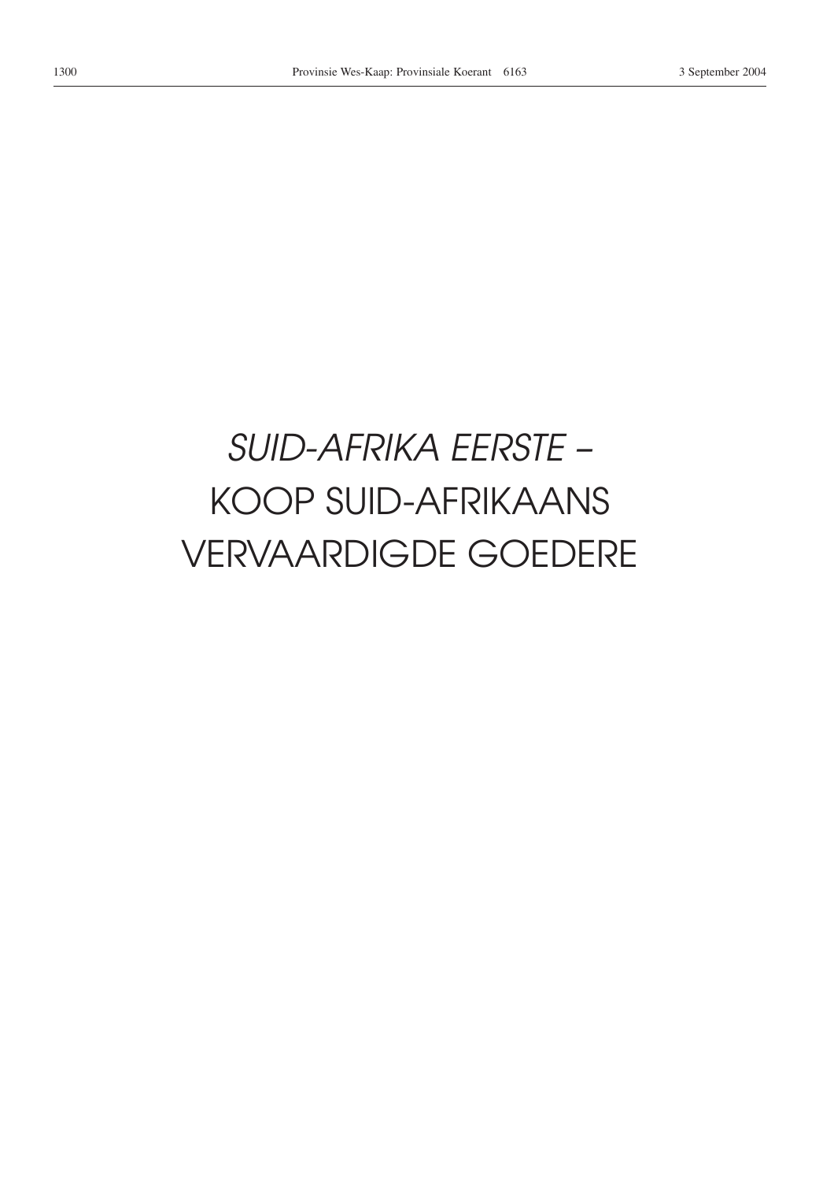*SUID-AFRIKA EERSTE –*

KOOP SUID-AFRIKAANS

VERVAARDIGDE GOEDERE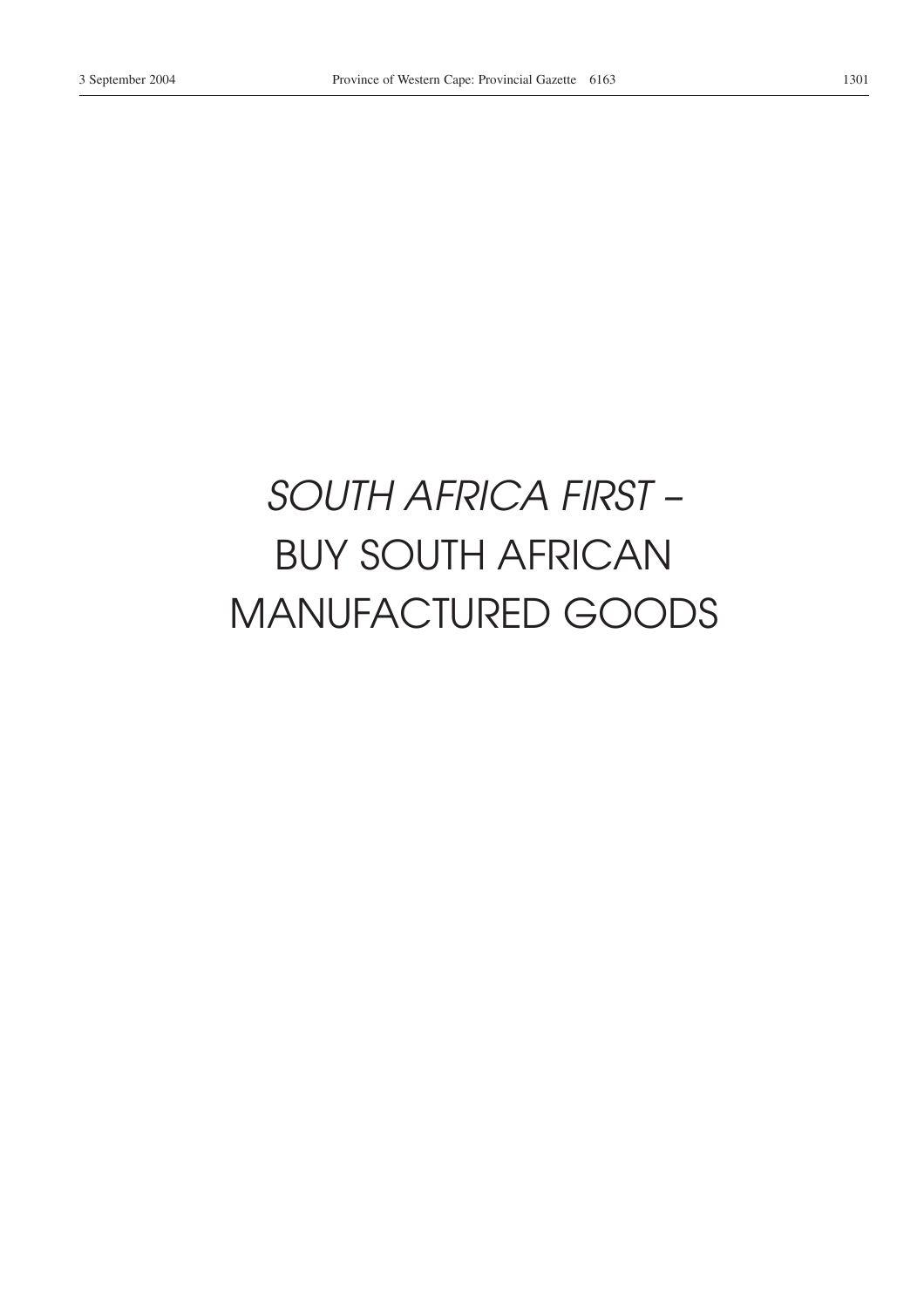*SOUTH AFRICA FIRST –*

BUY SOUTH AFRICAN

MANUFACTURED GOODS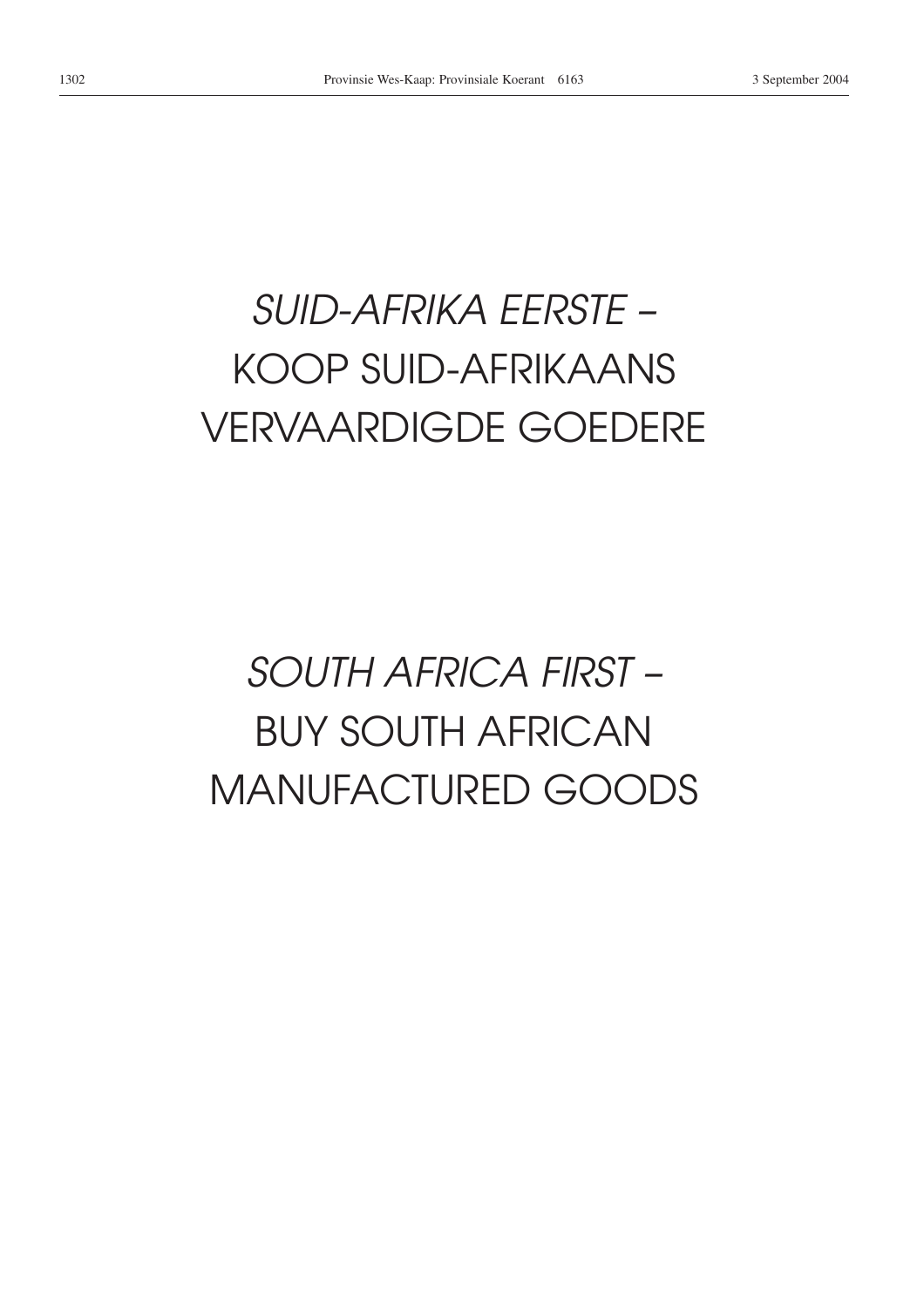*SUID-AFRIKA EERSTE –*
KOOP SUID-AFRIKAANS
VERVAARDIGDE GOEDERE

*SOUTH AFRICA FIRST –*
BUY SOUTH AFRICAN
MANUFACTURED GOODS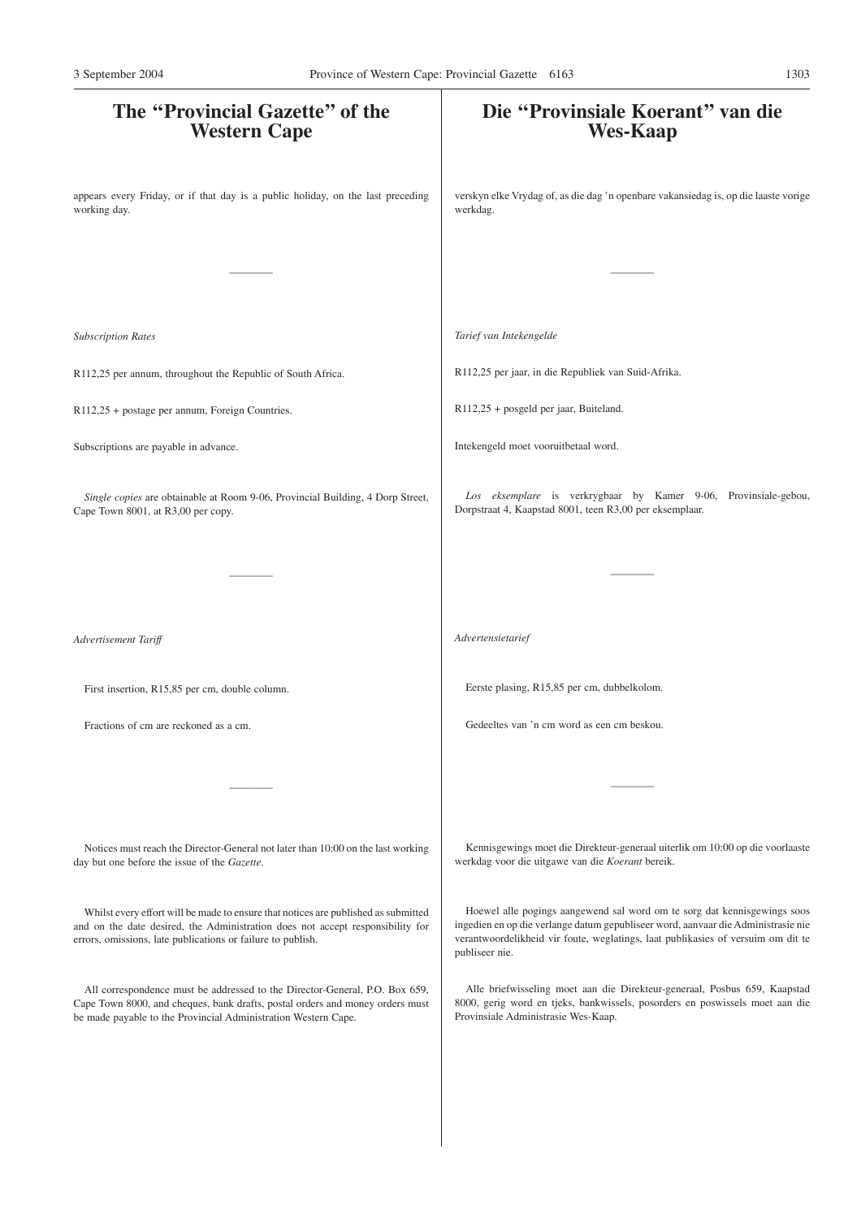# The "Provincial Gazette" of the Western Cape

appears every Friday, or if that day is a public holiday, on the last preceding working day.

---

*Subscription Rates*

R112,25 per annum, throughout the Republic of South Africa.

R112,25 + postage per annum, Foreign Countries.

Subscriptions are payable in advance.

*Single copies* are obtainable at Room 9-06, Provincial Building, 4 Dorp Street, Cape Town 8001, at R3,00 per copy.

---

*Advertisement Tariff*

First insertion, R15,85 per cm, double column.

Fractions of cm are reckoned as a cm.

---

Notices must reach the Director-General not later than 10:00 on the last working day but one before the issue of the *Gazette*.

Whilst every effort will be made to ensure that notices are published as submitted and on the date desired, the Administration does not accept responsibility for errors, omissions, late publications or failure to publish.

All correspondence must be addressed to the Director-General, P.O. Box 659, Cape Town 8000, and cheques, bank drafts, postal orders and money orders must be made payable to the Provincial Administration Western Cape.

# Die "Provinsiale Koerant" van die Wes-Kaap

verskyn elke Vrydag of, as die dag 'n openbare vakansiedag is, op die laaste vorige werkdag.

---

*Tarief van Intekengelde*

R112,25 per jaar, in die Republiek van Suid-Afrika.

R112,25 + posgeld per jaar, Buiteland.

Intekengeld moet vooruitbetaal word.

*Los eksemplare* is verkrygbaar by Kamer 9-06, Provinsiale-gebou, Dorpstraat 4, Kaapstad 8001, teen R3,00 per eksemplaar.

---

*Advertensietarief*

Eerste plasing, R15,85 per cm, dubbelkolom.

Gedeeltes van 'n cm word as een cm beskou.

---

Kennisgewings moet die Direkteur-generaal uiterlik om 10:00 op die voorlaaste werkdag voor die uitgawe van die *Koerant* bereik.

Hoewel alle pogings aangewend sal word om te sorg dat kennisgewings soos ingedien en op die verlange datum gepubliseer word, aanvaar die Administrasie nie verantwoordelikheid vir foute, weglatings, laat publikasies of versuim om dit te publiseer nie.

Alle briefwisseling moet aan die Direkteur-generaal, Posbus 659, Kaapstad 8000, gerig word en tjeks, bankwissels, posorders en poswissels moet aan die Provinsiale Administrasie Wes-Kaap.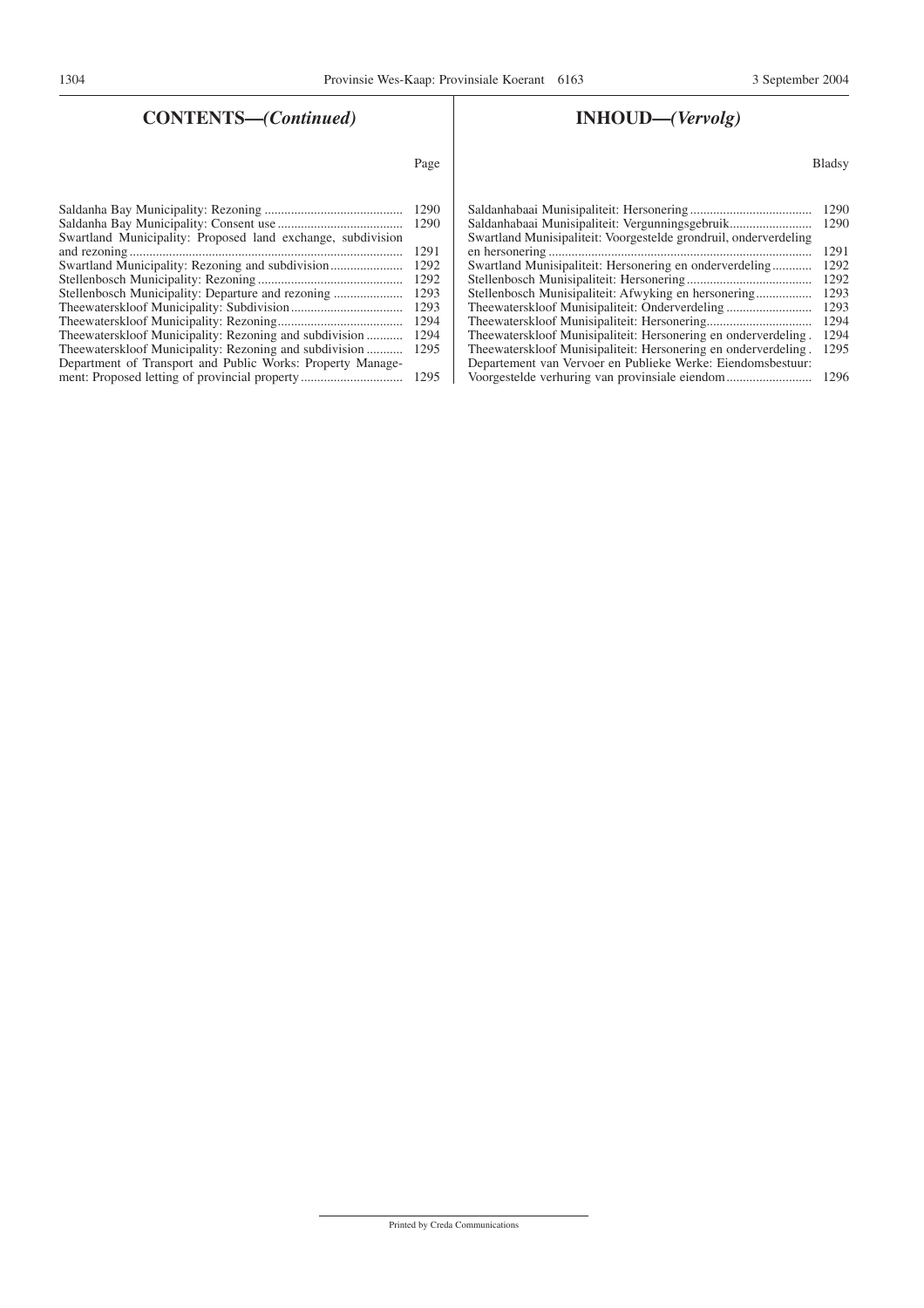## CONTENTS—*(Continued)*

| | Page |
|---|---|
| Saldanha Bay Municipality: Rezoning | 1290 |
| Saldanha Bay Municipality: Consent use | 1290 |
| Swartland Municipality: Proposed land exchange, subdivision and rezoning | 1291 |
| Swartland Municipality: Rezoning and subdivision | 1292 |
| Stellenbosch Municipality: Rezoning | 1292 |
| Stellenbosch Municipality: Departure and rezoning | 1293 |
| Theewaterskloof Municipality: Subdivision | 1293 |
| Theewaterskloof Municipality: Rezoning | 1294 |
| Theewaterskloof Municipality: Rezoning and subdivision | 1294 |
| Theewaterskloof Municipality: Rezoning and subdivision | 1295 |
| Department of Transport and Public Works: Property Management: Proposed letting of provincial property | 1295 |

## INHOUD—*(Vervolg)*

| | Bladsy |
|---|---|
| Saldanhabaai Munisipaliteit: Hersonering | 1290 |
| Saldanhabaai Munisipaliteit: Vergunningsgebruik | 1290 |
| Swartland Munisipaliteit: Voorgestelde grondruil, onderverdeling en hersonering | 1291 |
| Swartland Munisipaliteit: Hersonering en onderverdeling | 1292 |
| Stellenbosch Munisipaliteit: Hersonering | 1292 |
| Stellenbosch Munisipaliteit: Afwyking en hersonering | 1293 |
| Theewaterskloof Munisipaliteit: Onderverdeling | 1293 |
| Theewaterskloof Munisipaliteit: Hersonering | 1294 |
| Theewaterskloof Munisipaliteit: Hersonering en onderverdeling | 1294 |
| Theewaterskloof Munisipaliteit: Hersonering en onderverdeling | 1295 |
| Departement van Vervoer en Publieke Werke: Eiendomsbestuur: Voorgestelde verhuring van provinsiale eiendom | 1296 |

Printed by Creda Communications